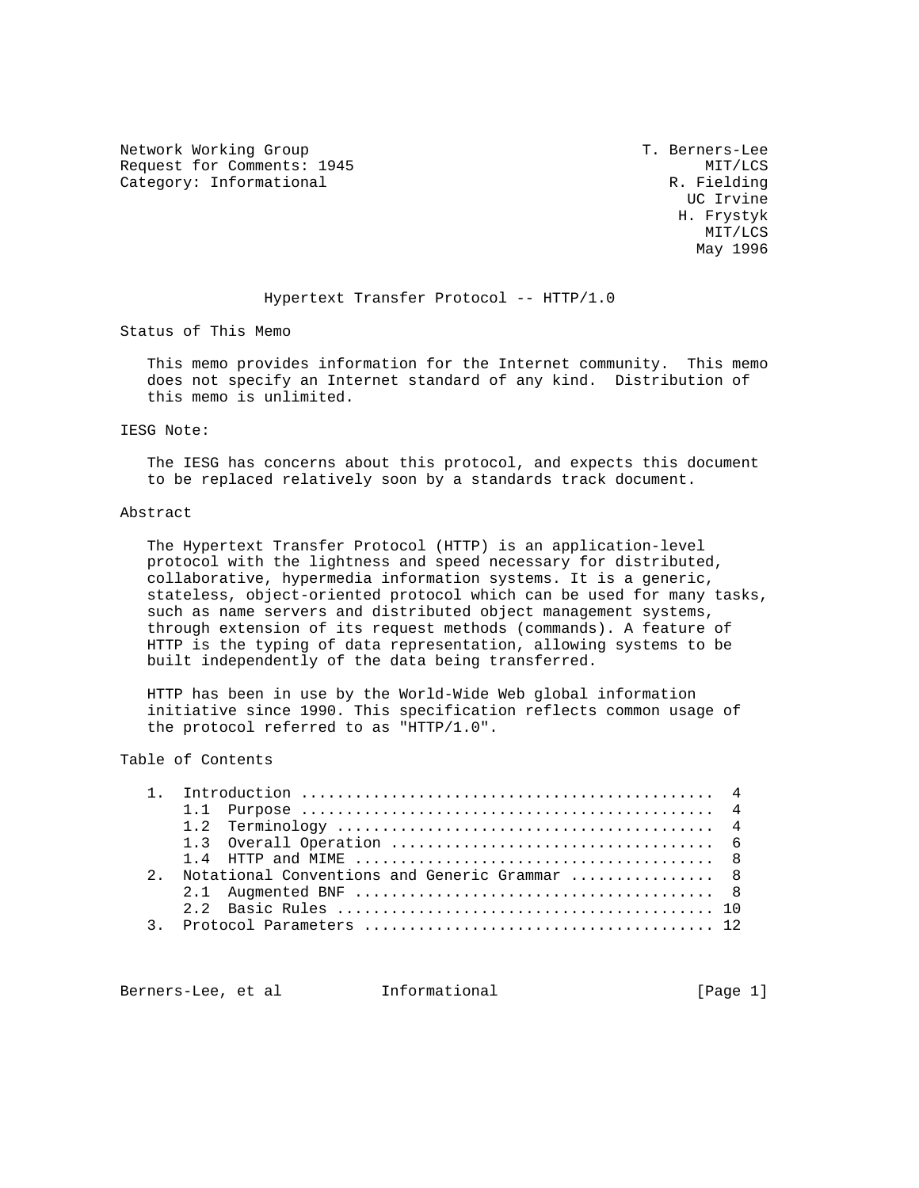Network Working Group T. Berners-Lee
Request for Comments: 1945 MIT/LCS
Category: Informational R. Fielding
UC Irvine
H. Frystyk
MIT/LCS
May 1996

# Hypertext Transfer Protocol -- HTTP/1.0

## Status of This Memo

This memo provides information for the Internet community. This memo does not specify an Internet standard of any kind. Distribution of this memo is unlimited.

## IESG Note:

The IESG has concerns about this protocol, and expects this document to be replaced relatively soon by a standards track document.

## Abstract

The Hypertext Transfer Protocol (HTTP) is an application-level protocol with the lightness and speed necessary for distributed, collaborative, hypermedia information systems. It is a generic, stateless, object-oriented protocol which can be used for many tasks, such as name servers and distributed object management systems, through extension of its request methods (commands). A feature of HTTP is the typing of data representation, allowing systems to be built independently of the data being transferred.

HTTP has been in use by the World-Wide Web global information initiative since 1990. This specification reflects common usage of the protocol referred to as "HTTP/1.0".

## Table of Contents

```
1.  Introduction ............................................  4
    1.1  Purpose ............................................  4
    1.2  Terminology ........................................  4
    1.3  Overall Operation ..................................  6
    1.4  HTTP and MIME ......................................  8
2.  Notational Conventions and Generic Grammar ...............  8
    2.1  Augmented BNF ......................................  8
    2.2  Basic Rules ........................................ 10
3.  Protocol Parameters ..................................... 12
```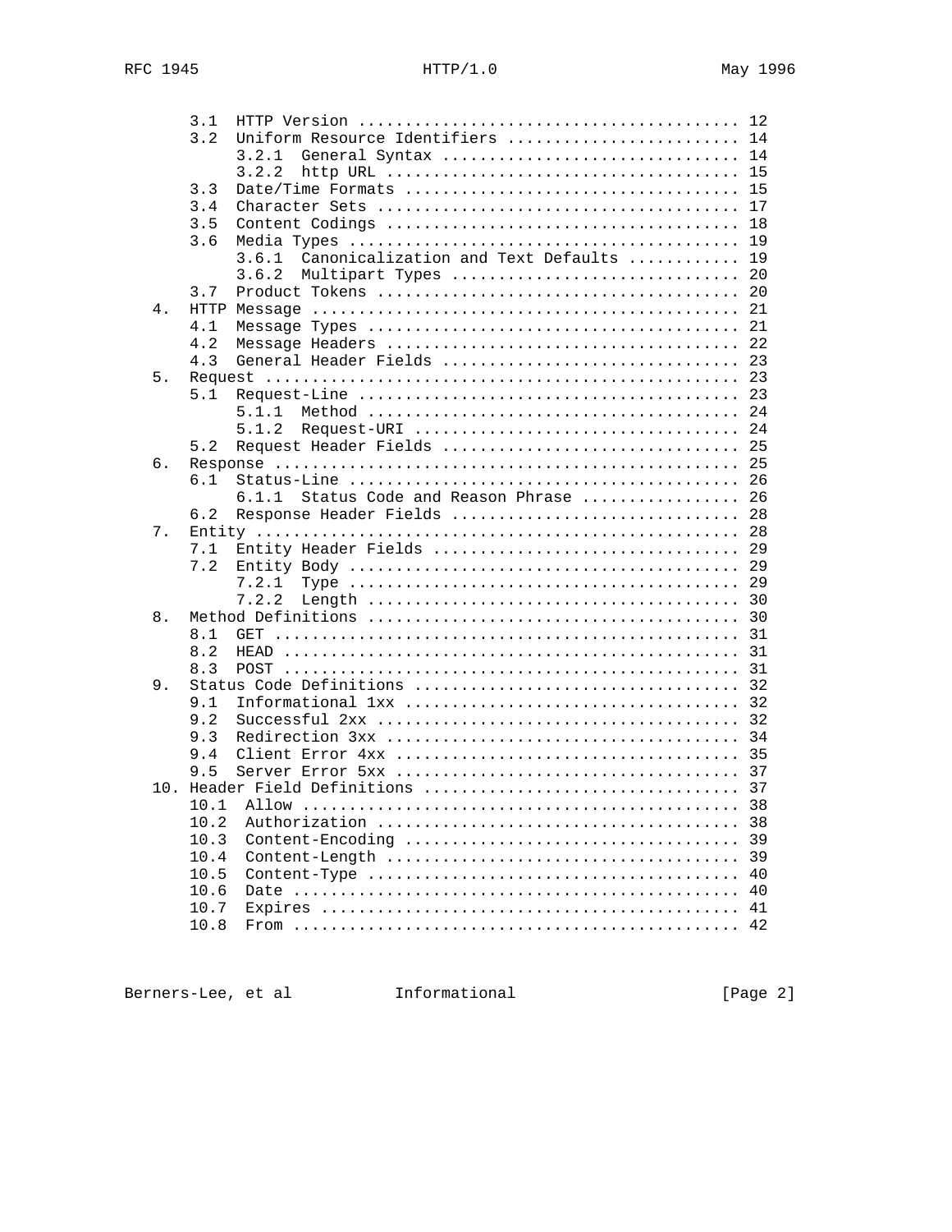```
       3.1  HTTP Version ........................................ 12
       3.2  Uniform Resource Identifiers ........................ 14
            3.2.1  General Syntax ............................... 14
            3.2.2  http URL ..................................... 15
       3.3  Date/Time Formats ................................... 15
       3.4  Character Sets ...................................... 17
       3.5  Content Codings ..................................... 18
       3.6  Media Types ......................................... 19
            3.6.1  Canonicalization and Text Defaults ........... 19
            3.6.2  Multipart Types .............................. 20
       3.7  Product Tokens ...................................... 20
   4.  HTTP Message ............................................. 21
       4.1  Message Types ....................................... 21
       4.2  Message Headers ..................................... 22
       4.3  General Header Fields ............................... 23
   5.  Request .................................................. 23
       5.1  Request-Line ........................................ 23
            5.1.1  Method ....................................... 24
            5.1.2  Request-URI .................................. 24
       5.2  Request Header Fields ............................... 25
   6.  Response ................................................. 25
       6.1  Status-Line ......................................... 26
            6.1.1  Status Code and Reason Phrase ................ 26
       6.2  Response Header Fields .............................. 28
   7.  Entity ................................................... 28
       7.1  Entity Header Fields ................................ 29
       7.2  Entity Body ......................................... 29
            7.2.1  Type ......................................... 29
            7.2.2  Length ....................................... 30
   8.  Method Definitions ....................................... 30
       8.1  GET ................................................. 31
       8.2  HEAD ................................................ 31
       8.3  POST ................................................ 31
   9.  Status Code Definitions .................................. 32
       9.1  Informational 1xx ................................... 32
       9.2  Successful 2xx ...................................... 32
       9.3  Redirection 3xx ..................................... 34
       9.4  Client Error 4xx .................................... 35
       9.5  Server Error 5xx .................................... 37
   10. Header Field Definitions ................................. 37
       10.1  Allow .............................................. 38
       10.2  Authorization ...................................... 38
       10.3  Content-Encoding ................................... 39
       10.4  Content-Length ..................................... 39
       10.5  Content-Type ....................................... 40
       10.6  Date ............................................... 40
       10.7  Expires ............................................ 41
       10.8  From ............................................... 42
```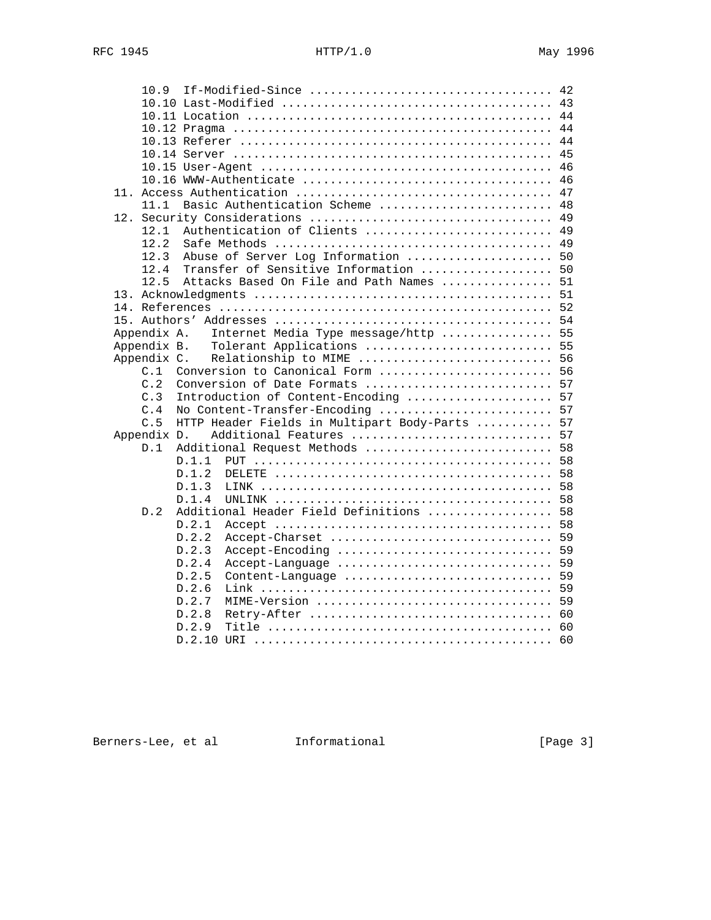```
      10.9  If-Modified-Since ..................................  42
      10.10 Last-Modified ......................................  43
      10.11 Location ...........................................  44
      10.12 Pragma .............................................  44
      10.13 Referer ............................................  44
      10.14 Server .............................................  45
      10.15 User-Agent .........................................  46
      10.16 WWW-Authenticate ...................................  46
   11. Access Authentication ....................................  47
      11.1  Basic Authentication Scheme ........................  48
   12. Security Considerations ..................................  49
      12.1  Authentication of Clients ..........................  49
      12.2  Safe Methods .......................................  49
      12.3  Abuse of Server Log Information ....................  50
      12.4  Transfer of Sensitive Information ..................  50
      12.5  Attacks Based On File and Path Names ...............  51
   13. Acknowledgments ..........................................  51
   14. References ...............................................  52
   15. Authors' Addresses .......................................  54
   Appendix A.   Internet Media Type message/http ...............  55
   Appendix B.   Tolerant Applications ..........................  55
   Appendix C.   Relationship to MIME ...........................  56
      C.1  Conversion to Canonical Form .........................  56
      C.2  Conversion of Date Formats ...........................  57
      C.3  Introduction of Content-Encoding .....................  57
      C.4  No Content-Transfer-Encoding .........................  57
      C.5  HTTP Header Fields in Multipart Body-Parts ...........  57
   Appendix D.   Additional Features ............................  57
      D.1  Additional Request Methods ...........................  58
           D.1.1  PUT ...........................................  58
           D.1.2  DELETE ........................................  58
           D.1.3  LINK ..........................................  58
           D.1.4  UNLINK ........................................  58
      D.2  Additional Header Field Definitions ..................  58
           D.2.1  Accept ........................................  58
           D.2.2  Accept-Charset ................................  59
           D.2.3  Accept-Encoding ...............................  59
           D.2.4  Accept-Language ...............................  59
           D.2.5  Content-Language ..............................  59
           D.2.6  Link ..........................................  59
           D.2.7  MIME-Version ..................................  59
           D.2.8  Retry-After ...................................  60
           D.2.9  Title .........................................  60
           D.2.10 URI ...........................................  60
```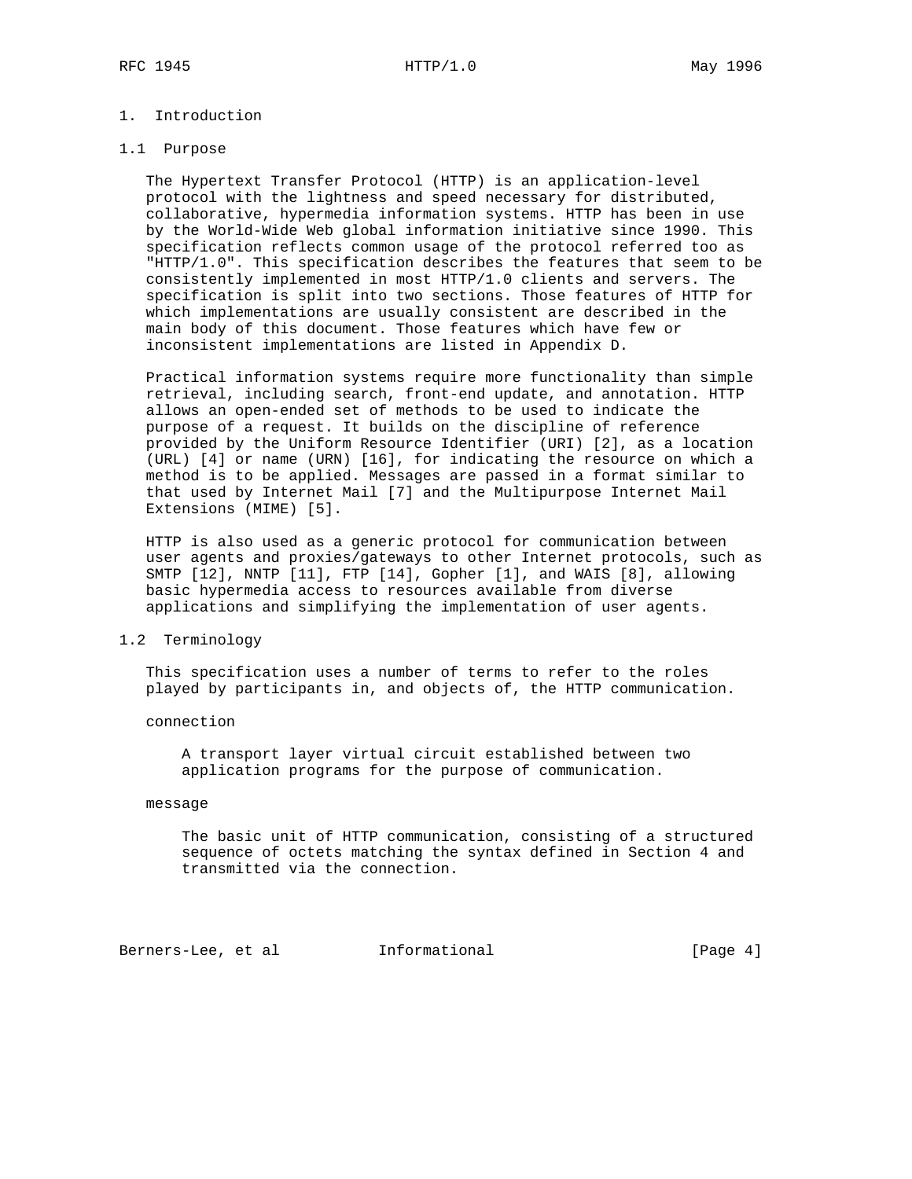# 1. Introduction

## 1.1 Purpose

The Hypertext Transfer Protocol (HTTP) is an application-level protocol with the lightness and speed necessary for distributed, collaborative, hypermedia information systems. HTTP has been in use by the World-Wide Web global information initiative since 1990. This specification reflects common usage of the protocol referred too as "HTTP/1.0". This specification describes the features that seem to be consistently implemented in most HTTP/1.0 clients and servers. The specification is split into two sections. Those features of HTTP for which implementations are usually consistent are described in the main body of this document. Those features which have few or inconsistent implementations are listed in Appendix D.

Practical information systems require more functionality than simple retrieval, including search, front-end update, and annotation. HTTP allows an open-ended set of methods to be used to indicate the purpose of a request. It builds on the discipline of reference provided by the Uniform Resource Identifier (URI) [2], as a location (URL) [4] or name (URN) [16], for indicating the resource on which a method is to be applied. Messages are passed in a format similar to that used by Internet Mail [7] and the Multipurpose Internet Mail Extensions (MIME) [5].

HTTP is also used as a generic protocol for communication between user agents and proxies/gateways to other Internet protocols, such as SMTP [12], NNTP [11], FTP [14], Gopher [1], and WAIS [8], allowing basic hypermedia access to resources available from diverse applications and simplifying the implementation of user agents.

## 1.2 Terminology

This specification uses a number of terms to refer to the roles played by participants in, and objects of, the HTTP communication.

connection

> A transport layer virtual circuit established between two application programs for the purpose of communication.

message

> The basic unit of HTTP communication, consisting of a structured sequence of octets matching the syntax defined in Section 4 and transmitted via the connection.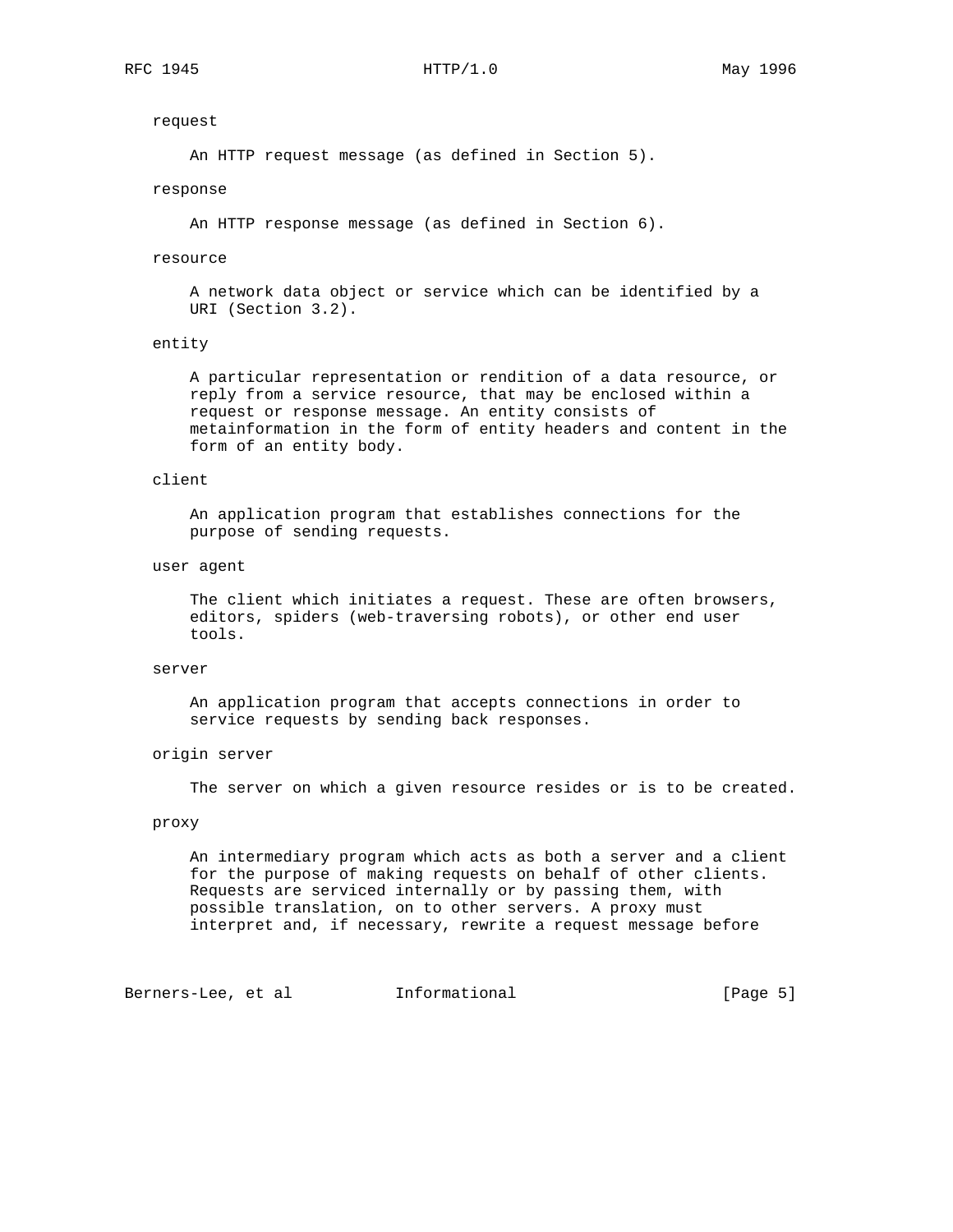request

An HTTP request message (as defined in Section 5).

response

An HTTP response message (as defined in Section 6).

resource

A network data object or service which can be identified by a URI (Section 3.2).

entity

A particular representation or rendition of a data resource, or reply from a service resource, that may be enclosed within a request or response message. An entity consists of metainformation in the form of entity headers and content in the form of an entity body.

client

An application program that establishes connections for the purpose of sending requests.

user agent

The client which initiates a request. These are often browsers, editors, spiders (web-traversing robots), or other end user tools.

server

An application program that accepts connections in order to service requests by sending back responses.

origin server

The server on which a given resource resides or is to be created.

proxy

An intermediary program which acts as both a server and a client for the purpose of making requests on behalf of other clients. Requests are serviced internally or by passing them, with possible translation, on to other servers. A proxy must interpret and, if necessary, rewrite a request message before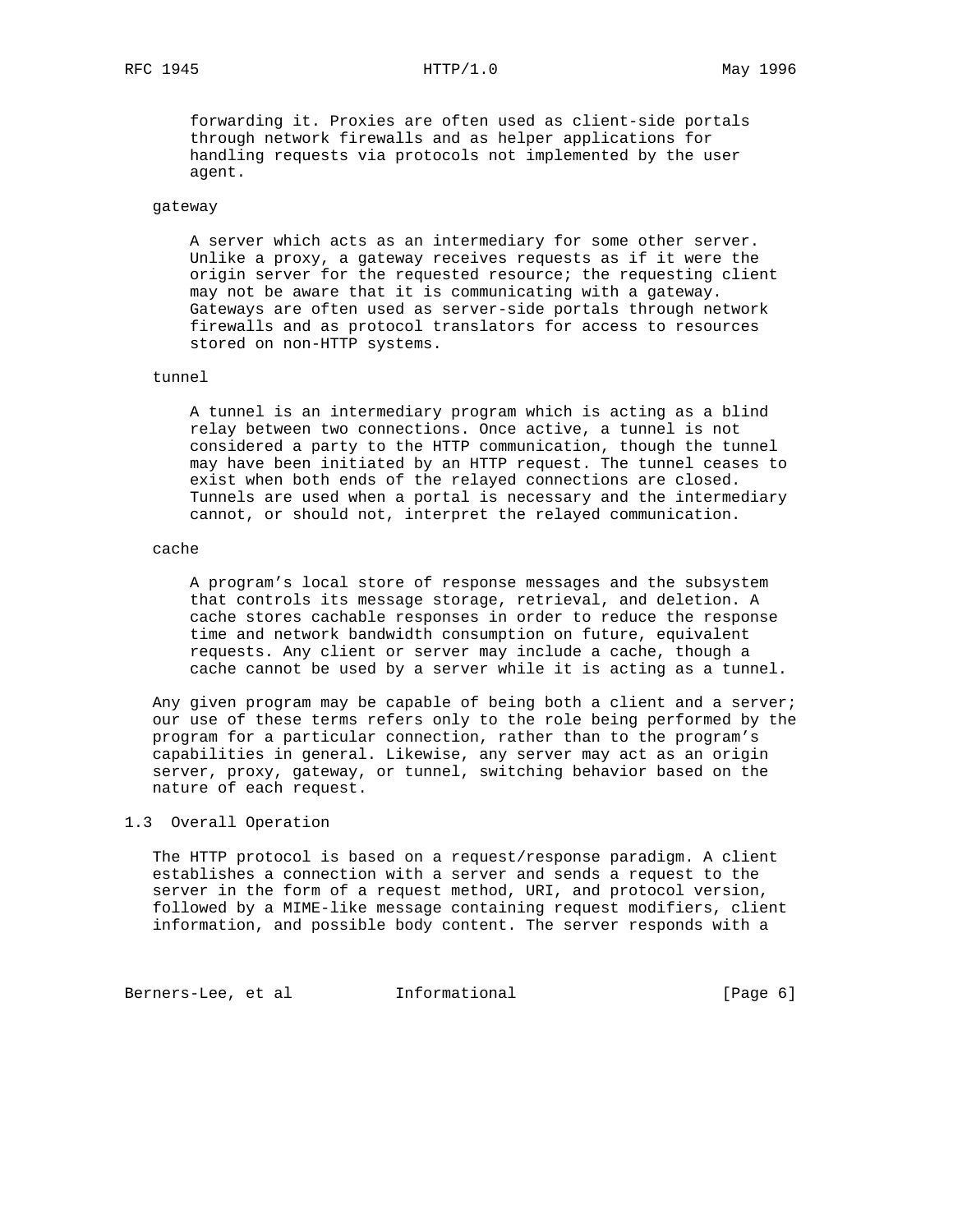forwarding it. Proxies are often used as client-side portals through network firewalls and as helper applications for handling requests via protocols not implemented by the user agent.

gateway

A server which acts as an intermediary for some other server. Unlike a proxy, a gateway receives requests as if it were the origin server for the requested resource; the requesting client may not be aware that it is communicating with a gateway. Gateways are often used as server-side portals through network firewalls and as protocol translators for access to resources stored on non-HTTP systems.

tunnel

A tunnel is an intermediary program which is acting as a blind relay between two connections. Once active, a tunnel is not considered a party to the HTTP communication, though the tunnel may have been initiated by an HTTP request. The tunnel ceases to exist when both ends of the relayed connections are closed. Tunnels are used when a portal is necessary and the intermediary cannot, or should not, interpret the relayed communication.

cache

A program's local store of response messages and the subsystem that controls its message storage, retrieval, and deletion. A cache stores cachable responses in order to reduce the response time and network bandwidth consumption on future, equivalent requests. Any client or server may include a cache, though a cache cannot be used by a server while it is acting as a tunnel.

Any given program may be capable of being both a client and a server; our use of these terms refers only to the role being performed by the program for a particular connection, rather than to the program's capabilities in general. Likewise, any server may act as an origin server, proxy, gateway, or tunnel, switching behavior based on the nature of each request.

## 1.3 Overall Operation

The HTTP protocol is based on a request/response paradigm. A client establishes a connection with a server and sends a request to the server in the form of a request method, URI, and protocol version, followed by a MIME-like message containing request modifiers, client information, and possible body content. The server responds with a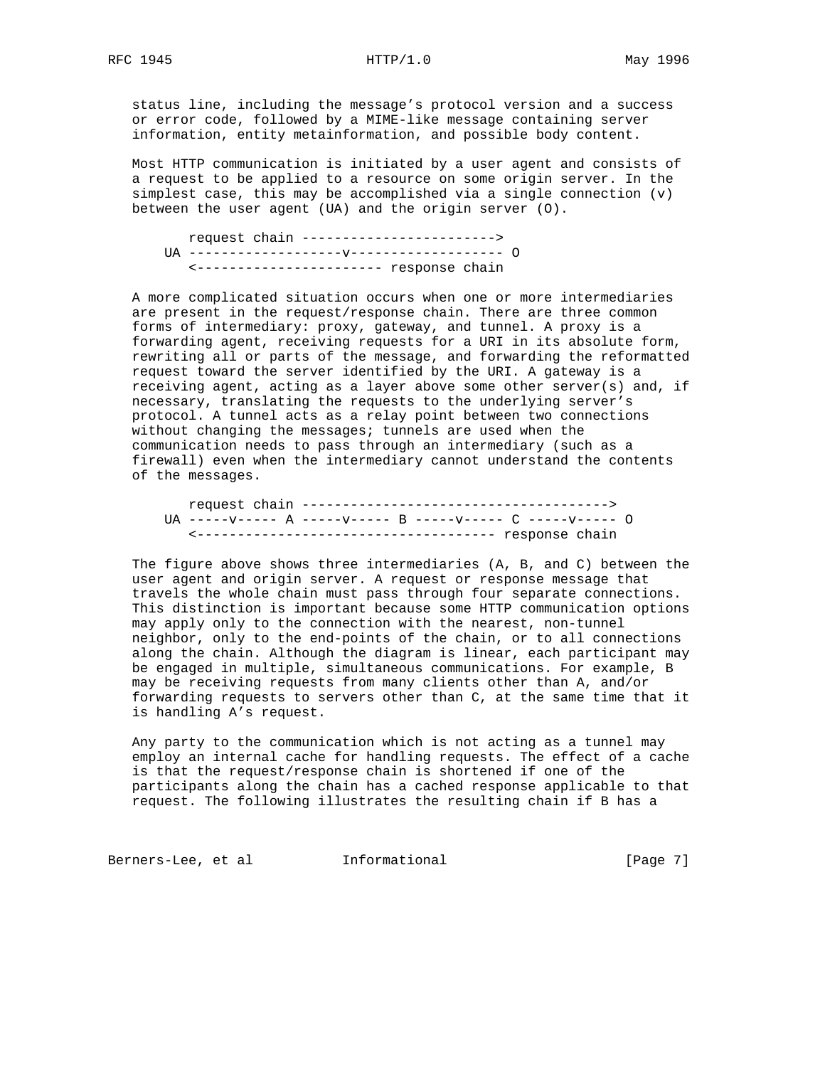status line, including the message's protocol version and a success or error code, followed by a MIME-like message containing server information, entity metainformation, and possible body content.

Most HTTP communication is initiated by a user agent and consists of a request to be applied to a resource on some origin server. In the simplest case, this may be accomplished via a single connection (v) between the user agent (UA) and the origin server (O).

```
       request chain ------------------------>
    UA -------------------v------------------- O
       <----------------------- response chain
```

A more complicated situation occurs when one or more intermediaries are present in the request/response chain. There are three common forms of intermediary: proxy, gateway, and tunnel. A proxy is a forwarding agent, receiving requests for a URI in its absolute form, rewriting all or parts of the message, and forwarding the reformatted request toward the server identified by the URI. A gateway is a receiving agent, acting as a layer above some other server(s) and, if necessary, translating the requests to the underlying server's protocol. A tunnel acts as a relay point between two connections without changing the messages; tunnels are used when the communication needs to pass through an intermediary (such as a firewall) even when the intermediary cannot understand the contents of the messages.

```
       request chain -------------------------------------->
    UA -----v----- A -----v----- B -----v----- C -----v----- O
       <------------------------------------- response chain
```

The figure above shows three intermediaries (A, B, and C) between the user agent and origin server. A request or response message that travels the whole chain must pass through four separate connections. This distinction is important because some HTTP communication options may apply only to the connection with the nearest, non-tunnel neighbor, only to the end-points of the chain, or to all connections along the chain. Although the diagram is linear, each participant may be engaged in multiple, simultaneous communications. For example, B may be receiving requests from many clients other than A, and/or forwarding requests to servers other than C, at the same time that it is handling A's request.

Any party to the communication which is not acting as a tunnel may employ an internal cache for handling requests. The effect of a cache is that the request/response chain is shortened if one of the participants along the chain has a cached response applicable to that request. The following illustrates the resulting chain if B has a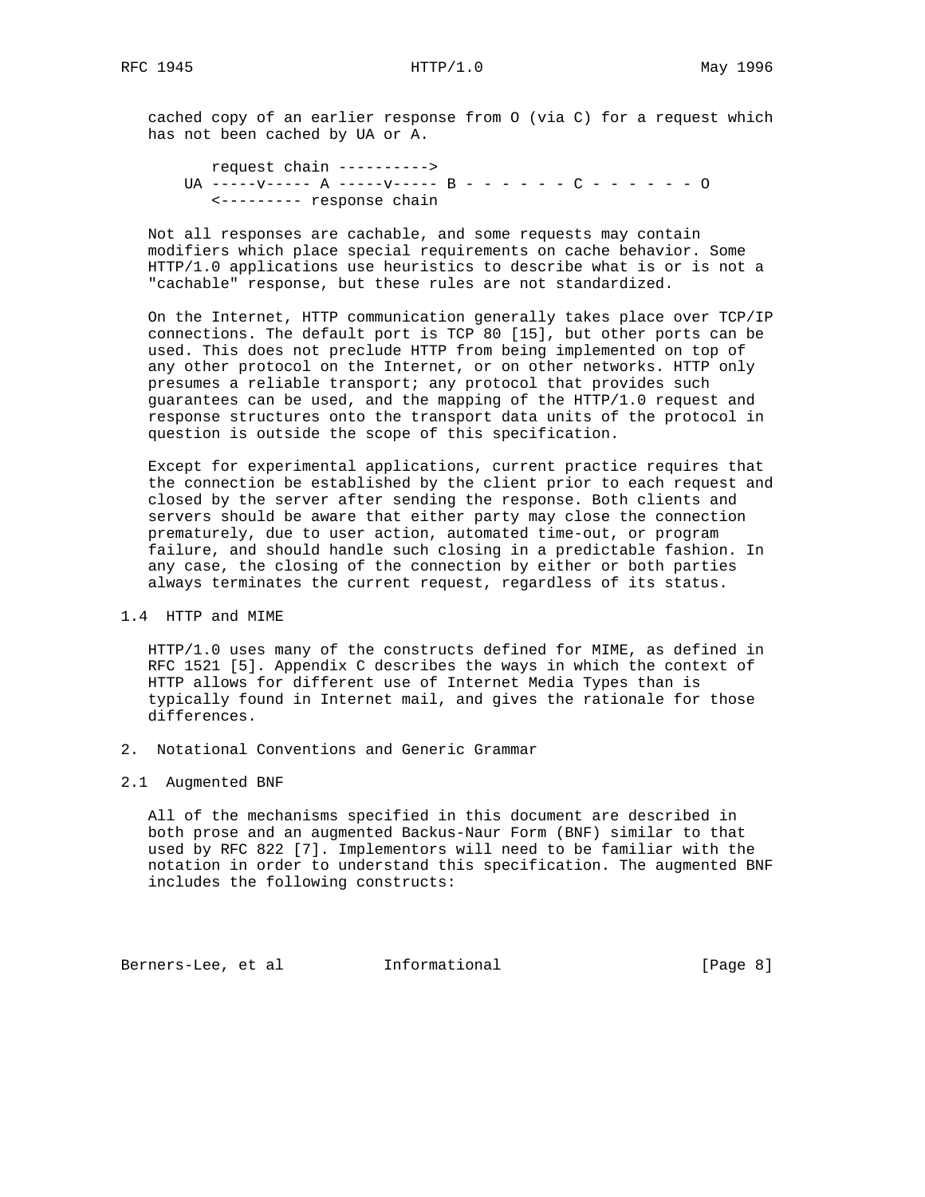cached copy of an earlier response from O (via C) for a request which has not been cached by UA or A.

```
          request chain ---------->
       UA -----v----- A -----v----- B - - - - - - C - - - - - - O
          <--------- response chain
```

Not all responses are cachable, and some requests may contain modifiers which place special requirements on cache behavior. Some HTTP/1.0 applications use heuristics to describe what is or is not a "cachable" response, but these rules are not standardized.

On the Internet, HTTP communication generally takes place over TCP/IP connections. The default port is TCP 80 [15], but other ports can be used. This does not preclude HTTP from being implemented on top of any other protocol on the Internet, or on other networks. HTTP only presumes a reliable transport; any protocol that provides such guarantees can be used, and the mapping of the HTTP/1.0 request and response structures onto the transport data units of the protocol in question is outside the scope of this specification.

Except for experimental applications, current practice requires that the connection be established by the client prior to each request and closed by the server after sending the response. Both clients and servers should be aware that either party may close the connection prematurely, due to user action, automated time-out, or program failure, and should handle such closing in a predictable fashion. In any case, the closing of the connection by either or both parties always terminates the current request, regardless of its status.

### 1.4 HTTP and MIME

HTTP/1.0 uses many of the constructs defined for MIME, as defined in RFC 1521 [5]. Appendix C describes the ways in which the context of HTTP allows for different use of Internet Media Types than is typically found in Internet mail, and gives the rationale for those differences.

## 2. Notational Conventions and Generic Grammar

### 2.1 Augmented BNF

All of the mechanisms specified in this document are described in both prose and an augmented Backus-Naur Form (BNF) similar to that used by RFC 822 [7]. Implementors will need to be familiar with the notation in order to understand this specification. The augmented BNF includes the following constructs: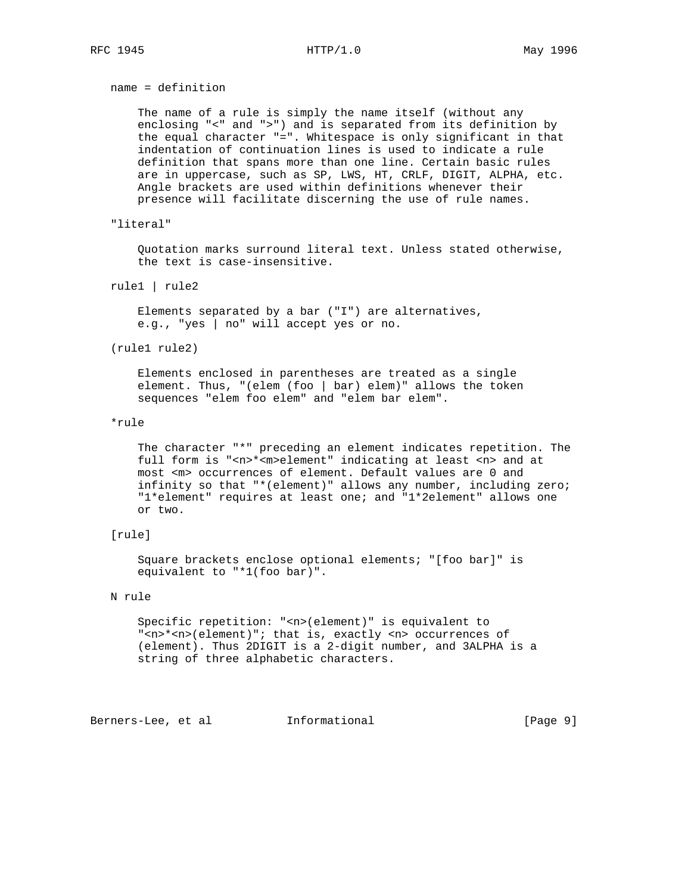name = definition

The name of a rule is simply the name itself (without any enclosing "<" and ">") and is separated from its definition by the equal character "=". Whitespace is only significant in that indentation of continuation lines is used to indicate a rule definition that spans more than one line. Certain basic rules are in uppercase, such as SP, LWS, HT, CRLF, DIGIT, ALPHA, etc. Angle brackets are used within definitions whenever their presence will facilitate discerning the use of rule names.

"literal"

Quotation marks surround literal text. Unless stated otherwise, the text is case-insensitive.

rule1 | rule2

Elements separated by a bar ("I") are alternatives, e.g., "yes | no" will accept yes or no.

(rule1 rule2)

Elements enclosed in parentheses are treated as a single element. Thus, "(elem (foo | bar) elem)" allows the token sequences "elem foo elem" and "elem bar elem".

*rule

The character "*" preceding an element indicates repetition. The full form is "<n>*<m>element" indicating at least <n> and at most <m> occurrences of element. Default values are 0 and infinity so that "*(element)" allows any number, including zero; "1*element" requires at least one; and "1*2element" allows one or two.

[rule]

Square brackets enclose optional elements; "[foo bar]" is equivalent to "*1(foo bar)".

N rule

Specific repetition: "<n>(element)" is equivalent to "<n>*<n>(element)"; that is, exactly <n> occurrences of (element). Thus 2DIGIT is a 2-digit number, and 3ALPHA is a string of three alphabetic characters.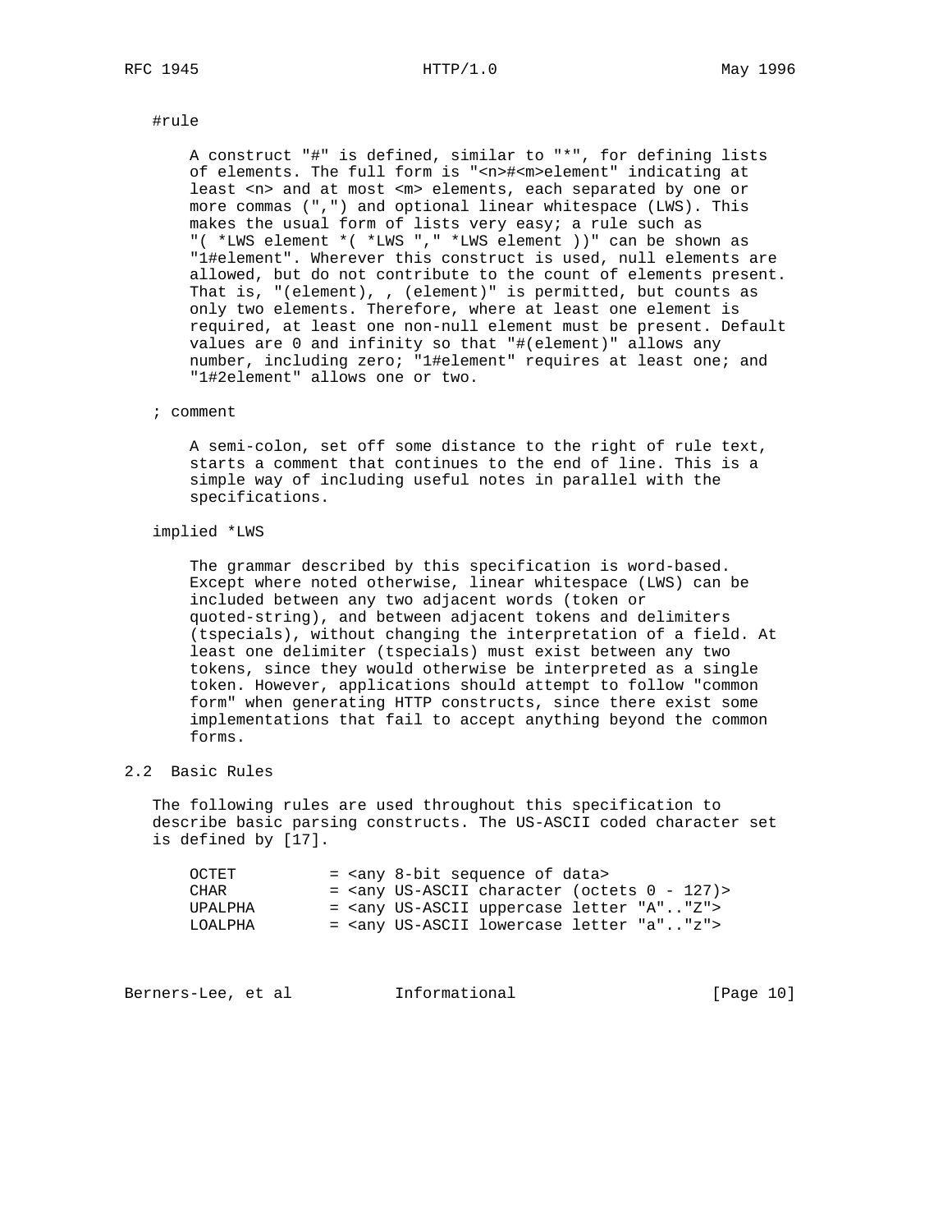#rule

A construct "#" is defined, similar to "*", for defining lists of elements. The full form is "<n>#<m>element" indicating at least <n> and at most <m> elements, each separated by one or more commas (",") and optional linear whitespace (LWS). This makes the usual form of lists very easy; a rule such as "( *LWS element *( *LWS "," *LWS element ))" can be shown as "1#element". Wherever this construct is used, null elements are allowed, but do not contribute to the count of elements present. That is, "(element), , (element)" is permitted, but counts as only two elements. Therefore, where at least one element is required, at least one non-null element must be present. Default values are 0 and infinity so that "#(element)" allows any number, including zero; "1#element" requires at least one; and "1#2element" allows one or two.

; comment

A semi-colon, set off some distance to the right of rule text, starts a comment that continues to the end of line. This is a simple way of including useful notes in parallel with the specifications.

implied *LWS

The grammar described by this specification is word-based. Except where noted otherwise, linear whitespace (LWS) can be included between any two adjacent words (token or quoted-string), and between adjacent tokens and delimiters (tspecials), without changing the interpretation of a field. At least one delimiter (tspecials) must exist between any two tokens, since they would otherwise be interpreted as a single token. However, applications should attempt to follow "common form" when generating HTTP constructs, since there exist some implementations that fail to accept anything beyond the common forms.

## 2.2 Basic Rules

The following rules are used throughout this specification to describe basic parsing constructs. The US-ASCII coded character set is defined by [17].

```
OCTET          = <any 8-bit sequence of data>
CHAR           = <any US-ASCII character (octets 0 - 127)>
UPALPHA        = <any US-ASCII uppercase letter "A".."Z">
LOALPHA        = <any US-ASCII lowercase letter "a".."z">
```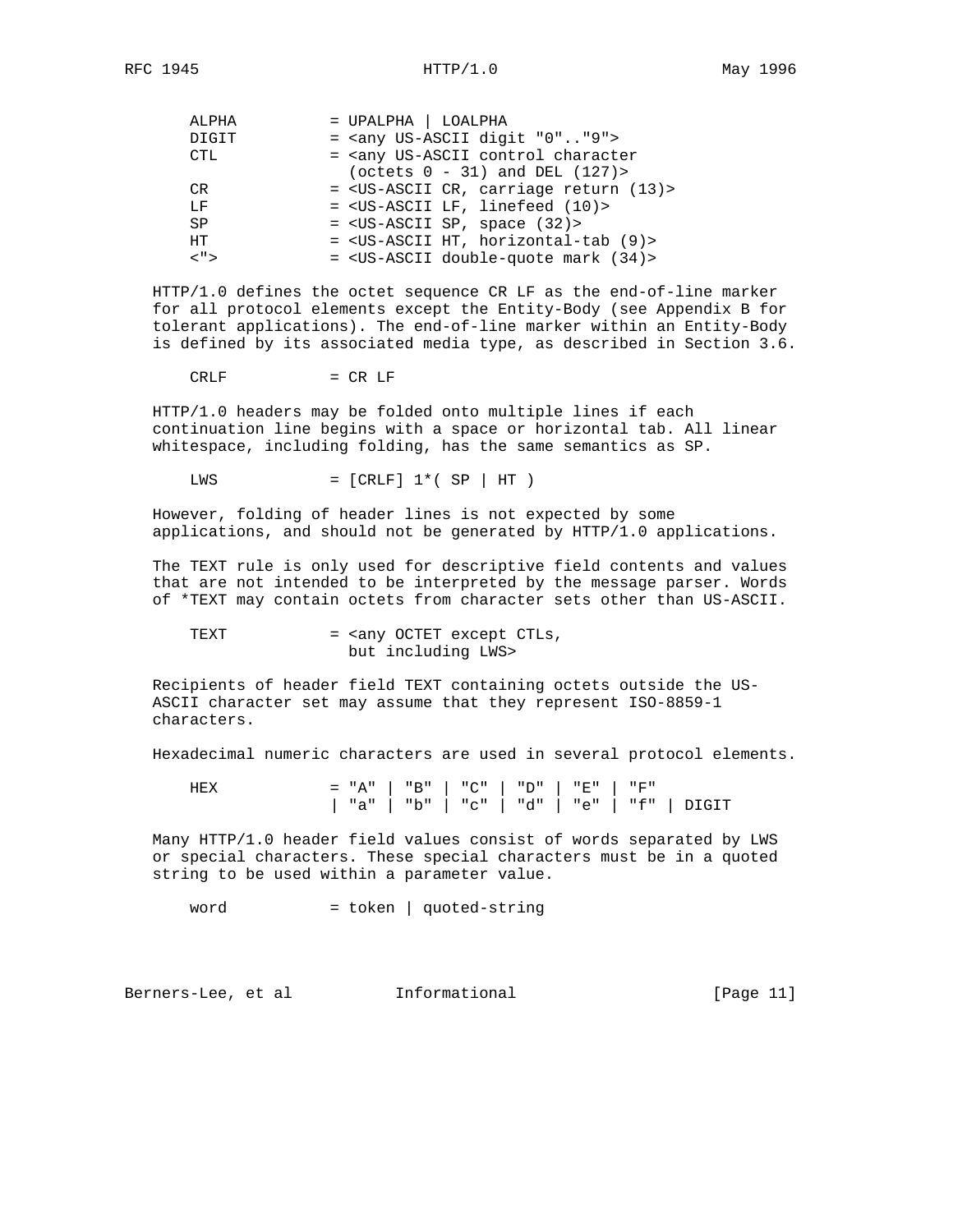```
ALPHA          = UPALPHA | LOALPHA
DIGIT          = <any US-ASCII digit "0".."9">
CTL            = <any US-ASCII control character
                 (octets 0 - 31) and DEL (127)>
CR             = <US-ASCII CR, carriage return (13)>
LF             = <US-ASCII LF, linefeed (10)>
SP             = <US-ASCII SP, space (32)>
HT             = <US-ASCII HT, horizontal-tab (9)>
<">            = <US-ASCII double-quote mark (34)>
```

HTTP/1.0 defines the octet sequence CR LF as the end-of-line marker for all protocol elements except the Entity-Body (see Appendix B for tolerant applications). The end-of-line marker within an Entity-Body is defined by its associated media type, as described in Section 3.6.

```
CRLF           = CR LF
```

HTTP/1.0 headers may be folded onto multiple lines if each continuation line begins with a space or horizontal tab. All linear whitespace, including folding, has the same semantics as SP.

```
LWS            = [CRLF] 1*( SP | HT )
```

However, folding of header lines is not expected by some applications, and should not be generated by HTTP/1.0 applications.

The TEXT rule is only used for descriptive field contents and values that are not intended to be interpreted by the message parser. Words of *TEXT may contain octets from character sets other than US-ASCII.

```
TEXT           = <any OCTET except CTLs,
                 but including LWS>
```

Recipients of header field TEXT containing octets outside the US-ASCII character set may assume that they represent ISO-8859-1 characters.

Hexadecimal numeric characters are used in several protocol elements.

```
HEX            = "A" | "B" | "C" | "D" | "E" | "F"
               | "a" | "b" | "c" | "d" | "e" | "f" | DIGIT
```

Many HTTP/1.0 header field values consist of words separated by LWS or special characters. These special characters must be in a quoted string to be used within a parameter value.

```
word           = token | quoted-string
```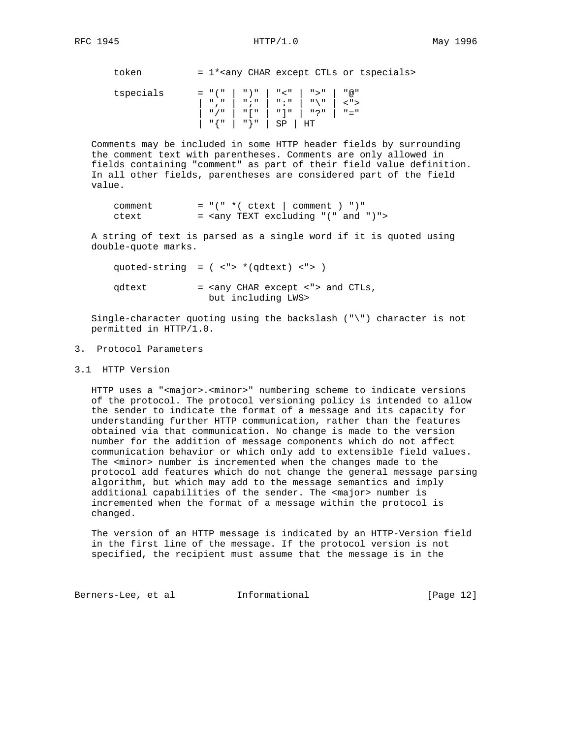```
token          = 1*<any CHAR except CTLs or tspecials>

tspecials      = "(" | ")" | "<" | ">" | "@"
               | "," | ";" | ":" | "\" | <">
               | "/" | "[" | "]" | "?" | "="
               | "{" | "}" | SP | HT
```

Comments may be included in some HTTP header fields by surrounding the comment text with parentheses. Comments are only allowed in fields containing "comment" as part of their field value definition. In all other fields, parentheses are considered part of the field value.

```
comment        = "(" *( ctext | comment ) ")"
ctext          = <any TEXT excluding "(" and ")">
```

A string of text is parsed as a single word if it is quoted using double-quote marks.

```
quoted-string  = ( <"> *(qdtext) <"> )

qdtext         = <any CHAR except <"> and CTLs,
                 but including LWS>
```

Single-character quoting using the backslash ("\") character is not permitted in HTTP/1.0.

## 3. Protocol Parameters

### 3.1 HTTP Version

HTTP uses a "<major>.<minor>" numbering scheme to indicate versions of the protocol. The protocol versioning policy is intended to allow the sender to indicate the format of a message and its capacity for understanding further HTTP communication, rather than the features obtained via that communication. No change is made to the version number for the addition of message components which do not affect communication behavior or which only add to extensible field values. The <minor> number is incremented when the changes made to the protocol add features which do not change the general message parsing algorithm, but which may add to the message semantics and imply additional capabilities of the sender. The <major> number is incremented when the format of a message within the protocol is changed.

The version of an HTTP message is indicated by an HTTP-Version field in the first line of the message. If the protocol version is not specified, the recipient must assume that the message is in the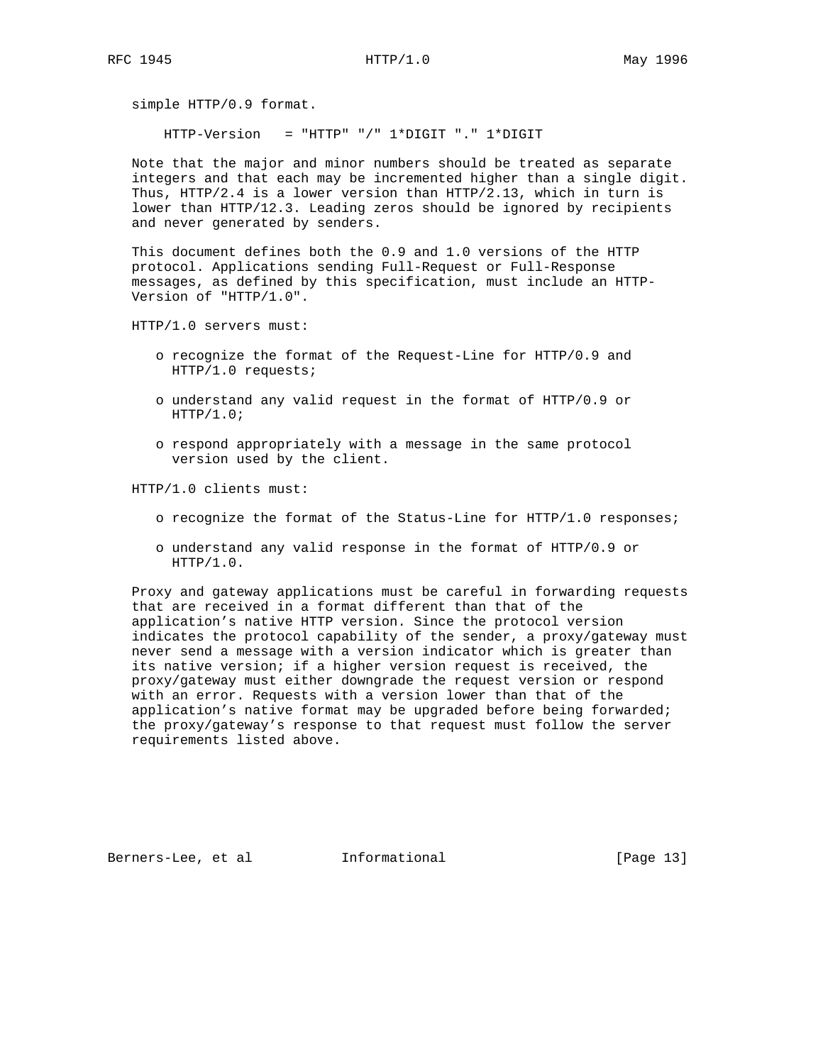simple HTTP/0.9 format.

```
HTTP-Version   = "HTTP" "/" 1*DIGIT "." 1*DIGIT
```

Note that the major and minor numbers should be treated as separate integers and that each may be incremented higher than a single digit. Thus, HTTP/2.4 is a lower version than HTTP/2.13, which in turn is lower than HTTP/12.3. Leading zeros should be ignored by recipients and never generated by senders.

This document defines both the 0.9 and 1.0 versions of the HTTP protocol. Applications sending Full-Request or Full-Response messages, as defined by this specification, must include an HTTP-Version of "HTTP/1.0".

HTTP/1.0 servers must:

- recognize the format of the Request-Line for HTTP/0.9 and HTTP/1.0 requests;
- understand any valid request in the format of HTTP/0.9 or HTTP/1.0;
- respond appropriately with a message in the same protocol version used by the client.

HTTP/1.0 clients must:

- recognize the format of the Status-Line for HTTP/1.0 responses;
- understand any valid response in the format of HTTP/0.9 or HTTP/1.0.

Proxy and gateway applications must be careful in forwarding requests that are received in a format different than that of the application's native HTTP version. Since the protocol version indicates the protocol capability of the sender, a proxy/gateway must never send a message with a version indicator which is greater than its native version; if a higher version request is received, the proxy/gateway must either downgrade the request version or respond with an error. Requests with a version lower than that of the application's native format may be upgraded before being forwarded; the proxy/gateway's response to that request must follow the server requirements listed above.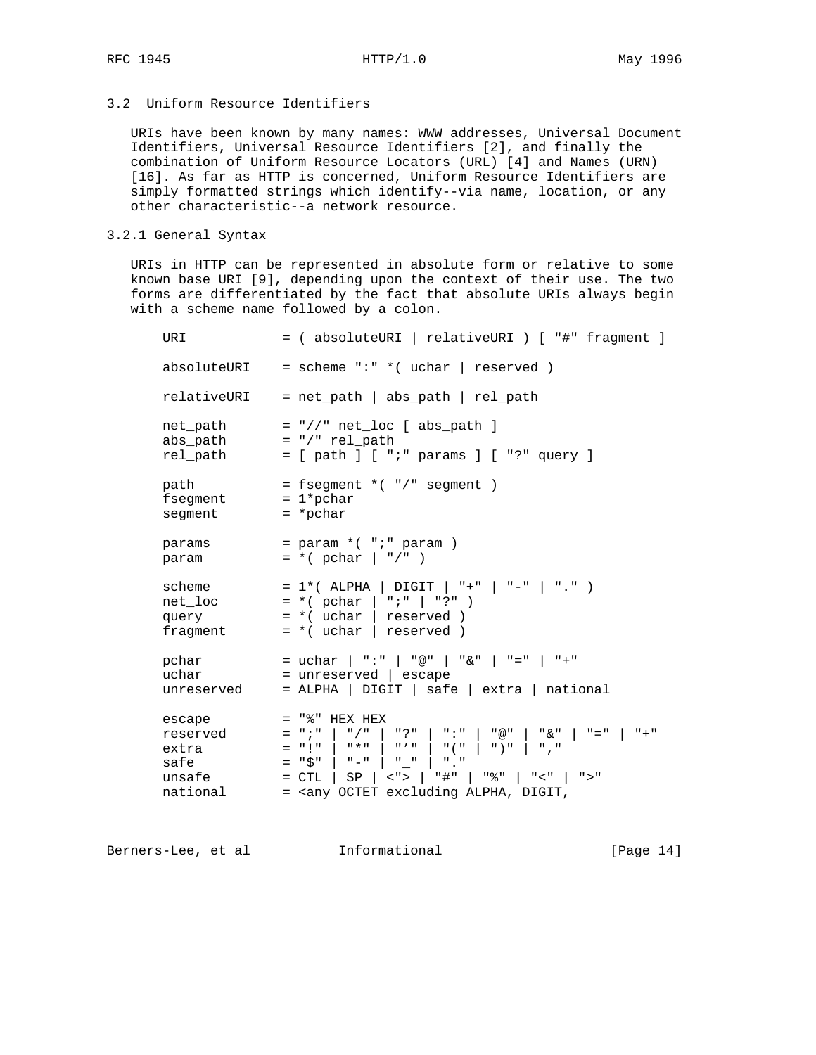### 3.2 Uniform Resource Identifiers

URIs have been known by many names: WWW addresses, Universal Document Identifiers, Universal Resource Identifiers [2], and finally the combination of Uniform Resource Locators (URL) [4] and Names (URN) [16]. As far as HTTP is concerned, Uniform Resource Identifiers are simply formatted strings which identify--via name, location, or any other characteristic--a network resource.

#### 3.2.1 General Syntax

URIs in HTTP can be represented in absolute form or relative to some known base URI [9], depending upon the context of their use. The two forms are differentiated by the fact that absolute URIs always begin with a scheme name followed by a colon.

```
URI            = ( absoluteURI | relativeURI ) [ "#" fragment ]

absoluteURI    = scheme ":" *( uchar | reserved )

relativeURI    = net_path | abs_path | rel_path

net_path       = "//" net_loc [ abs_path ]
abs_path       = "/" rel_path
rel_path       = [ path ] [ ";" params ] [ "?" query ]

path           = fsegment *( "/" segment )
fsegment       = 1*pchar
segment        = *pchar

params         = param *( ";" param )
param          = *( pchar | "/" )

scheme         = 1*( ALPHA | DIGIT | "+" | "-" | "." )
net_loc        = *( pchar | ";" | "?" )
query          = *( uchar | reserved )
fragment       = *( uchar | reserved )

pchar          = uchar | ":" | "@" | "&" | "=" | "+"
uchar          = unreserved | escape
unreserved     = ALPHA | DIGIT | safe | extra | national

escape         = "%" HEX HEX
reserved       = ";" | "/" | "?" | ":" | "@" | "&" | "=" | "+"
extra          = "!" | "*" | "'" | "(" | ")" | ","
safe           = "$" | "-" | "_" | "."
unsafe         = CTL | SP | <"> | "#" | "%" | "<" | ">"
national       = <any OCTET excluding ALPHA, DIGIT,
```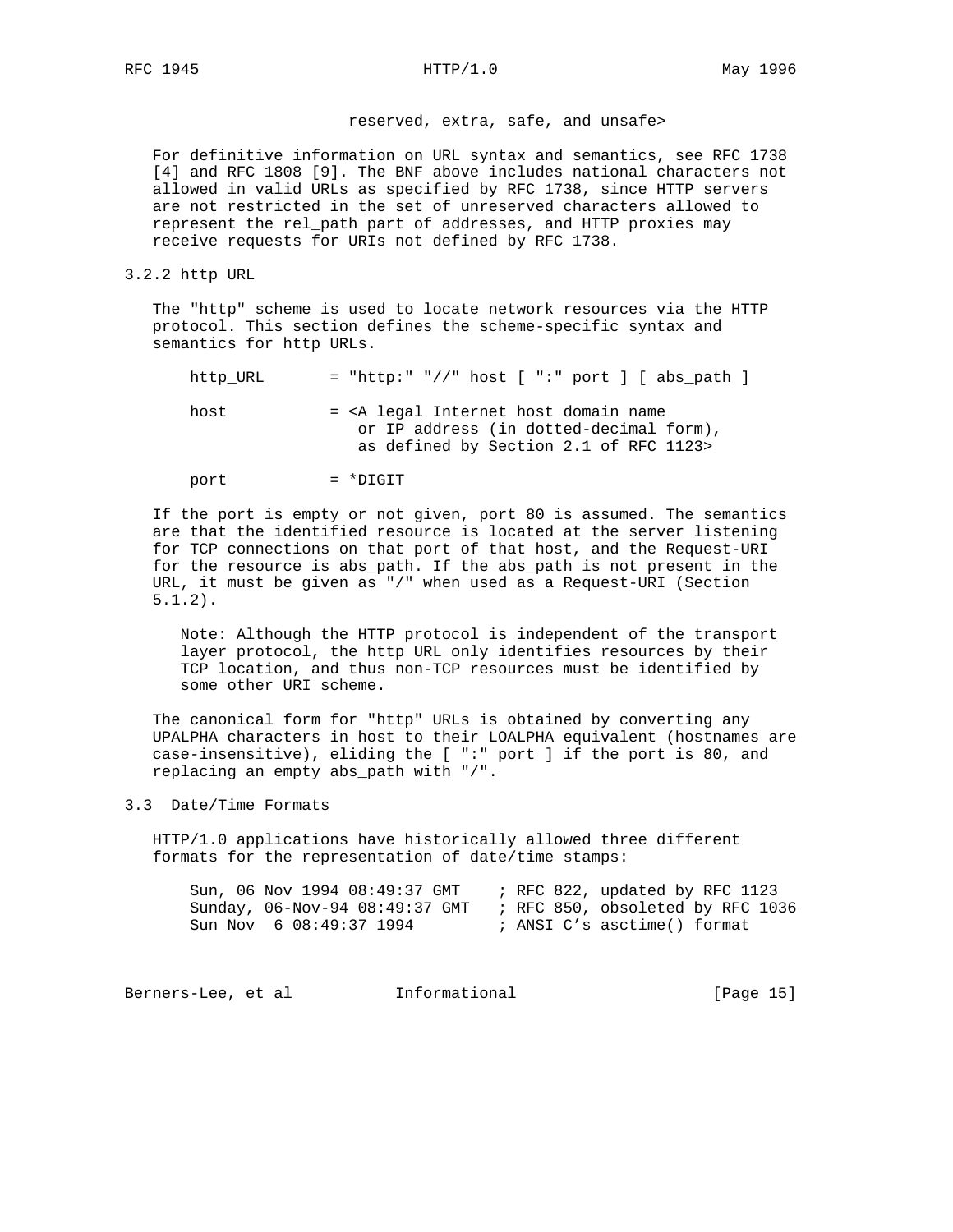reserved, extra, safe, and unsafe>

For definitive information on URL syntax and semantics, see RFC 1738 [4] and RFC 1808 [9]. The BNF above includes national characters not allowed in valid URLs as specified by RFC 1738, since HTTP servers are not restricted in the set of unreserved characters allowed to represent the rel_path part of addresses, and HTTP proxies may receive requests for URIs not defined by RFC 1738.

### 3.2.2 http URL

The "http" scheme is used to locate network resources via the HTTP protocol. This section defines the scheme-specific syntax and semantics for http URLs.

```
http_URL       = "http:" "//" host [ ":" port ] [ abs_path ]

host           = <A legal Internet host domain name
                  or IP address (in dotted-decimal form),
                  as defined by Section 2.1 of RFC 1123>

port           = *DIGIT
```

If the port is empty or not given, port 80 is assumed. The semantics are that the identified resource is located at the server listening for TCP connections on that port of that host, and the Request-URI for the resource is abs_path. If the abs_path is not present in the URL, it must be given as "/" when used as a Request-URI (Section 5.1.2).

> Note: Although the HTTP protocol is independent of the transport layer protocol, the http URL only identifies resources by their TCP location, and thus non-TCP resources must be identified by some other URI scheme.

The canonical form for "http" URLs is obtained by converting any UPALPHA characters in host to their LOALPHA equivalent (hostnames are case-insensitive), eliding the [ ":" port ] if the port is 80, and replacing an empty abs_path with "/".

## 3.3 Date/Time Formats

HTTP/1.0 applications have historically allowed three different formats for the representation of date/time stamps:

```
Sun, 06 Nov 1994 08:49:37 GMT    ; RFC 822, updated by RFC 1123
Sunday, 06-Nov-94 08:49:37 GMT   ; RFC 850, obsoleted by RFC 1036
Sun Nov  6 08:49:37 1994         ; ANSI C's asctime() format
```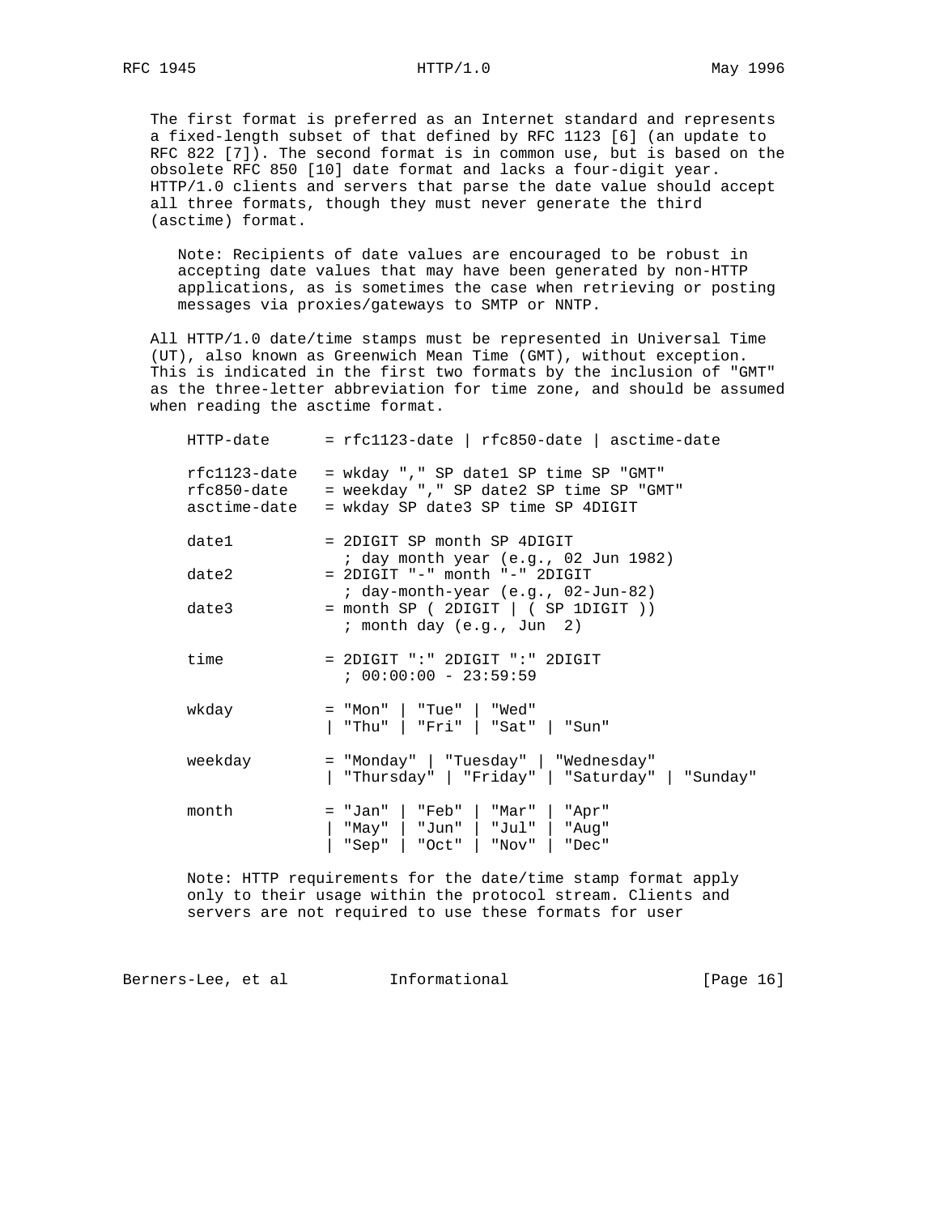The first format is preferred as an Internet standard and represents a fixed-length subset of that defined by RFC 1123 [6] (an update to RFC 822 [7]). The second format is in common use, but is based on the obsolete RFC 850 [10] date format and lacks a four-digit year. HTTP/1.0 clients and servers that parse the date value should accept all three formats, though they must never generate the third (asctime) format.

> Note: Recipients of date values are encouraged to be robust in accepting date values that may have been generated by non-HTTP applications, as is sometimes the case when retrieving or posting messages via proxies/gateways to SMTP or NNTP.

All HTTP/1.0 date/time stamps must be represented in Universal Time (UT), also known as Greenwich Mean Time (GMT), without exception. This is indicated in the first two formats by the inclusion of "GMT" as the three-letter abbreviation for time zone, and should be assumed when reading the asctime format.

```
HTTP-date      = rfc1123-date | rfc850-date | asctime-date

rfc1123-date   = wkday "," SP date1 SP time SP "GMT"
rfc850-date    = weekday "," SP date2 SP time SP "GMT"
asctime-date   = wkday SP date3 SP time SP 4DIGIT

date1          = 2DIGIT SP month SP 4DIGIT
                 ; day month year (e.g., 02 Jun 1982)
date2          = 2DIGIT "-" month "-" 2DIGIT
                 ; day-month-year (e.g., 02-Jun-82)
date3          = month SP ( 2DIGIT | ( SP 1DIGIT ))
                 ; month day (e.g., Jun  2)

time           = 2DIGIT ":" 2DIGIT ":" 2DIGIT
                 ; 00:00:00 - 23:59:59

wkday          = "Mon" | "Tue" | "Wed"
               | "Thu" | "Fri" | "Sat" | "Sun"

weekday        = "Monday" | "Tuesday" | "Wednesday"
               | "Thursday" | "Friday" | "Saturday" | "Sunday"

month          = "Jan" | "Feb" | "Mar" | "Apr"
               | "May" | "Jun" | "Jul" | "Aug"
               | "Sep" | "Oct" | "Nov" | "Dec"
```

> Note: HTTP requirements for the date/time stamp format apply only to their usage within the protocol stream. Clients and servers are not required to use these formats for user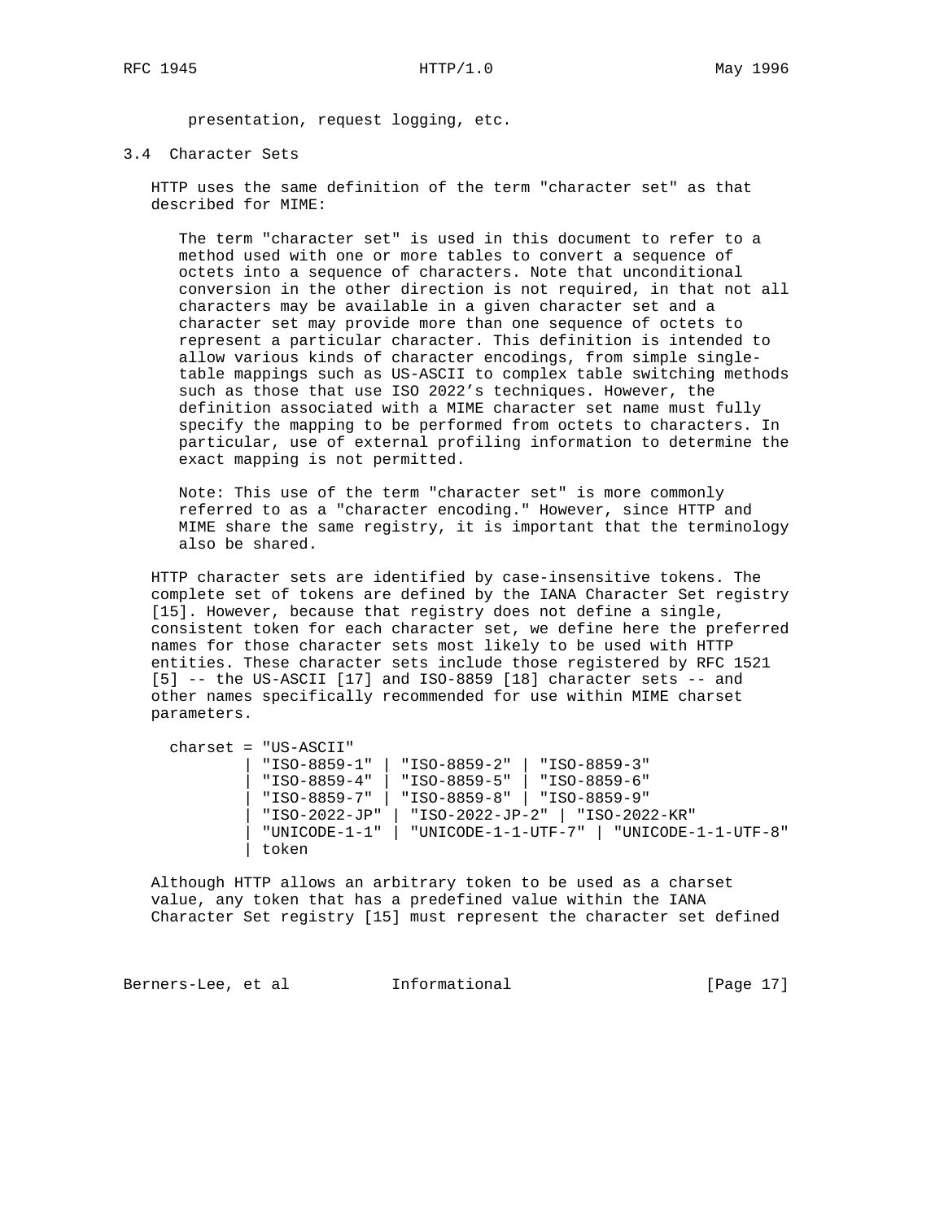presentation, request logging, etc.

### 3.4 Character Sets

HTTP uses the same definition of the term "character set" as that described for MIME:

> The term "character set" is used in this document to refer to a method used with one or more tables to convert a sequence of octets into a sequence of characters. Note that unconditional conversion in the other direction is not required, in that not all characters may be available in a given character set and a character set may provide more than one sequence of octets to represent a particular character. This definition is intended to allow various kinds of character encodings, from simple single-table mappings such as US-ASCII to complex table switching methods such as those that use ISO 2022's techniques. However, the definition associated with a MIME character set name must fully specify the mapping to be performed from octets to characters. In particular, use of external profiling information to determine the exact mapping is not permitted.
>
> Note: This use of the term "character set" is more commonly referred to as a "character encoding." However, since HTTP and MIME share the same registry, it is important that the terminology also be shared.

HTTP character sets are identified by case-insensitive tokens. The complete set of tokens are defined by the IANA Character Set registry [15]. However, because that registry does not define a single, consistent token for each character set, we define here the preferred names for those character sets most likely to be used with HTTP entities. These character sets include those registered by RFC 1521 [5] -- the US-ASCII [17] and ISO-8859 [18] character sets -- and other names specifically recommended for use within MIME charset parameters.

```
charset = "US-ASCII"
        | "ISO-8859-1" | "ISO-8859-2" | "ISO-8859-3"
        | "ISO-8859-4" | "ISO-8859-5" | "ISO-8859-6"
        | "ISO-8859-7" | "ISO-8859-8" | "ISO-8859-9"
        | "ISO-2022-JP" | "ISO-2022-JP-2" | "ISO-2022-KR"
        | "UNICODE-1-1" | "UNICODE-1-1-UTF-7" | "UNICODE-1-1-UTF-8"
        | token
```

Although HTTP allows an arbitrary token to be used as a charset value, any token that has a predefined value within the IANA Character Set registry [15] must represent the character set defined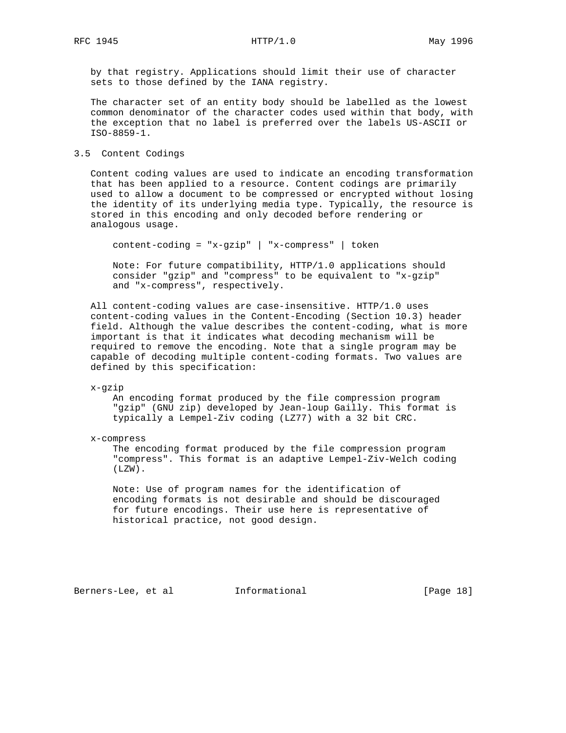by that registry. Applications should limit their use of character sets to those defined by the IANA registry.

The character set of an entity body should be labelled as the lowest common denominator of the character codes used within that body, with the exception that no label is preferred over the labels US-ASCII or ISO-8859-1.

## 3.5 Content Codings

Content coding values are used to indicate an encoding transformation that has been applied to a resource. Content codings are primarily used to allow a document to be compressed or encrypted without losing the identity of its underlying media type. Typically, the resource is stored in this encoding and only decoded before rendering or analogous usage.

```
content-coding = "x-gzip" | "x-compress" | token
```

> Note: For future compatibility, HTTP/1.0 applications should consider "gzip" and "compress" to be equivalent to "x-gzip" and "x-compress", respectively.

All content-coding values are case-insensitive. HTTP/1.0 uses content-coding values in the Content-Encoding (Section 10.3) header field. Although the value describes the content-coding, what is more important is that it indicates what decoding mechanism will be required to remove the encoding. Note that a single program may be capable of decoding multiple content-coding formats. Two values are defined by this specification:

x-gzip
: An encoding format produced by the file compression program "gzip" (GNU zip) developed by Jean-loup Gailly. This format is typically a Lempel-Ziv coding (LZ77) with a 32 bit CRC.

x-compress
: The encoding format produced by the file compression program "compress". This format is an adaptive Lempel-Ziv-Welch coding (LZW).

> Note: Use of program names for the identification of encoding formats is not desirable and should be discouraged for future encodings. Their use here is representative of historical practice, not good design.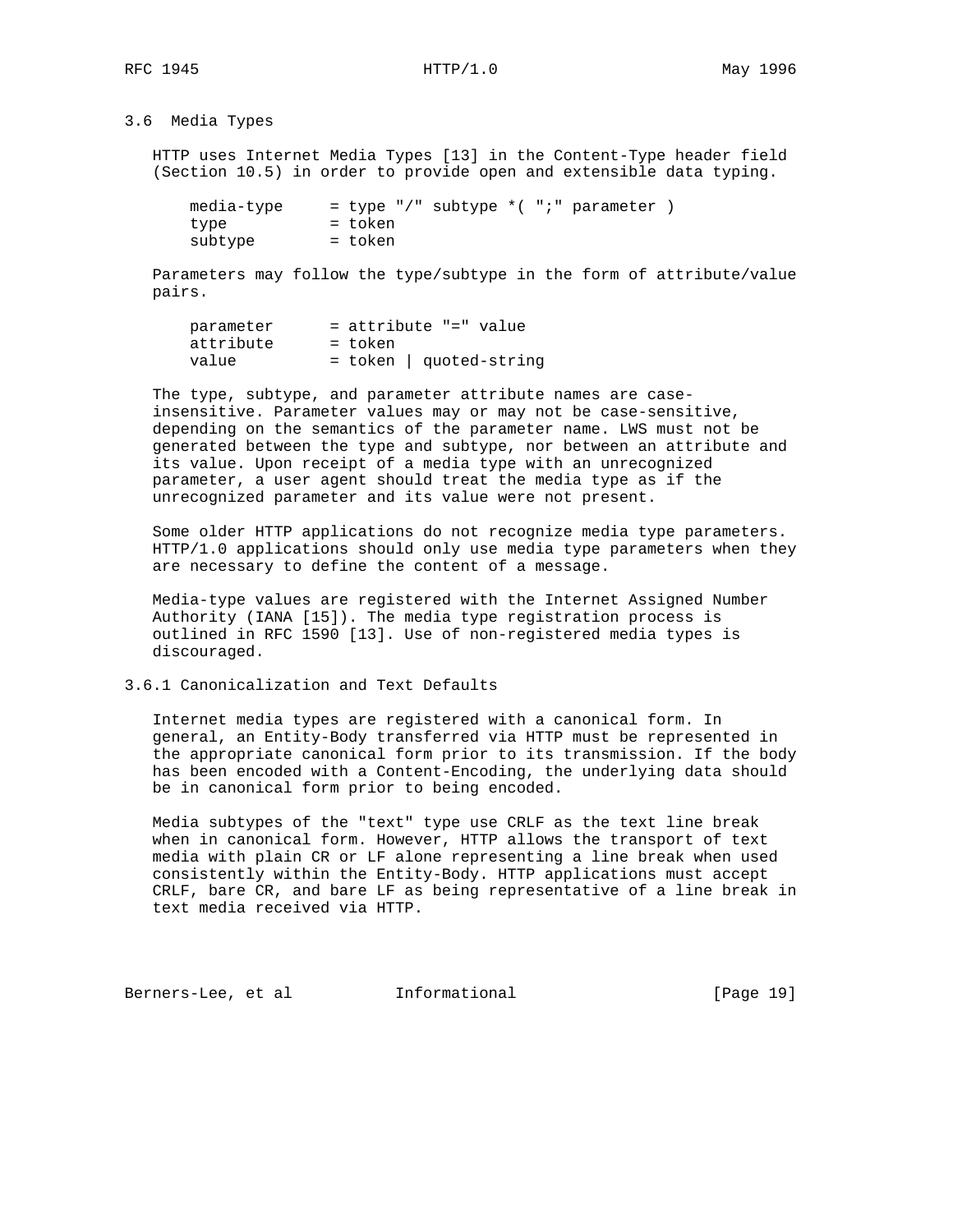### 3.6 Media Types

HTTP uses Internet Media Types [13] in the Content-Type header field (Section 10.5) in order to provide open and extensible data typing.

```
media-type     = type "/" subtype *( ";" parameter )
type           = token
subtype        = token
```

Parameters may follow the type/subtype in the form of attribute/value pairs.

```
parameter      = attribute "=" value
attribute      = token
value          = token | quoted-string
```

The type, subtype, and parameter attribute names are case-insensitive. Parameter values may or may not be case-sensitive, depending on the semantics of the parameter name. LWS must not be generated between the type and subtype, nor between an attribute and its value. Upon receipt of a media type with an unrecognized parameter, a user agent should treat the media type as if the unrecognized parameter and its value were not present.

Some older HTTP applications do not recognize media type parameters. HTTP/1.0 applications should only use media type parameters when they are necessary to define the content of a message.

Media-type values are registered with the Internet Assigned Number Authority (IANA [15]). The media type registration process is outlined in RFC 1590 [13]. Use of non-registered media types is discouraged.

#### 3.6.1 Canonicalization and Text Defaults

Internet media types are registered with a canonical form. In general, an Entity-Body transferred via HTTP must be represented in the appropriate canonical form prior to its transmission. If the body has been encoded with a Content-Encoding, the underlying data should be in canonical form prior to being encoded.

Media subtypes of the "text" type use CRLF as the text line break when in canonical form. However, HTTP allows the transport of text media with plain CR or LF alone representing a line break when used consistently within the Entity-Body. HTTP applications must accept CRLF, bare CR, and bare LF as being representative of a line break in text media received via HTTP.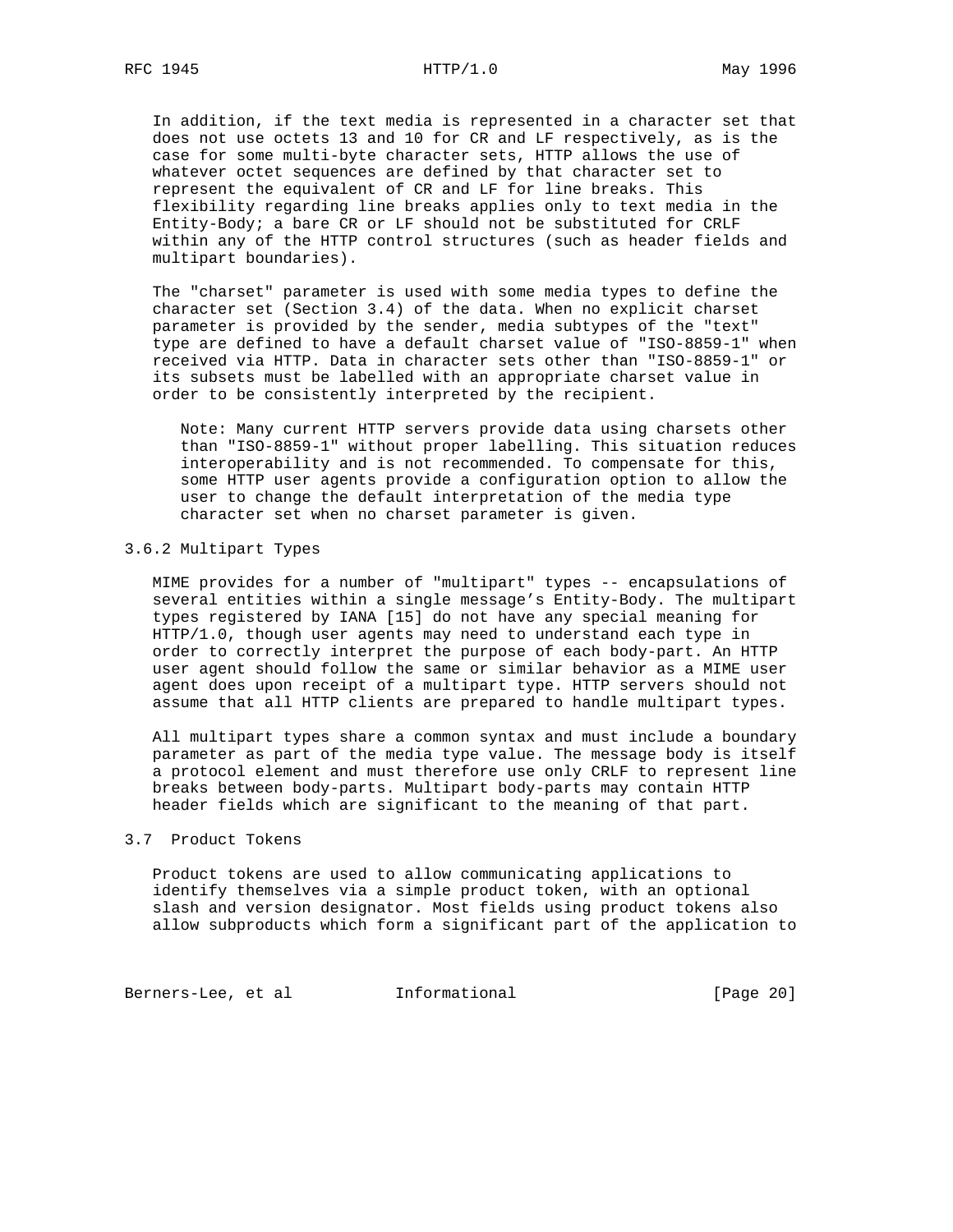In addition, if the text media is represented in a character set that does not use octets 13 and 10 for CR and LF respectively, as is the case for some multi-byte character sets, HTTP allows the use of whatever octet sequences are defined by that character set to represent the equivalent of CR and LF for line breaks. This flexibility regarding line breaks applies only to text media in the Entity-Body; a bare CR or LF should not be substituted for CRLF within any of the HTTP control structures (such as header fields and multipart boundaries).

The "charset" parameter is used with some media types to define the character set (Section 3.4) of the data. When no explicit charset parameter is provided by the sender, media subtypes of the "text" type are defined to have a default charset value of "ISO-8859-1" when received via HTTP. Data in character sets other than "ISO-8859-1" or its subsets must be labelled with an appropriate charset value in order to be consistently interpreted by the recipient.

> Note: Many current HTTP servers provide data using charsets other than "ISO-8859-1" without proper labelling. This situation reduces interoperability and is not recommended. To compensate for this, some HTTP user agents provide a configuration option to allow the user to change the default interpretation of the media type character set when no charset parameter is given.

### 3.6.2 Multipart Types

MIME provides for a number of "multipart" types -- encapsulations of several entities within a single message's Entity-Body. The multipart types registered by IANA [15] do not have any special meaning for HTTP/1.0, though user agents may need to understand each type in order to correctly interpret the purpose of each body-part. An HTTP user agent should follow the same or similar behavior as a MIME user agent does upon receipt of a multipart type. HTTP servers should not assume that all HTTP clients are prepared to handle multipart types.

All multipart types share a common syntax and must include a boundary parameter as part of the media type value. The message body is itself a protocol element and must therefore use only CRLF to represent line breaks between body-parts. Multipart body-parts may contain HTTP header fields which are significant to the meaning of that part.

## 3.7 Product Tokens

Product tokens are used to allow communicating applications to identify themselves via a simple product token, with an optional slash and version designator. Most fields using product tokens also allow subproducts which form a significant part of the application to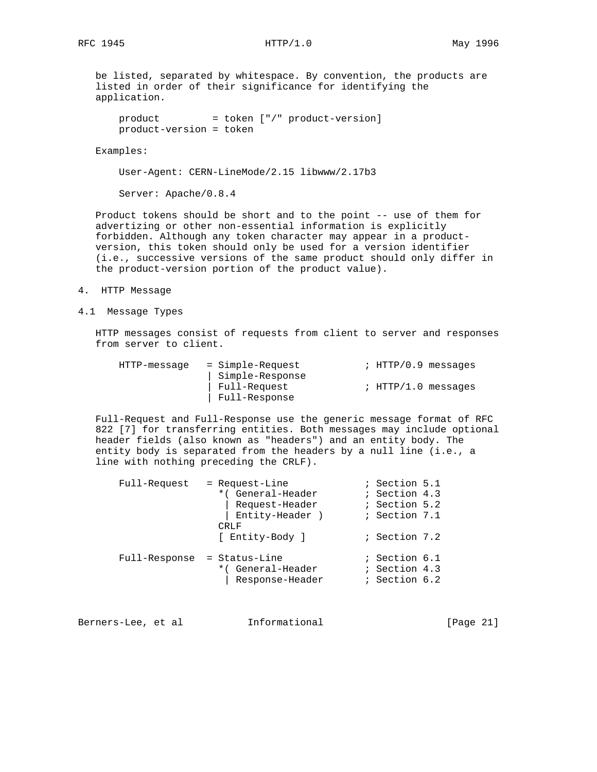be listed, separated by whitespace. By convention, the products are listed in order of their significance for identifying the application.

```
product         = token ["/" product-version]
product-version = token
```

Examples:

```
User-Agent: CERN-LineMode/2.15 libwww/2.17b3

Server: Apache/0.8.4
```

Product tokens should be short and to the point -- use of them for advertizing or other non-essential information is explicitly forbidden. Although any token character may appear in a product-version, this token should only be used for a version identifier (i.e., successive versions of the same product should only differ in the product-version portion of the product value).

# 4. HTTP Message

## 4.1 Message Types

HTTP messages consist of requests from client to server and responses from server to client.

```
HTTP-message   = Simple-Request           ; HTTP/0.9 messages
               | Simple-Response
               | Full-Request             ; HTTP/1.0 messages
               | Full-Response
```

Full-Request and Full-Response use the generic message format of RFC 822 [7] for transferring entities. Both messages may include optional header fields (also known as "headers") and an entity body. The entity body is separated from the headers by a null line (i.e., a line with nothing preceding the CRLF).

```
Full-Request   = Request-Line             ; Section 5.1
                 *( General-Header        ; Section 4.3
                  | Request-Header        ; Section 5.2
                  | Entity-Header )       ; Section 7.1
                 CRLF
                 [ Entity-Body ]          ; Section 7.2

Full-Response  = Status-Line              ; Section 6.1
                 *( General-Header        ; Section 4.3
                  | Response-Header       ; Section 6.2
```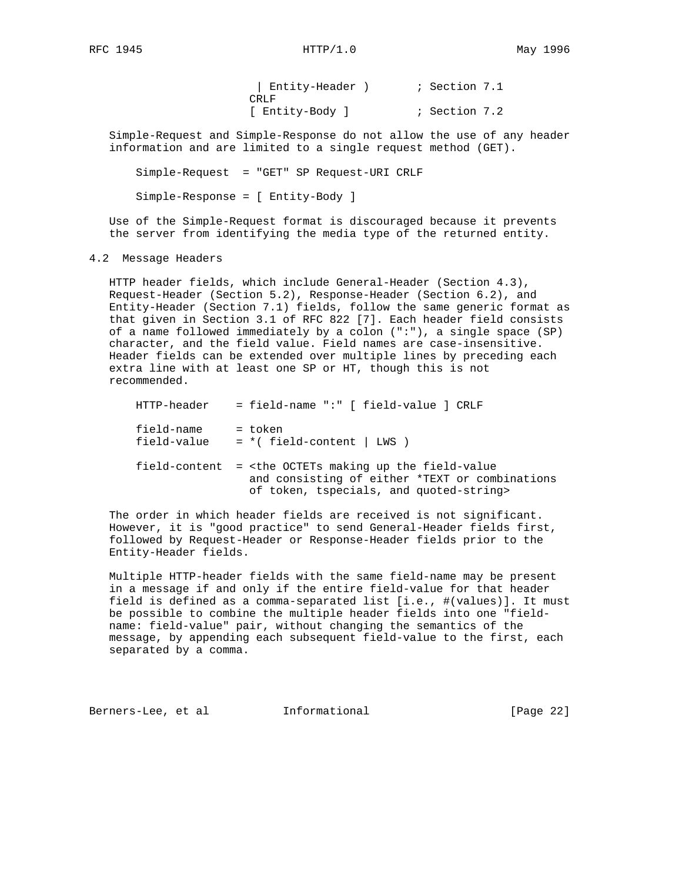```
                    | Entity-Header )       ; Section 7.1
                    CRLF
                    [ Entity-Body ]         ; Section 7.2
```

Simple-Request and Simple-Response do not allow the use of any header information and are limited to a single request method (GET).

```
    Simple-Request  = "GET" SP Request-URI CRLF

    Simple-Response = [ Entity-Body ]
```

Use of the Simple-Request format is discouraged because it prevents the server from identifying the media type of the returned entity.

## 4.2 Message Headers

HTTP header fields, which include General-Header (Section 4.3), Request-Header (Section 5.2), Response-Header (Section 6.2), and Entity-Header (Section 7.1) fields, follow the same generic format as that given in Section 3.1 of RFC 822 [7]. Each header field consists of a name followed immediately by a colon (":"), a single space (SP) character, and the field value. Field names are case-insensitive. Header fields can be extended over multiple lines by preceding each extra line with at least one SP or HT, though this is not recommended.

```
    HTTP-header    = field-name ":" [ field-value ] CRLF

    field-name     = token
    field-value    = *( field-content | LWS )

    field-content  = <the OCTETs making up the field-value
                     and consisting of either *TEXT or combinations
                     of token, tspecials, and quoted-string>
```

The order in which header fields are received is not significant. However, it is "good practice" to send General-Header fields first, followed by Request-Header or Response-Header fields prior to the Entity-Header fields.

Multiple HTTP-header fields with the same field-name may be present in a message if and only if the entire field-value for that header field is defined as a comma-separated list [i.e., #(values)]. It must be possible to combine the multiple header fields into one "field-name: field-value" pair, without changing the semantics of the message, by appending each subsequent field-value to the first, each separated by a comma.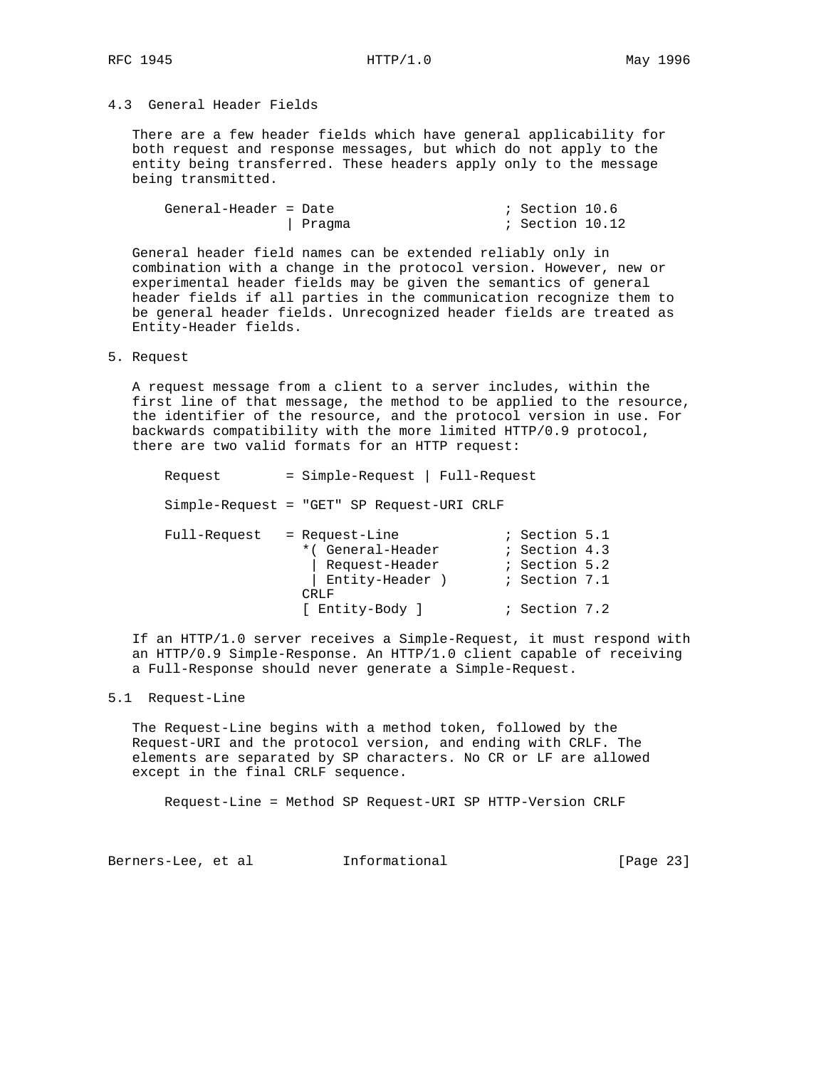## 4.3 General Header Fields

There are a few header fields which have general applicability for both request and response messages, but which do not apply to the entity being transferred. These headers apply only to the message being transmitted.

```
General-Header = Date                     ; Section 10.6
               | Pragma                   ; Section 10.12
```

General header field names can be extended reliably only in combination with a change in the protocol version. However, new or experimental header fields may be given the semantics of general header fields if all parties in the communication recognize them to be general header fields. Unrecognized header fields are treated as Entity-Header fields.

# 5. Request

A request message from a client to a server includes, within the first line of that message, the method to be applied to the resource, the identifier of the resource, and the protocol version in use. For backwards compatibility with the more limited HTTP/0.9 protocol, there are two valid formats for an HTTP request:

```
Request        = Simple-Request | Full-Request

Simple-Request = "GET" SP Request-URI CRLF

Full-Request   = Request-Line             ; Section 5.1
                 *( General-Header        ; Section 4.3
                  | Request-Header        ; Section 5.2
                  | Entity-Header )       ; Section 7.1
                 CRLF
                 [ Entity-Body ]          ; Section 7.2
```

If an HTTP/1.0 server receives a Simple-Request, it must respond with an HTTP/0.9 Simple-Response. An HTTP/1.0 client capable of receiving a Full-Response should never generate a Simple-Request.

## 5.1 Request-Line

The Request-Line begins with a method token, followed by the Request-URI and the protocol version, and ending with CRLF. The elements are separated by SP characters. No CR or LF are allowed except in the final CRLF sequence.

```
Request-Line = Method SP Request-URI SP HTTP-Version CRLF
```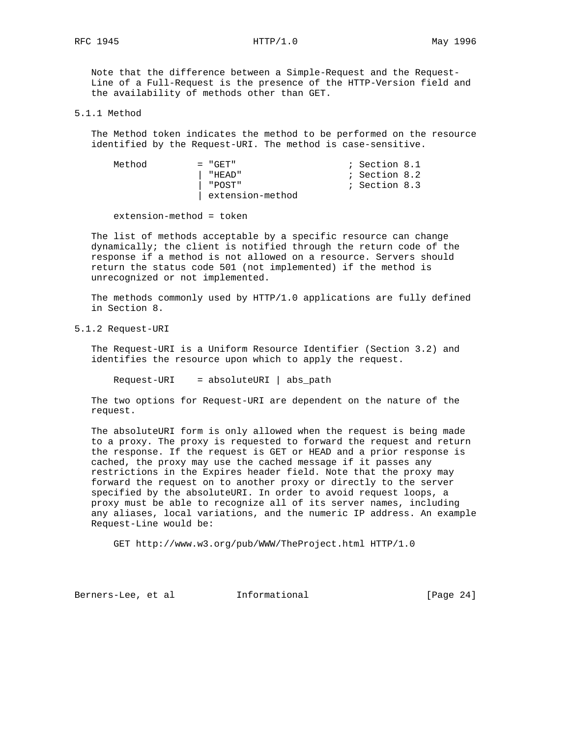Note that the difference between a Simple-Request and the Request-Line of a Full-Request is the presence of the HTTP-Version field and the availability of methods other than GET.

### 5.1.1 Method

The Method token indicates the method to be performed on the resource identified by the Request-URI. The method is case-sensitive.

```
Method         = "GET"                    ; Section 8.1
               | "HEAD"                   ; Section 8.2
               | "POST"                   ; Section 8.3
               | extension-method

extension-method = token
```

The list of methods acceptable by a specific resource can change dynamically; the client is notified through the return code of the response if a method is not allowed on a resource. Servers should return the status code 501 (not implemented) if the method is unrecognized or not implemented.

The methods commonly used by HTTP/1.0 applications are fully defined in Section 8.

### 5.1.2 Request-URI

The Request-URI is a Uniform Resource Identifier (Section 3.2) and identifies the resource upon which to apply the request.

```
Request-URI    = absoluteURI | abs_path
```

The two options for Request-URI are dependent on the nature of the request.

The absoluteURI form is only allowed when the request is being made to a proxy. The proxy is requested to forward the request and return the response. If the request is GET or HEAD and a prior response is cached, the proxy may use the cached message if it passes any restrictions in the Expires header field. Note that the proxy may forward the request on to another proxy or directly to the server specified by the absoluteURI. In order to avoid request loops, a proxy must be able to recognize all of its server names, including any aliases, local variations, and the numeric IP address. An example Request-Line would be:

```
GET http://www.w3.org/pub/WWW/TheProject.html HTTP/1.0
```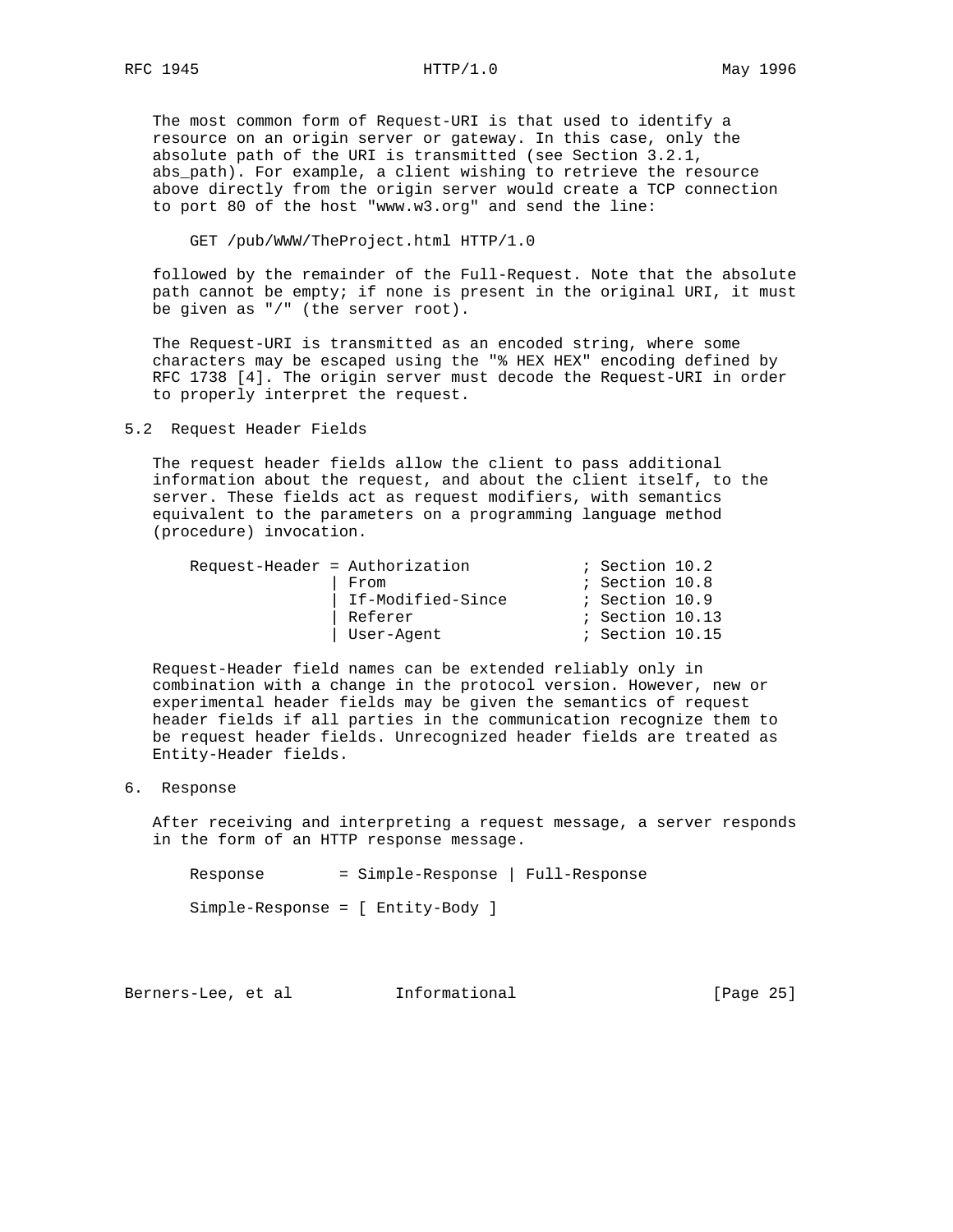The most common form of Request-URI is that used to identify a resource on an origin server or gateway. In this case, only the absolute path of the URI is transmitted (see Section 3.2.1, abs_path). For example, a client wishing to retrieve the resource above directly from the origin server would create a TCP connection to port 80 of the host "www.w3.org" and send the line:

```
GET /pub/WWW/TheProject.html HTTP/1.0
```

followed by the remainder of the Full-Request. Note that the absolute path cannot be empty; if none is present in the original URI, it must be given as "/" (the server root).

The Request-URI is transmitted as an encoded string, where some characters may be escaped using the "% HEX HEX" encoding defined by RFC 1738 [4]. The origin server must decode the Request-URI in order to properly interpret the request.

## 5.2 Request Header Fields

The request header fields allow the client to pass additional information about the request, and about the client itself, to the server. These fields act as request modifiers, with semantics equivalent to the parameters on a programming language method (procedure) invocation.

```
Request-Header = Authorization            ; Section 10.2
               | From                     ; Section 10.8
               | If-Modified-Since        ; Section 10.9
               | Referer                  ; Section 10.13
               | User-Agent               ; Section 10.15
```

Request-Header field names can be extended reliably only in combination with a change in the protocol version. However, new or experimental header fields may be given the semantics of request header fields if all parties in the communication recognize them to be request header fields. Unrecognized header fields are treated as Entity-Header fields.

# 6. Response

After receiving and interpreting a request message, a server responds in the form of an HTTP response message.

```
Response        = Simple-Response | Full-Response

Simple-Response = [ Entity-Body ]
```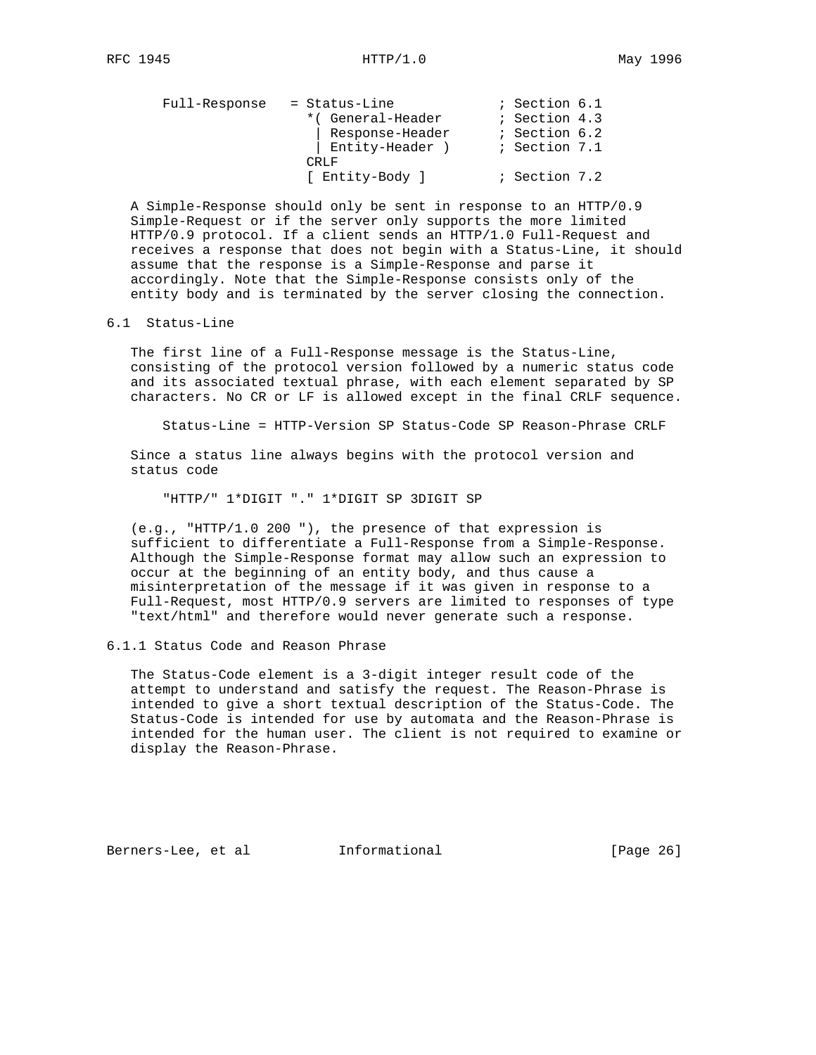```
Full-Response   = Status-Line             ; Section 6.1
                  *( General-Header       ; Section 4.3
                   | Response-Header      ; Section 6.2
                   | Entity-Header )      ; Section 7.1
                  CRLF
                  [ Entity-Body ]         ; Section 7.2
```

A Simple-Response should only be sent in response to an HTTP/0.9 Simple-Request or if the server only supports the more limited HTTP/0.9 protocol. If a client sends an HTTP/1.0 Full-Request and receives a response that does not begin with a Status-Line, it should assume that the response is a Simple-Response and parse it accordingly. Note that the Simple-Response consists only of the entity body and is terminated by the server closing the connection.

## 6.1 Status-Line

The first line of a Full-Response message is the Status-Line, consisting of the protocol version followed by a numeric status code and its associated textual phrase, with each element separated by SP characters. No CR or LF is allowed except in the final CRLF sequence.

```
Status-Line = HTTP-Version SP Status-Code SP Reason-Phrase CRLF
```

Since a status line always begins with the protocol version and status code

```
"HTTP/" 1*DIGIT "." 1*DIGIT SP 3DIGIT SP
```

(e.g., "HTTP/1.0 200 "), the presence of that expression is sufficient to differentiate a Full-Response from a Simple-Response. Although the Simple-Response format may allow such an expression to occur at the beginning of an entity body, and thus cause a misinterpretation of the message if it was given in response to a Full-Request, most HTTP/0.9 servers are limited to responses of type "text/html" and therefore would never generate such a response.

### 6.1.1 Status Code and Reason Phrase

The Status-Code element is a 3-digit integer result code of the attempt to understand and satisfy the request. The Reason-Phrase is intended to give a short textual description of the Status-Code. The Status-Code is intended for use by automata and the Reason-Phrase is intended for the human user. The client is not required to examine or display the Reason-Phrase.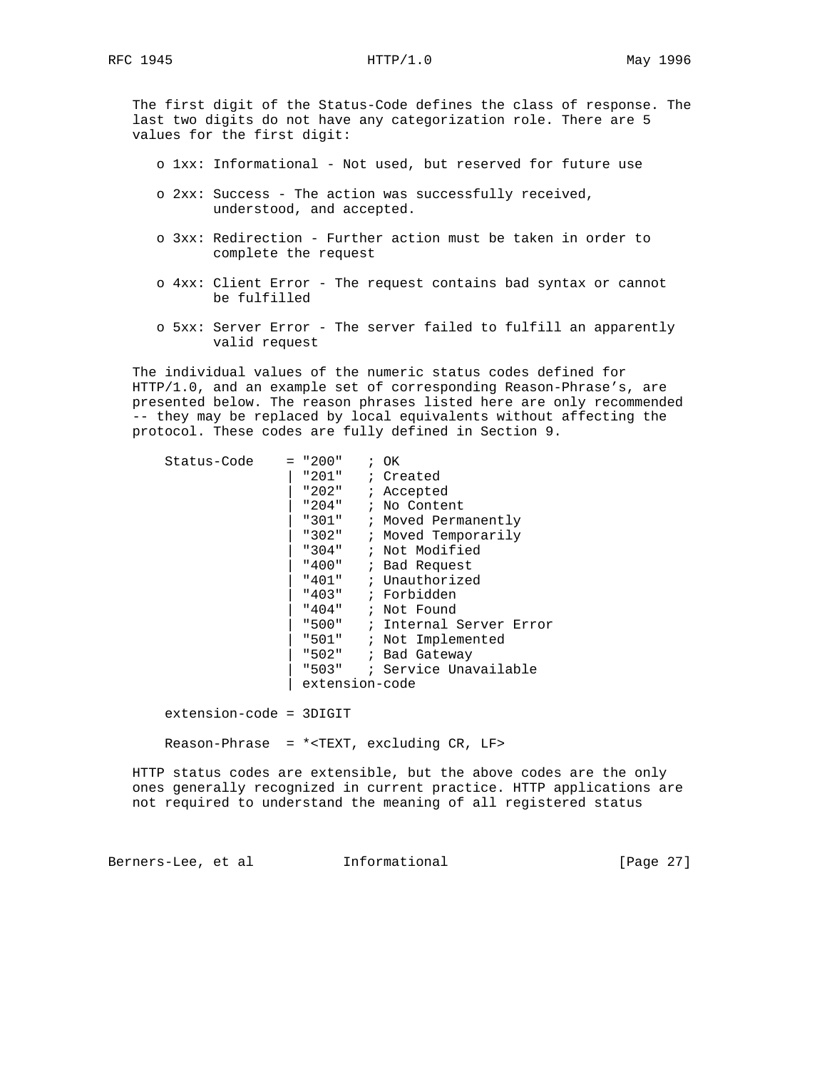The first digit of the Status-Code defines the class of response. The last two digits do not have any categorization role. There are 5 values for the first digit:

- 1xx: Informational - Not used, but reserved for future use
- 2xx: Success - The action was successfully received, understood, and accepted.
- 3xx: Redirection - Further action must be taken in order to complete the request
- 4xx: Client Error - The request contains bad syntax or cannot be fulfilled
- 5xx: Server Error - The server failed to fulfill an apparently valid request

The individual values of the numeric status codes defined for HTTP/1.0, and an example set of corresponding Reason-Phrase's, are presented below. The reason phrases listed here are only recommended -- they may be replaced by local equivalents without affecting the protocol. These codes are fully defined in Section 9.

```
Status-Code    = "200"   ; OK
               | "201"   ; Created
               | "202"   ; Accepted
               | "204"   ; No Content
               | "301"   ; Moved Permanently
               | "302"   ; Moved Temporarily
               | "304"   ; Not Modified
               | "400"   ; Bad Request
               | "401"   ; Unauthorized
               | "403"   ; Forbidden
               | "404"   ; Not Found
               | "500"   ; Internal Server Error
               | "501"   ; Not Implemented
               | "502"   ; Bad Gateway
               | "503"   ; Service Unavailable
               | extension-code

extension-code = 3DIGIT

Reason-Phrase  = *<TEXT, excluding CR, LF>
```

HTTP status codes are extensible, but the above codes are the only ones generally recognized in current practice. HTTP applications are not required to understand the meaning of all registered status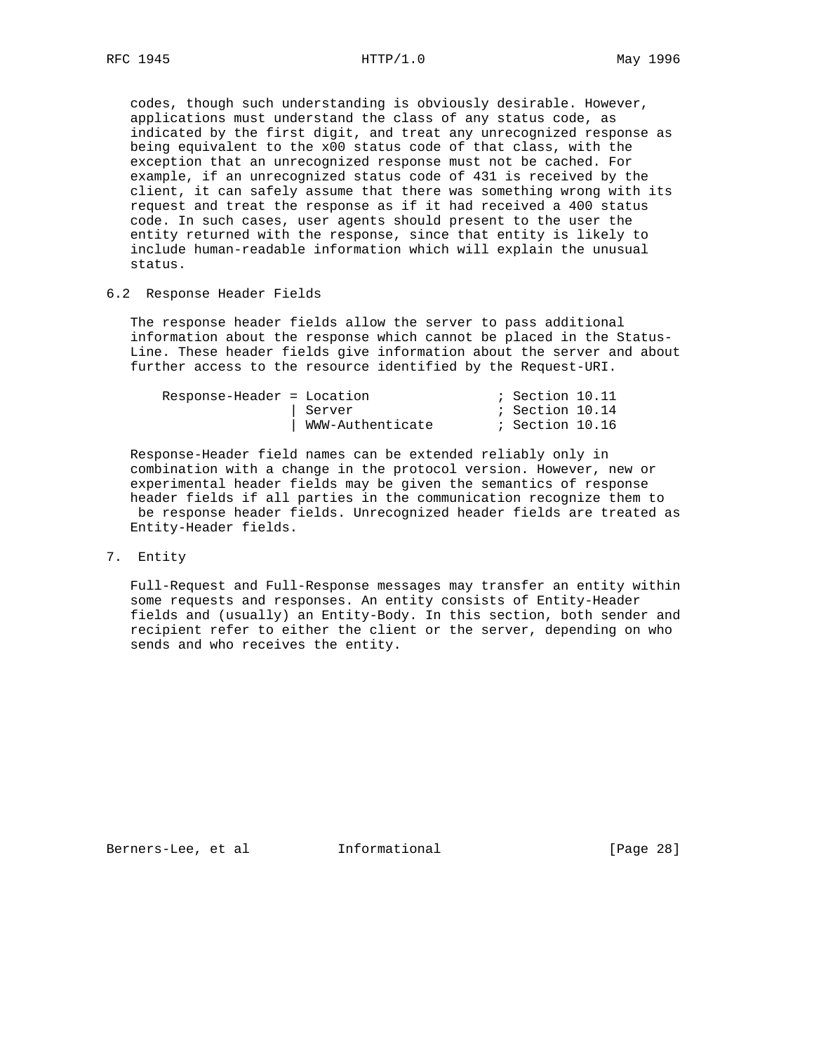codes, though such understanding is obviously desirable. However, applications must understand the class of any status code, as indicated by the first digit, and treat any unrecognized response as being equivalent to the x00 status code of that class, with the exception that an unrecognized response must not be cached. For example, if an unrecognized status code of 431 is received by the client, it can safely assume that there was something wrong with its request and treat the response as if it had received a 400 status code. In such cases, user agents should present to the user the entity returned with the response, since that entity is likely to include human-readable information which will explain the unusual status.

## 6.2 Response Header Fields

The response header fields allow the server to pass additional information about the response which cannot be placed in the Status-Line. These header fields give information about the server and about further access to the resource identified by the Request-URI.

```
Response-Header = Location               ; Section 10.11
                | Server                 ; Section 10.14
                | WWW-Authenticate       ; Section 10.16
```

Response-Header field names can be extended reliably only in combination with a change in the protocol version. However, new or experimental header fields may be given the semantics of response header fields if all parties in the communication recognize them to be response header fields. Unrecognized header fields are treated as Entity-Header fields.

# 7. Entity

Full-Request and Full-Response messages may transfer an entity within some requests and responses. An entity consists of Entity-Header fields and (usually) an Entity-Body. In this section, both sender and recipient refer to either the client or the server, depending on who sends and who receives the entity.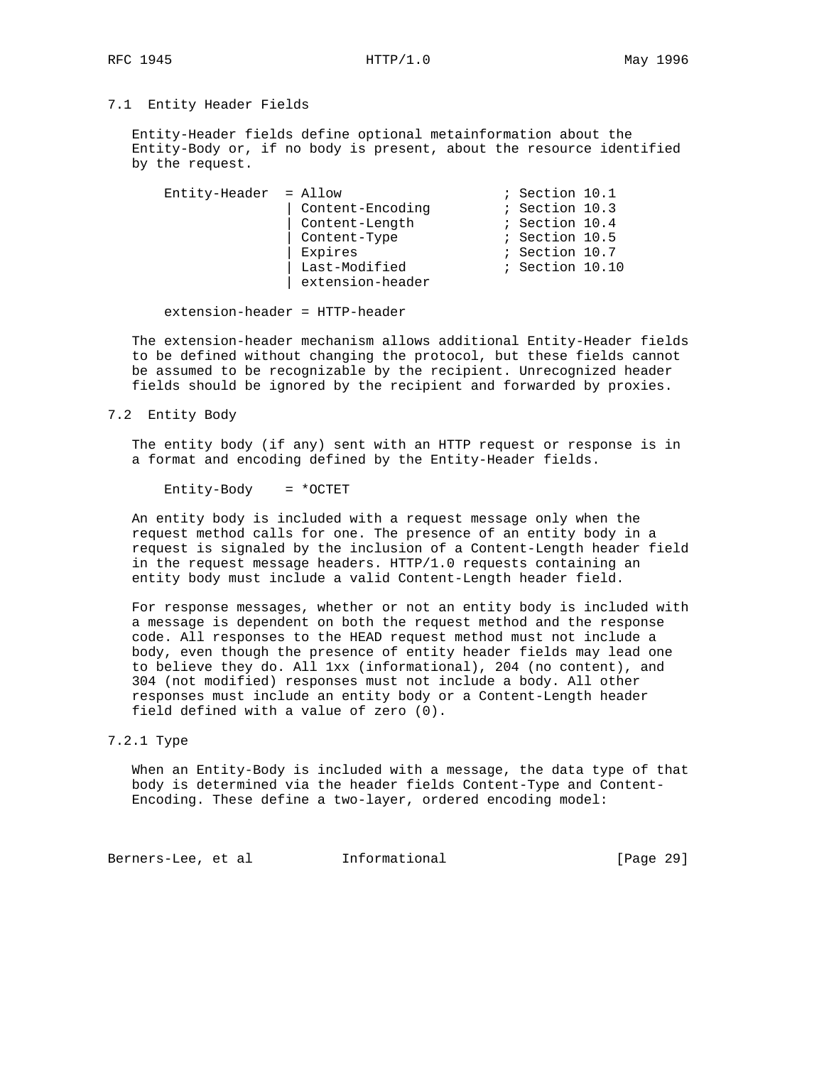## 7.1 Entity Header Fields

Entity-Header fields define optional metainformation about the Entity-Body or, if no body is present, about the resource identified by the request.

```
    Entity-Header  = Allow                    ; Section 10.1
                   | Content-Encoding         ; Section 10.3
                   | Content-Length           ; Section 10.4
                   | Content-Type             ; Section 10.5
                   | Expires                  ; Section 10.7
                   | Last-Modified            ; Section 10.10
                   | extension-header

    extension-header = HTTP-header
```

The extension-header mechanism allows additional Entity-Header fields to be defined without changing the protocol, but these fields cannot be assumed to be recognizable by the recipient. Unrecognized header fields should be ignored by the recipient and forwarded by proxies.

## 7.2 Entity Body

The entity body (if any) sent with an HTTP request or response is in a format and encoding defined by the Entity-Header fields.

```
    Entity-Body    = *OCTET
```

An entity body is included with a request message only when the request method calls for one. The presence of an entity body in a request is signaled by the inclusion of a Content-Length header field in the request message headers. HTTP/1.0 requests containing an entity body must include a valid Content-Length header field.

For response messages, whether or not an entity body is included with a message is dependent on both the request method and the response code. All responses to the HEAD request method must not include a body, even though the presence of entity header fields may lead one to believe they do. All 1xx (informational), 204 (no content), and 304 (not modified) responses must not include a body. All other responses must include an entity body or a Content-Length header field defined with a value of zero (0).

### 7.2.1 Type

When an Entity-Body is included with a message, the data type of that body is determined via the header fields Content-Type and Content-Encoding. These define a two-layer, ordered encoding model: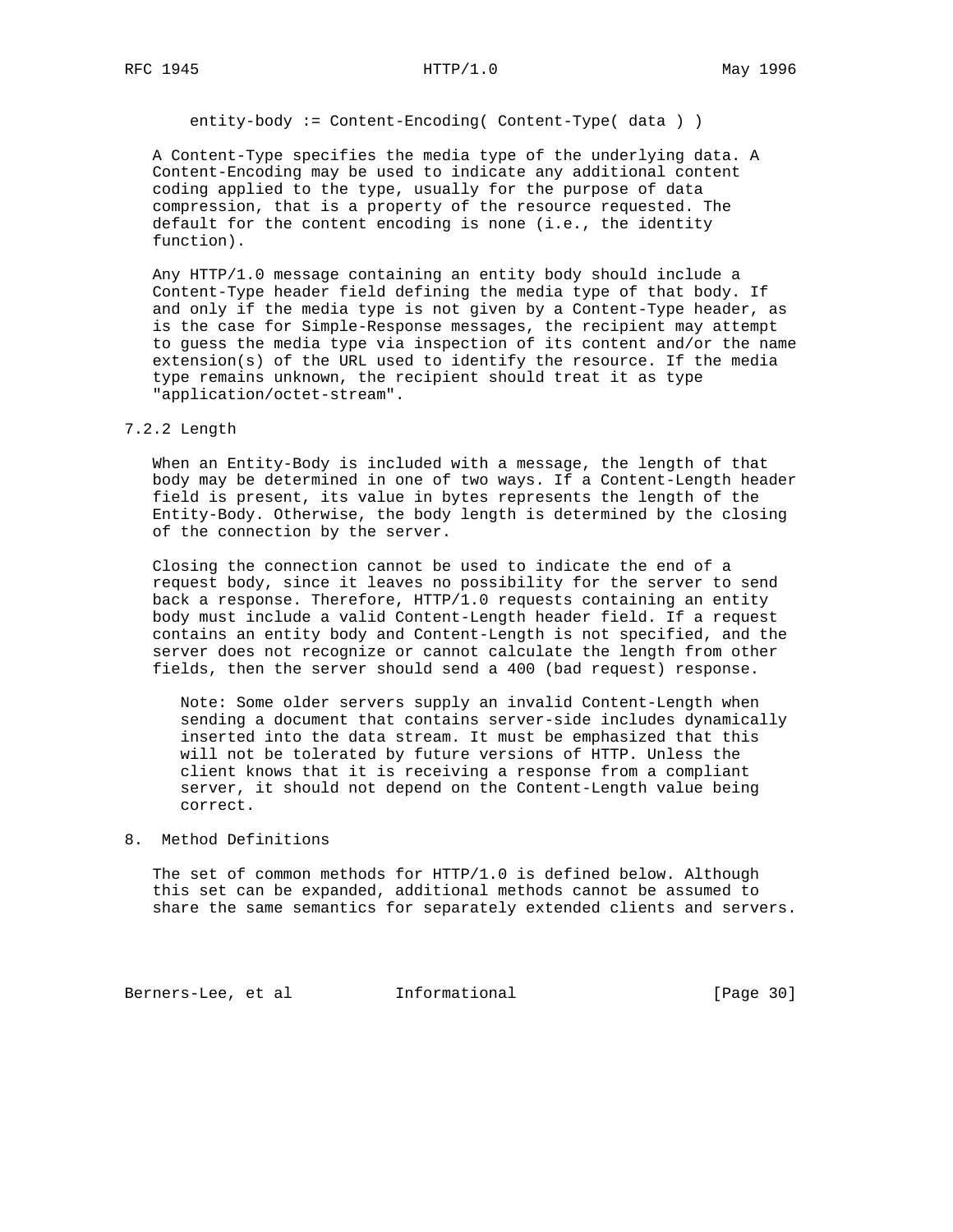```
entity-body := Content-Encoding( Content-Type( data ) )
```

A Content-Type specifies the media type of the underlying data. A Content-Encoding may be used to indicate any additional content coding applied to the type, usually for the purpose of data compression, that is a property of the resource requested. The default for the content encoding is none (i.e., the identity function).

Any HTTP/1.0 message containing an entity body should include a Content-Type header field defining the media type of that body. If and only if the media type is not given by a Content-Type header, as is the case for Simple-Response messages, the recipient may attempt to guess the media type via inspection of its content and/or the name extension(s) of the URL used to identify the resource. If the media type remains unknown, the recipient should treat it as type "application/octet-stream".

### 7.2.2 Length

When an Entity-Body is included with a message, the length of that body may be determined in one of two ways. If a Content-Length header field is present, its value in bytes represents the length of the Entity-Body. Otherwise, the body length is determined by the closing of the connection by the server.

Closing the connection cannot be used to indicate the end of a request body, since it leaves no possibility for the server to send back a response. Therefore, HTTP/1.0 requests containing an entity body must include a valid Content-Length header field. If a request contains an entity body and Content-Length is not specified, and the server does not recognize or cannot calculate the length from other fields, then the server should send a 400 (bad request) response.

> Note: Some older servers supply an invalid Content-Length when sending a document that contains server-side includes dynamically inserted into the data stream. It must be emphasized that this will not be tolerated by future versions of HTTP. Unless the client knows that it is receiving a response from a compliant server, it should not depend on the Content-Length value being correct.

## 8. Method Definitions

The set of common methods for HTTP/1.0 is defined below. Although this set can be expanded, additional methods cannot be assumed to share the same semantics for separately extended clients and servers.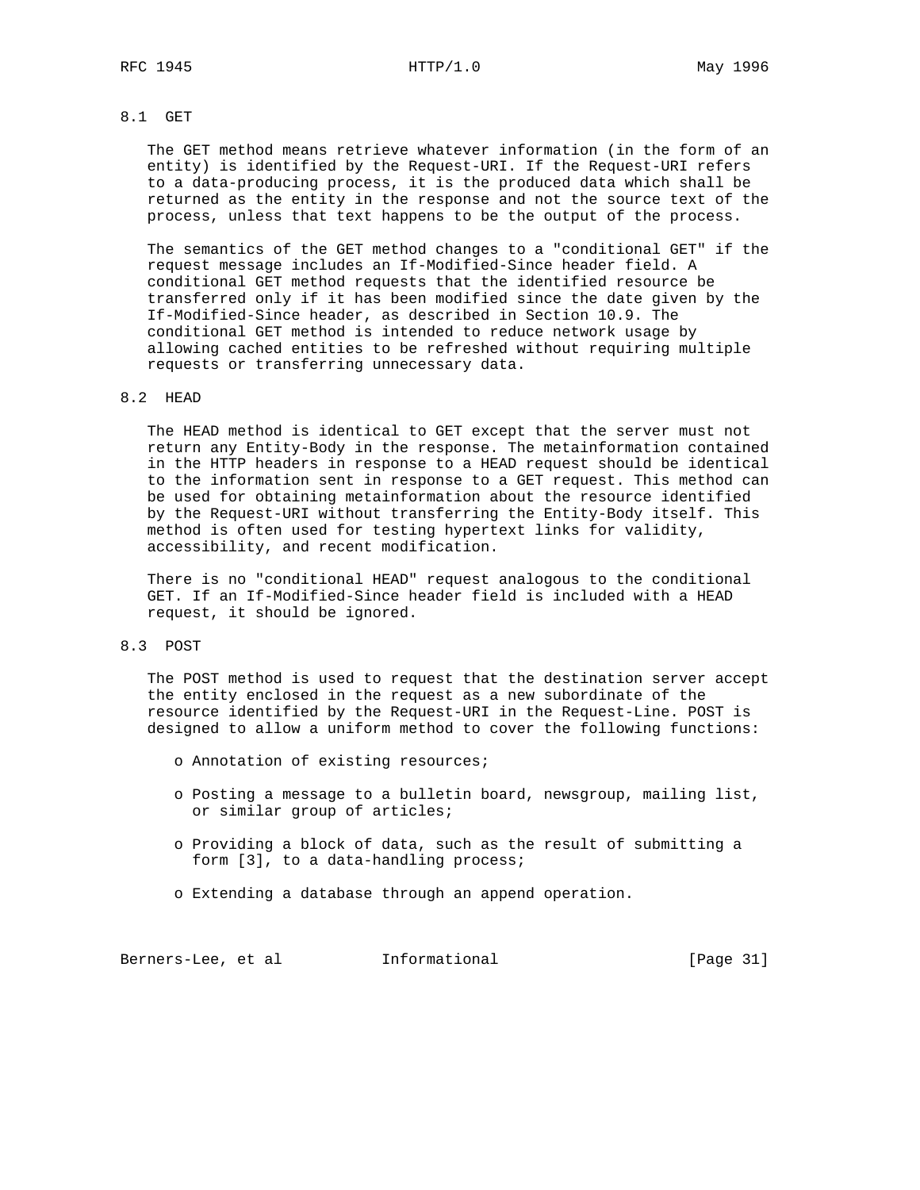### 8.1 GET

The GET method means retrieve whatever information (in the form of an entity) is identified by the Request-URI. If the Request-URI refers to a data-producing process, it is the produced data which shall be returned as the entity in the response and not the source text of the process, unless that text happens to be the output of the process.

The semantics of the GET method changes to a "conditional GET" if the request message includes an If-Modified-Since header field. A conditional GET method requests that the identified resource be transferred only if it has been modified since the date given by the If-Modified-Since header, as described in Section 10.9. The conditional GET method is intended to reduce network usage by allowing cached entities to be refreshed without requiring multiple requests or transferring unnecessary data.

### 8.2 HEAD

The HEAD method is identical to GET except that the server must not return any Entity-Body in the response. The metainformation contained in the HTTP headers in response to a HEAD request should be identical to the information sent in response to a GET request. This method can be used for obtaining metainformation about the resource identified by the Request-URI without transferring the Entity-Body itself. This method is often used for testing hypertext links for validity, accessibility, and recent modification.

There is no "conditional HEAD" request analogous to the conditional GET. If an If-Modified-Since header field is included with a HEAD request, it should be ignored.

### 8.3 POST

The POST method is used to request that the destination server accept the entity enclosed in the request as a new subordinate of the resource identified by the Request-URI in the Request-Line. POST is designed to allow a uniform method to cover the following functions:

- Annotation of existing resources;
- Posting a message to a bulletin board, newsgroup, mailing list, or similar group of articles;
- Providing a block of data, such as the result of submitting a form [3], to a data-handling process;
- Extending a database through an append operation.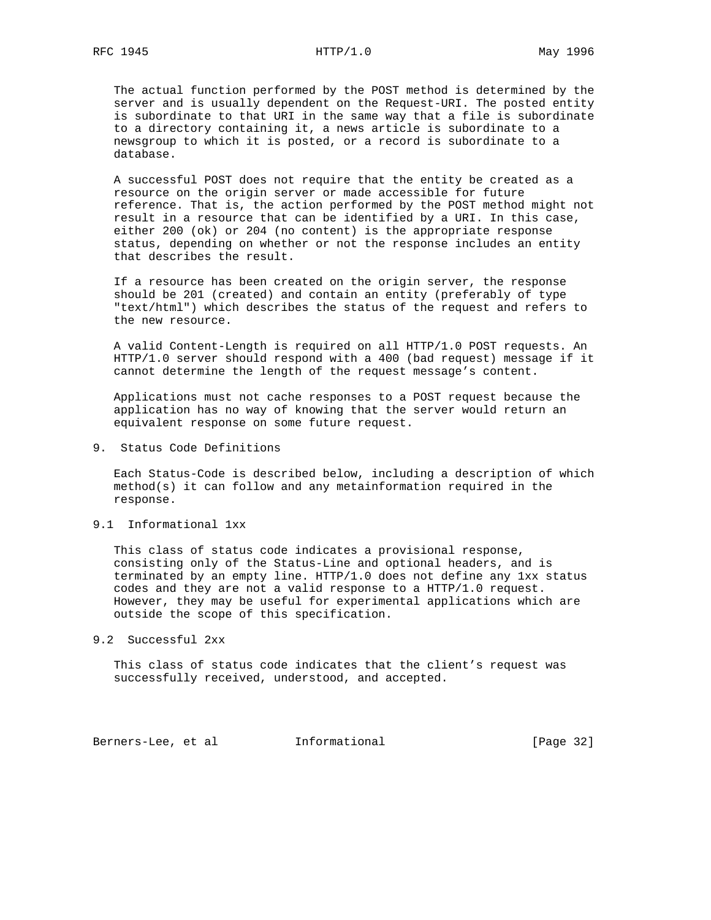The actual function performed by the POST method is determined by the server and is usually dependent on the Request-URI. The posted entity is subordinate to that URI in the same way that a file is subordinate to a directory containing it, a news article is subordinate to a newsgroup to which it is posted, or a record is subordinate to a database.

A successful POST does not require that the entity be created as a resource on the origin server or made accessible for future reference. That is, the action performed by the POST method might not result in a resource that can be identified by a URI. In this case, either 200 (ok) or 204 (no content) is the appropriate response status, depending on whether or not the response includes an entity that describes the result.

If a resource has been created on the origin server, the response should be 201 (created) and contain an entity (preferably of type "text/html") which describes the status of the request and refers to the new resource.

A valid Content-Length is required on all HTTP/1.0 POST requests. An HTTP/1.0 server should respond with a 400 (bad request) message if it cannot determine the length of the request message's content.

Applications must not cache responses to a POST request because the application has no way of knowing that the server would return an equivalent response on some future request.

## 9. Status Code Definitions

Each Status-Code is described below, including a description of which method(s) it can follow and any metainformation required in the response.

### 9.1 Informational 1xx

This class of status code indicates a provisional response, consisting only of the Status-Line and optional headers, and is terminated by an empty line. HTTP/1.0 does not define any 1xx status codes and they are not a valid response to a HTTP/1.0 request. However, they may be useful for experimental applications which are outside the scope of this specification.

### 9.2 Successful 2xx

This class of status code indicates that the client's request was successfully received, understood, and accepted.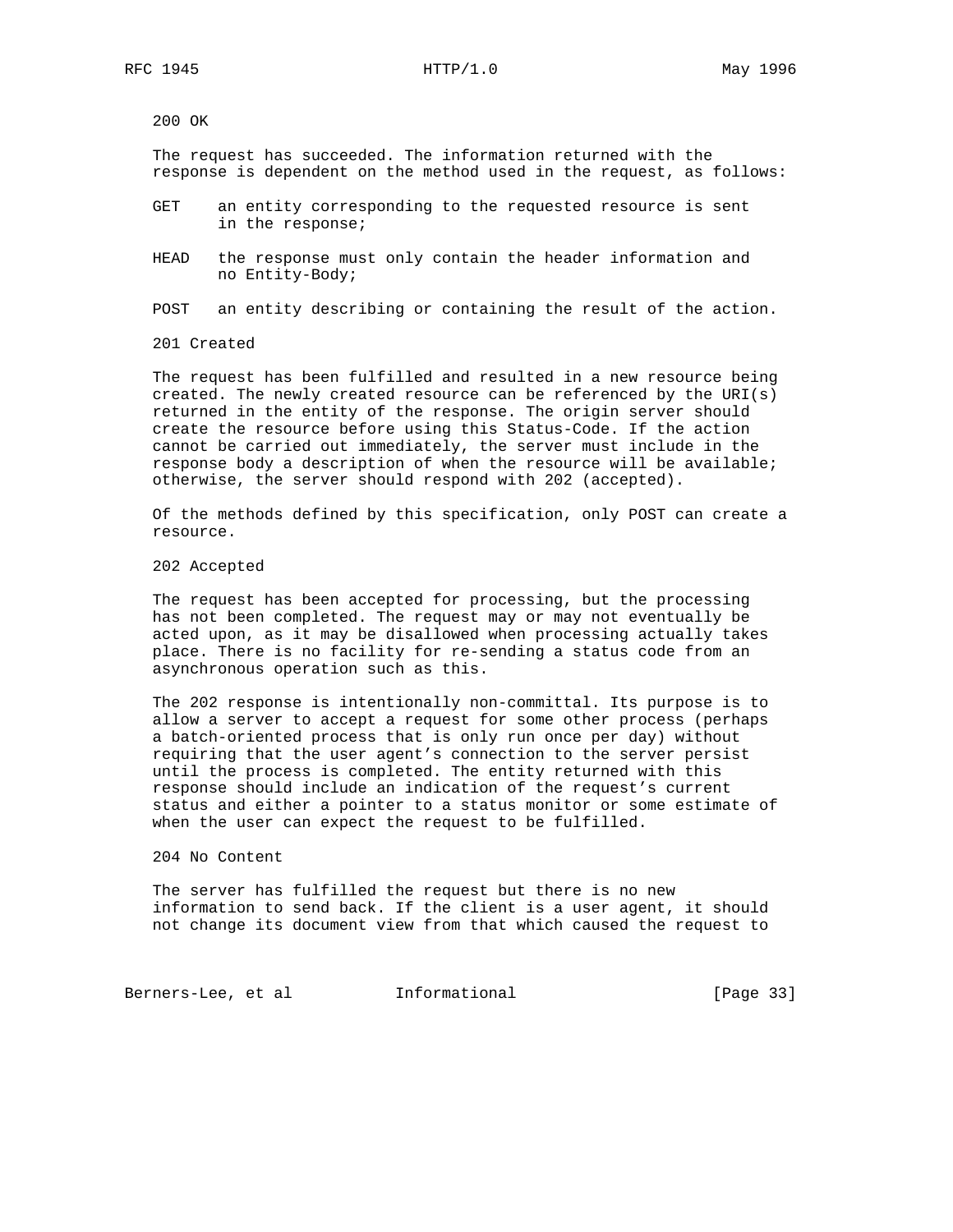200 OK

The request has succeeded. The information returned with the response is dependent on the method used in the request, as follows:

GET an entity corresponding to the requested resource is sent in the response;

HEAD the response must only contain the header information and no Entity-Body;

POST an entity describing or containing the result of the action.

201 Created

The request has been fulfilled and resulted in a new resource being created. The newly created resource can be referenced by the URI(s) returned in the entity of the response. The origin server should create the resource before using this Status-Code. If the action cannot be carried out immediately, the server must include in the response body a description of when the resource will be available; otherwise, the server should respond with 202 (accepted).

Of the methods defined by this specification, only POST can create a resource.

202 Accepted

The request has been accepted for processing, but the processing has not been completed. The request may or may not eventually be acted upon, as it may be disallowed when processing actually takes place. There is no facility for re-sending a status code from an asynchronous operation such as this.

The 202 response is intentionally non-committal. Its purpose is to allow a server to accept a request for some other process (perhaps a batch-oriented process that is only run once per day) without requiring that the user agent's connection to the server persist until the process is completed. The entity returned with this response should include an indication of the request's current status and either a pointer to a status monitor or some estimate of when the user can expect the request to be fulfilled.

204 No Content

The server has fulfilled the request but there is no new information to send back. If the client is a user agent, it should not change its document view from that which caused the request to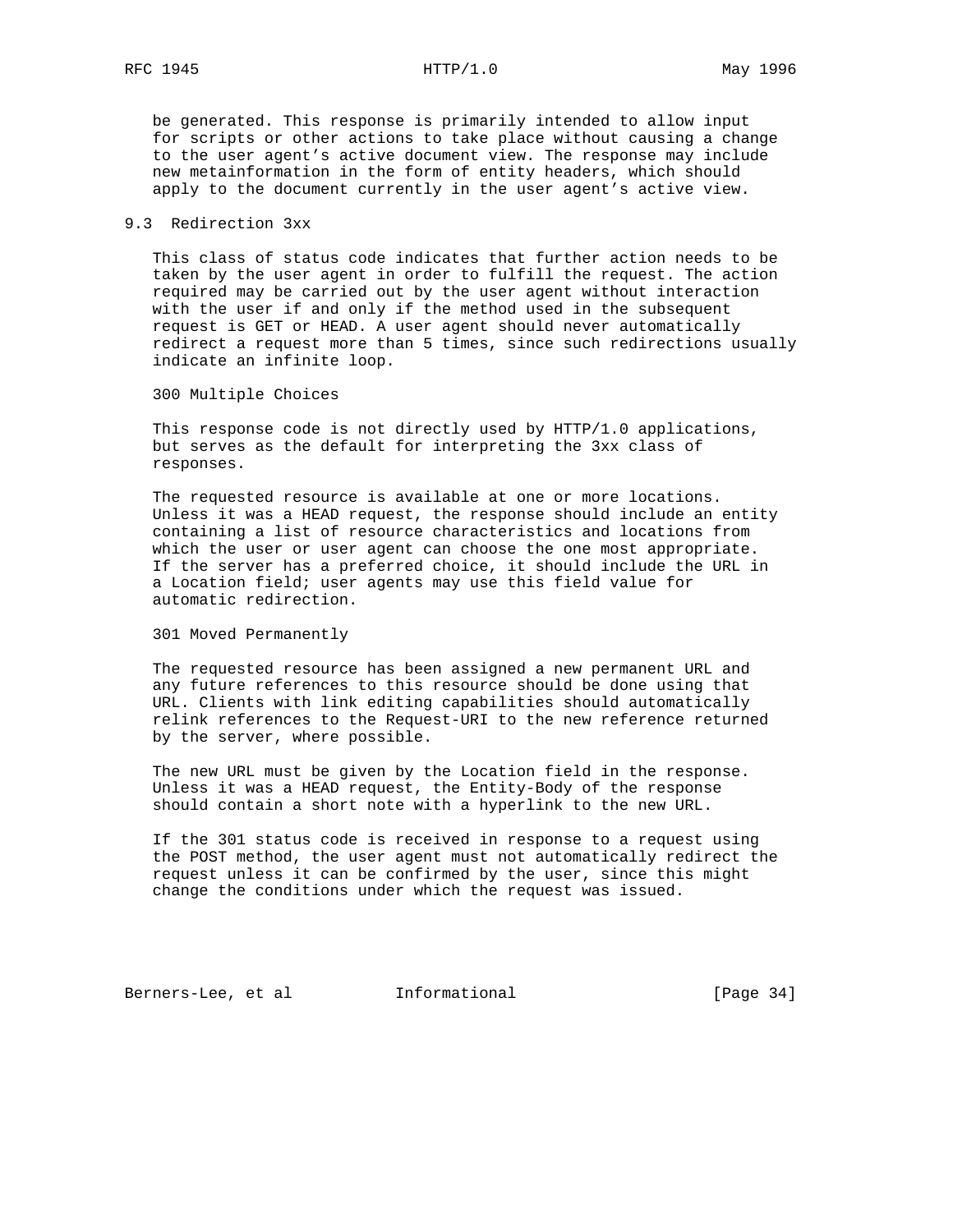be generated. This response is primarily intended to allow input for scripts or other actions to take place without causing a change to the user agent's active document view. The response may include new metainformation in the form of entity headers, which should apply to the document currently in the user agent's active view.

## 9.3 Redirection 3xx

This class of status code indicates that further action needs to be taken by the user agent in order to fulfill the request. The action required may be carried out by the user agent without interaction with the user if and only if the method used in the subsequent request is GET or HEAD. A user agent should never automatically redirect a request more than 5 times, since such redirections usually indicate an infinite loop.

300 Multiple Choices

This response code is not directly used by HTTP/1.0 applications, but serves as the default for interpreting the 3xx class of responses.

The requested resource is available at one or more locations. Unless it was a HEAD request, the response should include an entity containing a list of resource characteristics and locations from which the user or user agent can choose the one most appropriate. If the server has a preferred choice, it should include the URL in a Location field; user agents may use this field value for automatic redirection.

301 Moved Permanently

The requested resource has been assigned a new permanent URL and any future references to this resource should be done using that URL. Clients with link editing capabilities should automatically relink references to the Request-URI to the new reference returned by the server, where possible.

The new URL must be given by the Location field in the response. Unless it was a HEAD request, the Entity-Body of the response should contain a short note with a hyperlink to the new URL.

If the 301 status code is received in response to a request using the POST method, the user agent must not automatically redirect the request unless it can be confirmed by the user, since this might change the conditions under which the request was issued.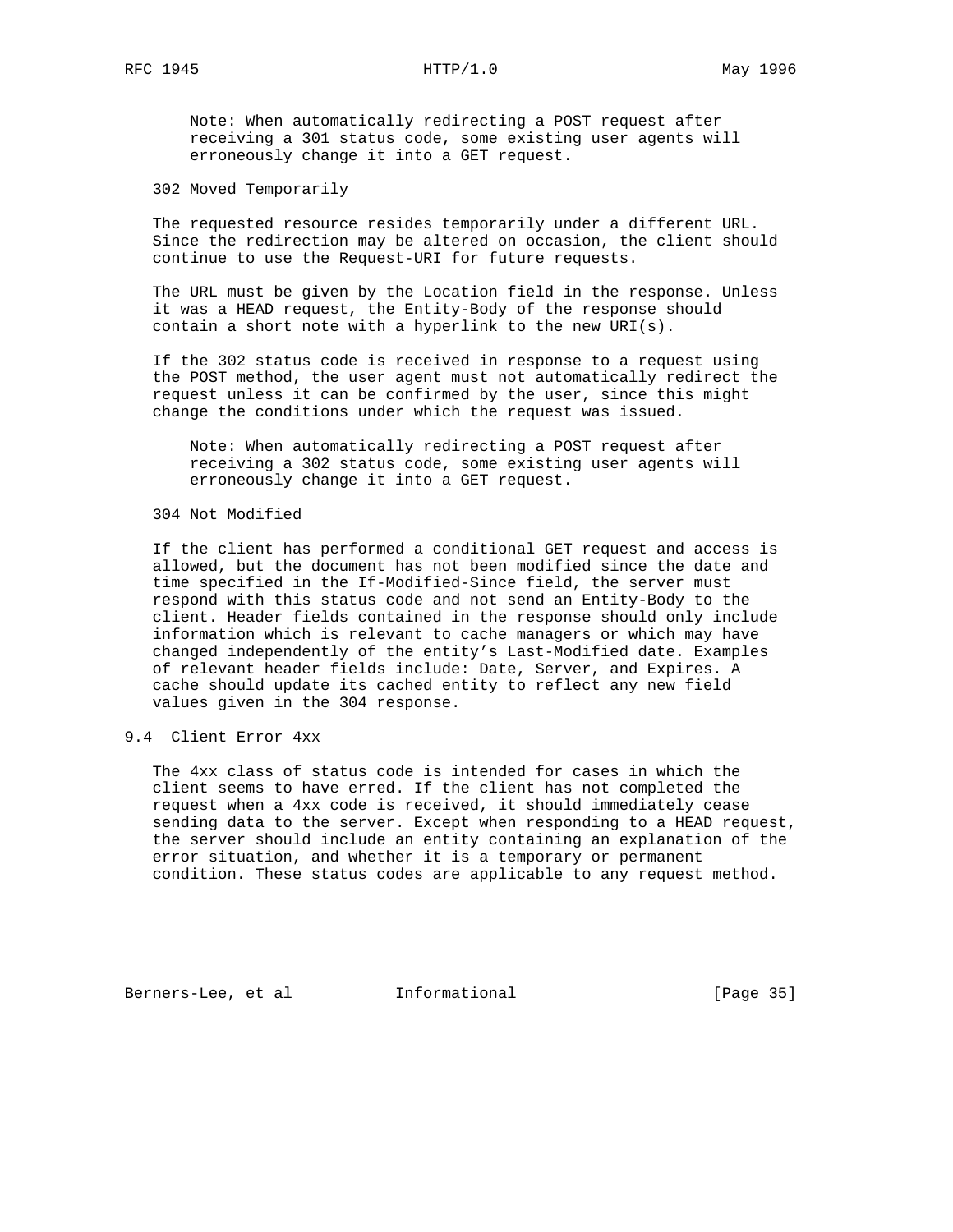> Note: When automatically redirecting a POST request after receiving a 301 status code, some existing user agents will erroneously change it into a GET request.

### 302 Moved Temporarily

The requested resource resides temporarily under a different URL. Since the redirection may be altered on occasion, the client should continue to use the Request-URI for future requests.

The URL must be given by the Location field in the response. Unless it was a HEAD request, the Entity-Body of the response should contain a short note with a hyperlink to the new URI(s).

If the 302 status code is received in response to a request using the POST method, the user agent must not automatically redirect the request unless it can be confirmed by the user, since this might change the conditions under which the request was issued.

> Note: When automatically redirecting a POST request after receiving a 302 status code, some existing user agents will erroneously change it into a GET request.

### 304 Not Modified

If the client has performed a conditional GET request and access is allowed, but the document has not been modified since the date and time specified in the If-Modified-Since field, the server must respond with this status code and not send an Entity-Body to the client. Header fields contained in the response should only include information which is relevant to cache managers or which may have changed independently of the entity's Last-Modified date. Examples of relevant header fields include: Date, Server, and Expires. A cache should update its cached entity to reflect any new field values given in the 304 response.

## 9.4 Client Error 4xx

The 4xx class of status code is intended for cases in which the client seems to have erred. If the client has not completed the request when a 4xx code is received, it should immediately cease sending data to the server. Except when responding to a HEAD request, the server should include an entity containing an explanation of the error situation, and whether it is a temporary or permanent condition. These status codes are applicable to any request method.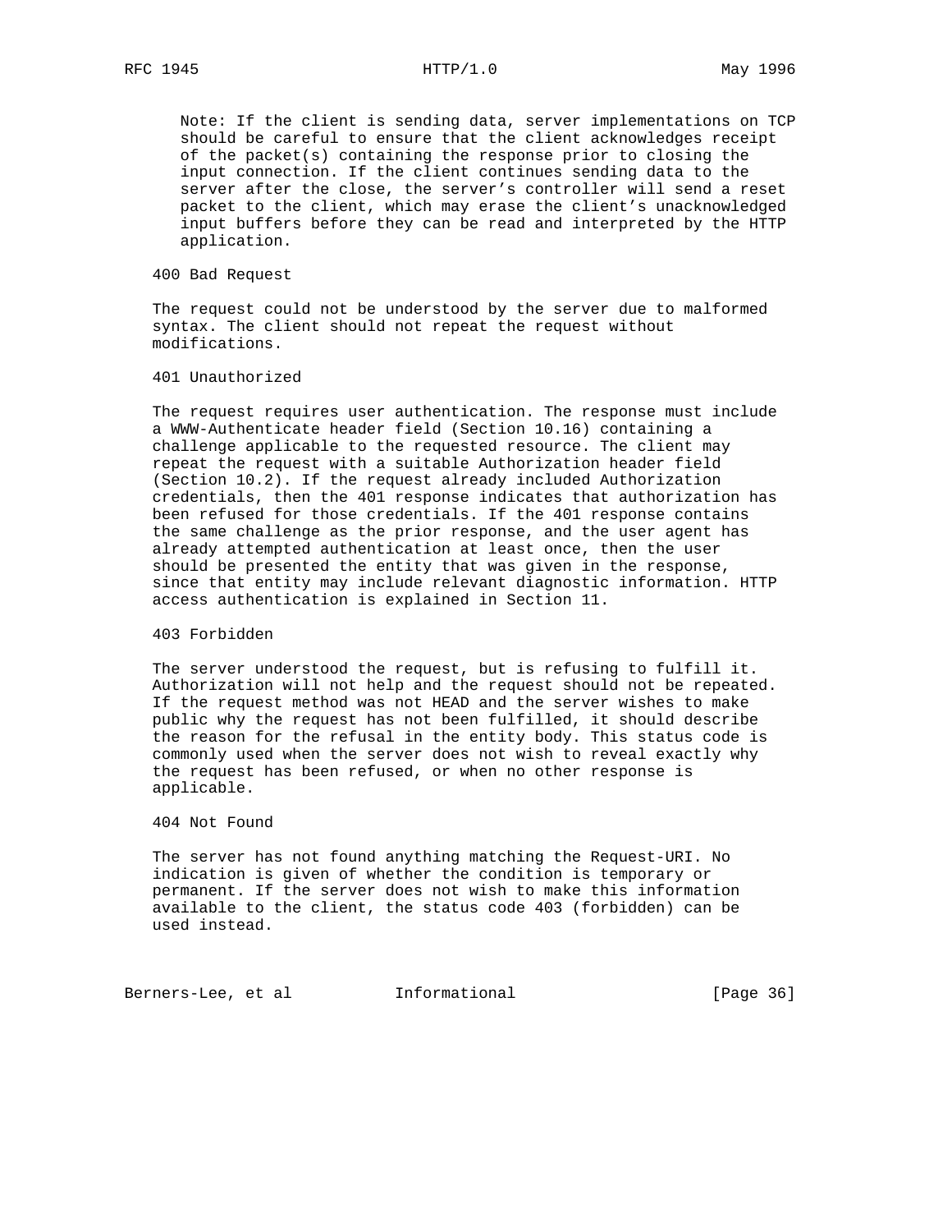Note: If the client is sending data, server implementations on TCP should be careful to ensure that the client acknowledges receipt of the packet(s) containing the response prior to closing the input connection. If the client continues sending data to the server after the close, the server's controller will send a reset packet to the client, which may erase the client's unacknowledged input buffers before they can be read and interpreted by the HTTP application.

400 Bad Request

The request could not be understood by the server due to malformed syntax. The client should not repeat the request without modifications.

401 Unauthorized

The request requires user authentication. The response must include a WWW-Authenticate header field (Section 10.16) containing a challenge applicable to the requested resource. The client may repeat the request with a suitable Authorization header field (Section 10.2). If the request already included Authorization credentials, then the 401 response indicates that authorization has been refused for those credentials. If the 401 response contains the same challenge as the prior response, and the user agent has already attempted authentication at least once, then the user should be presented the entity that was given in the response, since that entity may include relevant diagnostic information. HTTP access authentication is explained in Section 11.

403 Forbidden

The server understood the request, but is refusing to fulfill it. Authorization will not help and the request should not be repeated. If the request method was not HEAD and the server wishes to make public why the request has not been fulfilled, it should describe the reason for the refusal in the entity body. This status code is commonly used when the server does not wish to reveal exactly why the request has been refused, or when no other response is applicable.

404 Not Found

The server has not found anything matching the Request-URI. No indication is given of whether the condition is temporary or permanent. If the server does not wish to make this information available to the client, the status code 403 (forbidden) can be used instead.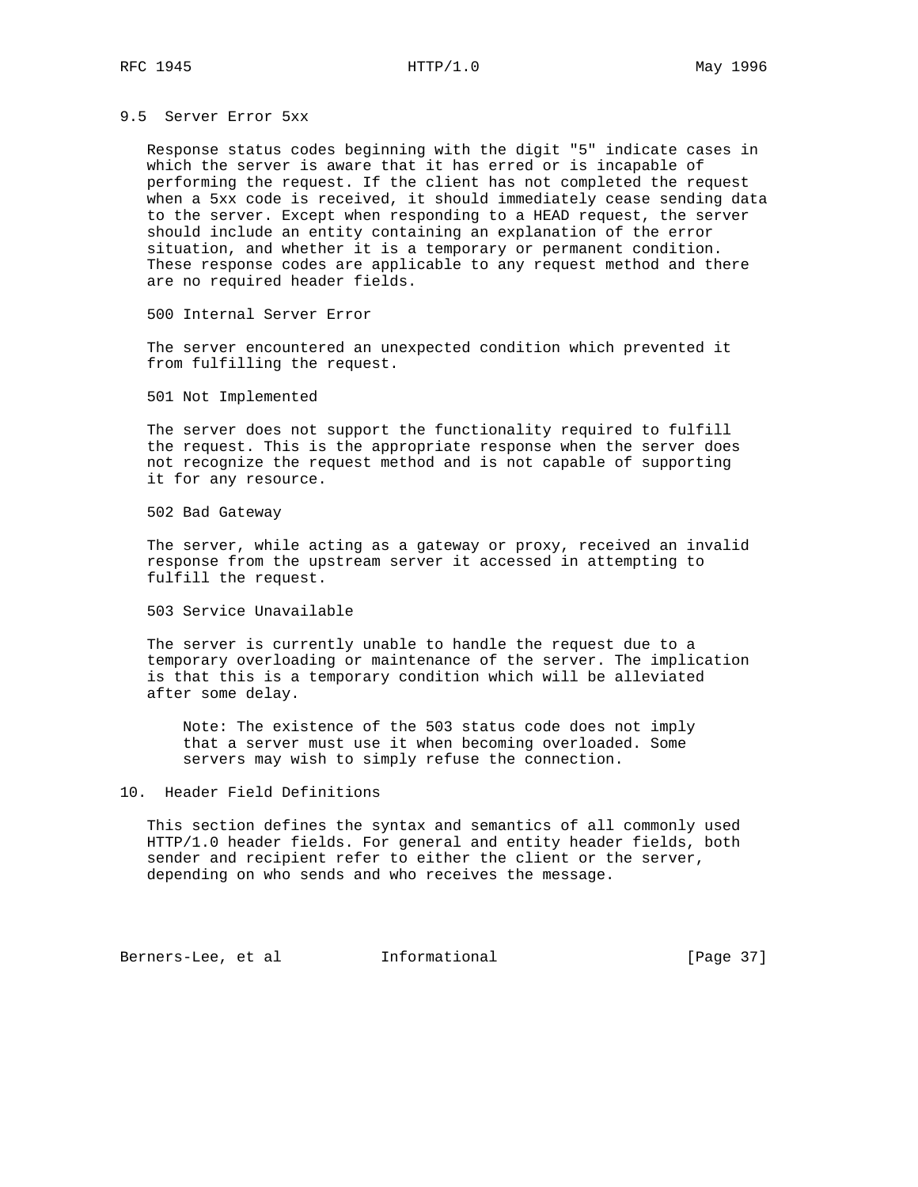## 9.5 Server Error 5xx

Response status codes beginning with the digit "5" indicate cases in which the server is aware that it has erred or is incapable of performing the request. If the client has not completed the request when a 5xx code is received, it should immediately cease sending data to the server. Except when responding to a HEAD request, the server should include an entity containing an explanation of the error situation, and whether it is a temporary or permanent condition. These response codes are applicable to any request method and there are no required header fields.

500 Internal Server Error

The server encountered an unexpected condition which prevented it from fulfilling the request.

501 Not Implemented

The server does not support the functionality required to fulfill the request. This is the appropriate response when the server does not recognize the request method and is not capable of supporting it for any resource.

502 Bad Gateway

The server, while acting as a gateway or proxy, received an invalid response from the upstream server it accessed in attempting to fulfill the request.

503 Service Unavailable

The server is currently unable to handle the request due to a temporary overloading or maintenance of the server. The implication is that this is a temporary condition which will be alleviated after some delay.

> Note: The existence of the 503 status code does not imply that a server must use it when becoming overloaded. Some servers may wish to simply refuse the connection.

# 10. Header Field Definitions

This section defines the syntax and semantics of all commonly used HTTP/1.0 header fields. For general and entity header fields, both sender and recipient refer to either the client or the server, depending on who sends and who receives the message.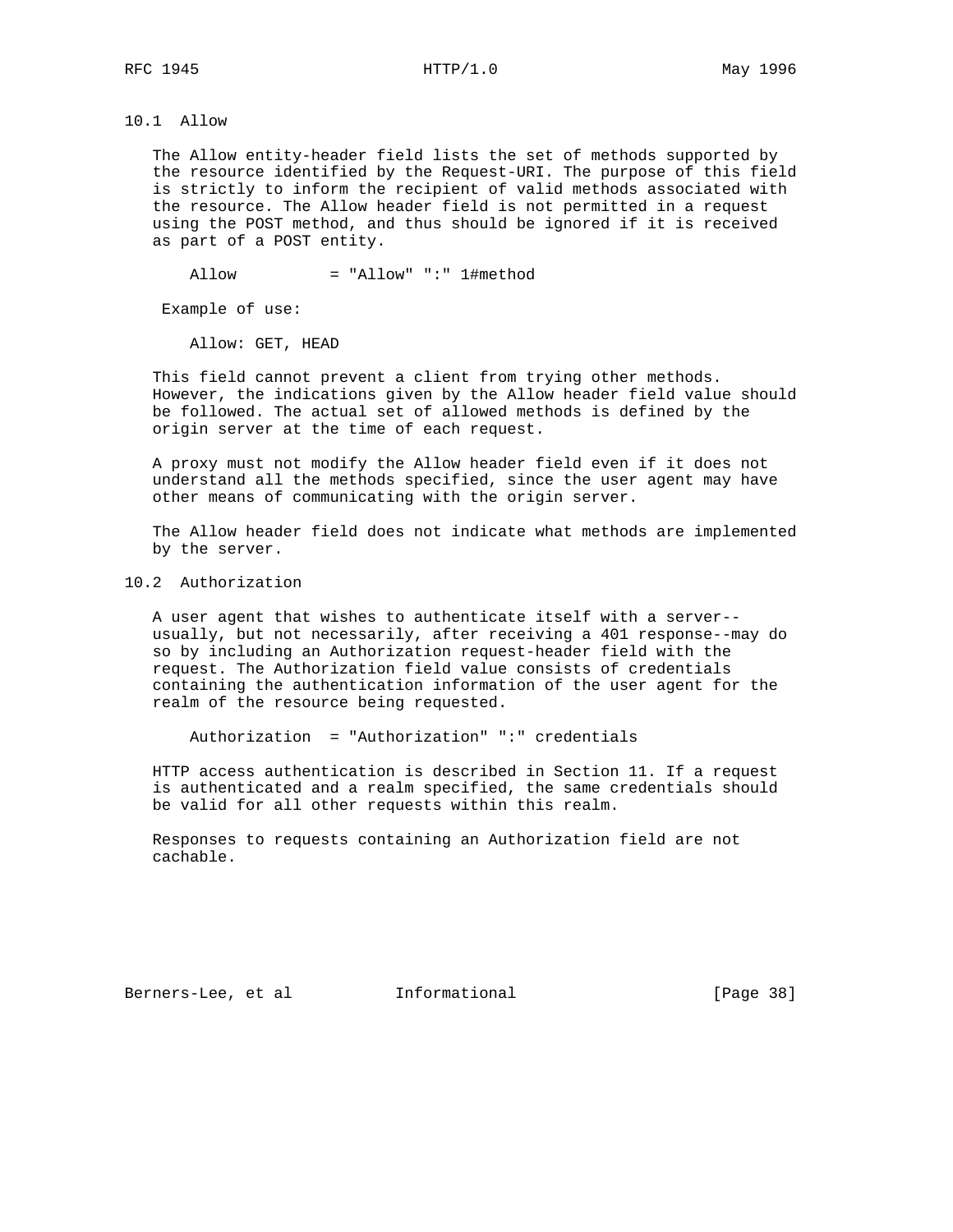### 10.1 Allow

The Allow entity-header field lists the set of methods supported by the resource identified by the Request-URI. The purpose of this field is strictly to inform the recipient of valid methods associated with the resource. The Allow header field is not permitted in a request using the POST method, and thus should be ignored if it is received as part of a POST entity.

```
Allow          = "Allow" ":" 1#method
```

Example of use:

```
Allow: GET, HEAD
```

This field cannot prevent a client from trying other methods. However, the indications given by the Allow header field value should be followed. The actual set of allowed methods is defined by the origin server at the time of each request.

A proxy must not modify the Allow header field even if it does not understand all the methods specified, since the user agent may have other means of communicating with the origin server.

The Allow header field does not indicate what methods are implemented by the server.

### 10.2 Authorization

A user agent that wishes to authenticate itself with a server--usually, but not necessarily, after receiving a 401 response--may do so by including an Authorization request-header field with the request. The Authorization field value consists of credentials containing the authentication information of the user agent for the realm of the resource being requested.

```
Authorization  = "Authorization" ":" credentials
```

HTTP access authentication is described in Section 11. If a request is authenticated and a realm specified, the same credentials should be valid for all other requests within this realm.

Responses to requests containing an Authorization field are not cachable.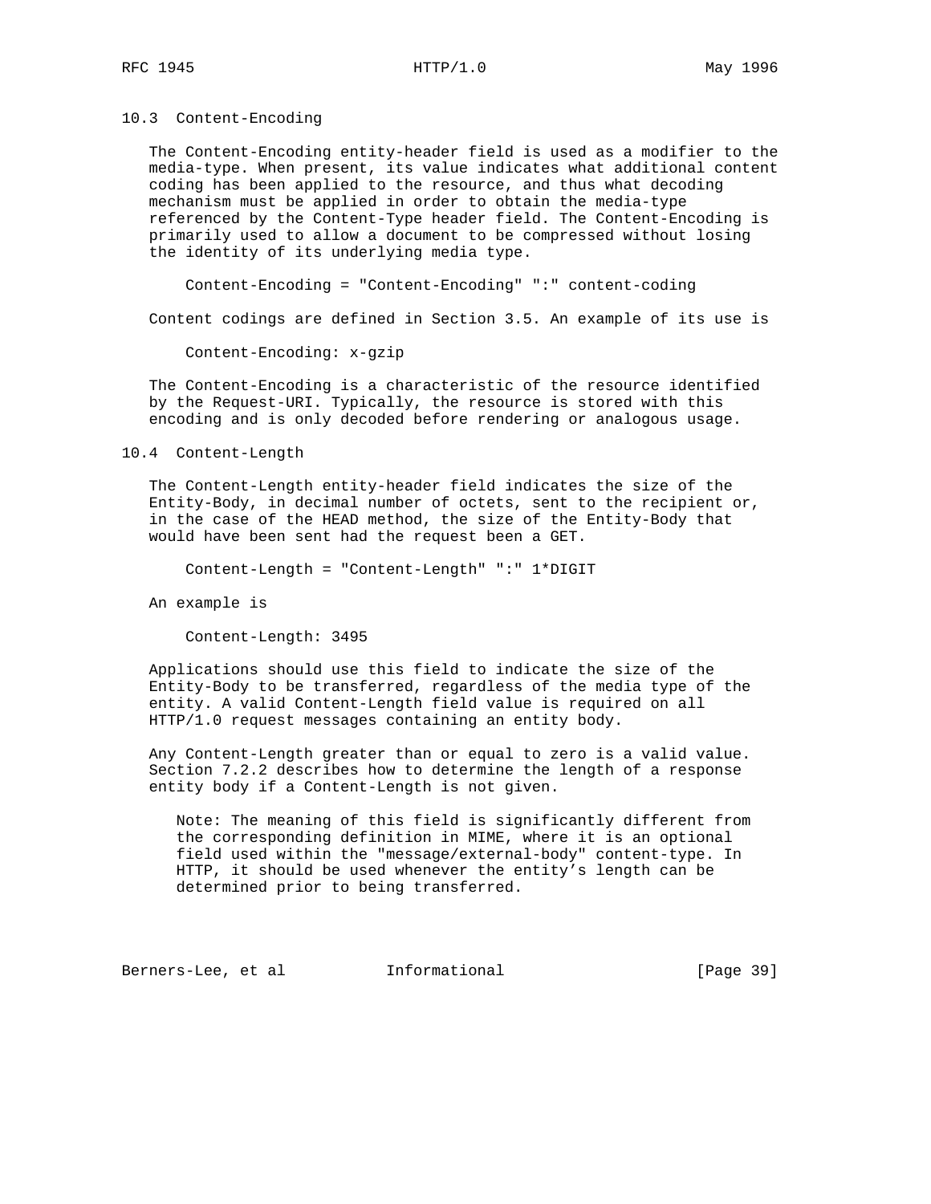### 10.3 Content-Encoding

The Content-Encoding entity-header field is used as a modifier to the media-type. When present, its value indicates what additional content coding has been applied to the resource, and thus what decoding mechanism must be applied in order to obtain the media-type referenced by the Content-Type header field. The Content-Encoding is primarily used to allow a document to be compressed without losing the identity of its underlying media type.

```
Content-Encoding = "Content-Encoding" ":" content-coding
```

Content codings are defined in Section 3.5. An example of its use is

```
Content-Encoding: x-gzip
```

The Content-Encoding is a characteristic of the resource identified by the Request-URI. Typically, the resource is stored with this encoding and is only decoded before rendering or analogous usage.

### 10.4 Content-Length

The Content-Length entity-header field indicates the size of the Entity-Body, in decimal number of octets, sent to the recipient or, in the case of the HEAD method, the size of the Entity-Body that would have been sent had the request been a GET.

```
Content-Length = "Content-Length" ":" 1*DIGIT
```

An example is

```
Content-Length: 3495
```

Applications should use this field to indicate the size of the Entity-Body to be transferred, regardless of the media type of the entity. A valid Content-Length field value is required on all HTTP/1.0 request messages containing an entity body.

Any Content-Length greater than or equal to zero is a valid value. Section 7.2.2 describes how to determine the length of a response entity body if a Content-Length is not given.

> Note: The meaning of this field is significantly different from the corresponding definition in MIME, where it is an optional field used within the "message/external-body" content-type. In HTTP, it should be used whenever the entity's length can be determined prior to being transferred.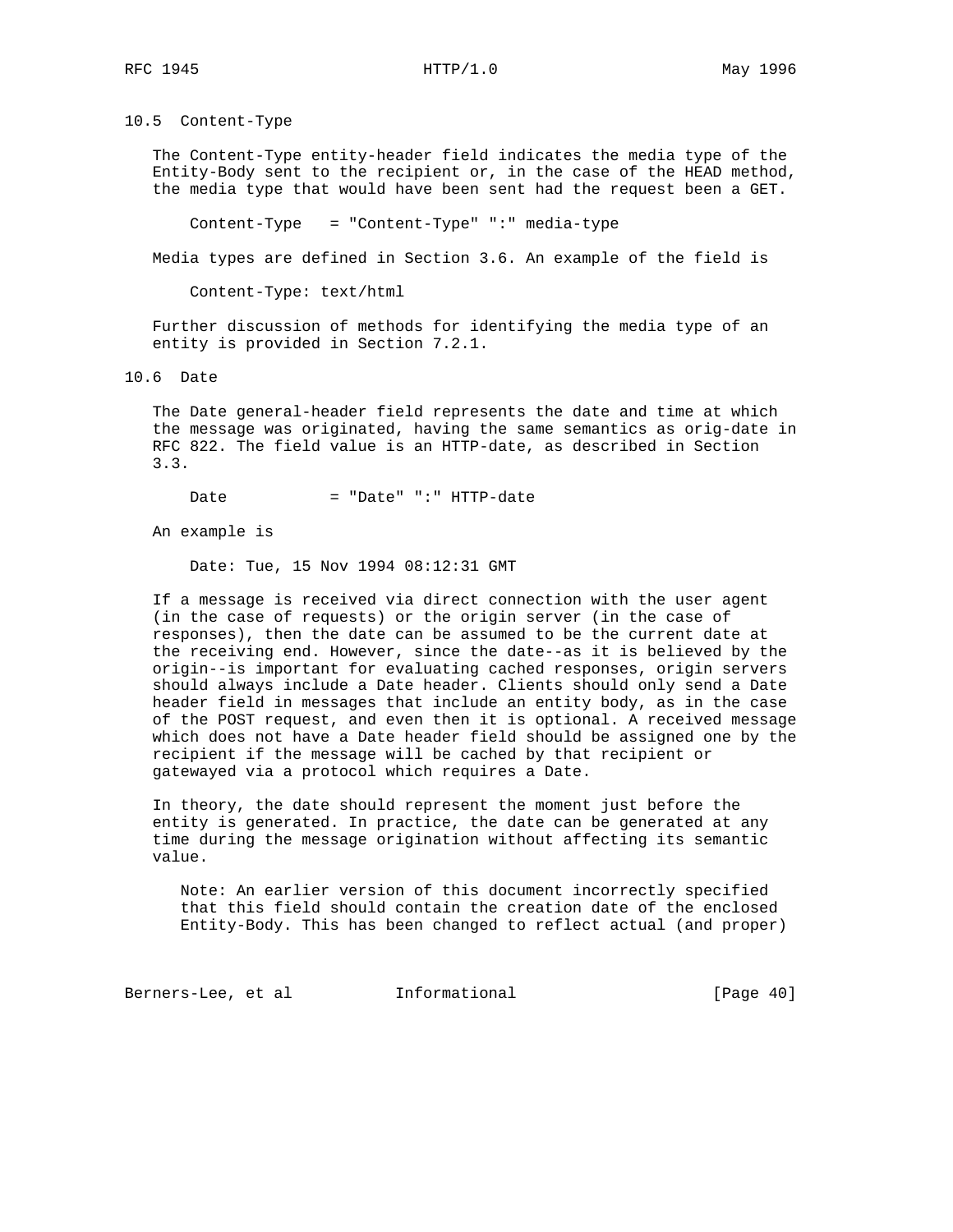### 10.5 Content-Type

The Content-Type entity-header field indicates the media type of the Entity-Body sent to the recipient or, in the case of the HEAD method, the media type that would have been sent had the request been a GET.

```
Content-Type   = "Content-Type" ":" media-type
```

Media types are defined in Section 3.6. An example of the field is

```
Content-Type: text/html
```

Further discussion of methods for identifying the media type of an entity is provided in Section 7.2.1.

### 10.6 Date

The Date general-header field represents the date and time at which the message was originated, having the same semantics as orig-date in RFC 822. The field value is an HTTP-date, as described in Section 3.3.

```
Date           = "Date" ":" HTTP-date
```

An example is

```
Date: Tue, 15 Nov 1994 08:12:31 GMT
```

If a message is received via direct connection with the user agent (in the case of requests) or the origin server (in the case of responses), then the date can be assumed to be the current date at the receiving end. However, since the date--as it is believed by the origin--is important for evaluating cached responses, origin servers should always include a Date header. Clients should only send a Date header field in messages that include an entity body, as in the case of the POST request, and even then it is optional. A received message which does not have a Date header field should be assigned one by the recipient if the message will be cached by that recipient or gatewayed via a protocol which requires a Date.

In theory, the date should represent the moment just before the entity is generated. In practice, the date can be generated at any time during the message origination without affecting its semantic value.

> Note: An earlier version of this document incorrectly specified that this field should contain the creation date of the enclosed Entity-Body. This has been changed to reflect actual (and proper)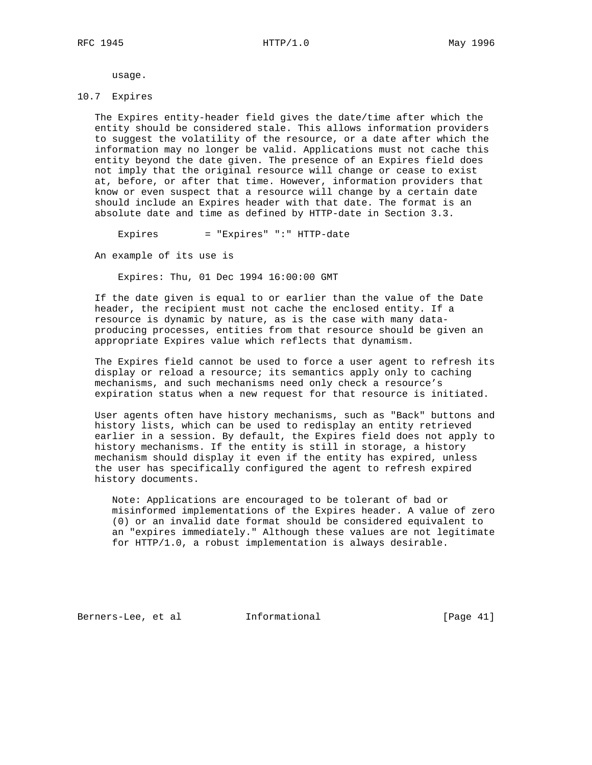usage.

## 10.7 Expires

The Expires entity-header field gives the date/time after which the entity should be considered stale. This allows information providers to suggest the volatility of the resource, or a date after which the information may no longer be valid. Applications must not cache this entity beyond the date given. The presence of an Expires field does not imply that the original resource will change or cease to exist at, before, or after that time. However, information providers that know or even suspect that a resource will change by a certain date should include an Expires header with that date. The format is an absolute date and time as defined by HTTP-date in Section 3.3.

```
Expires        = "Expires" ":" HTTP-date
```

An example of its use is

```
Expires: Thu, 01 Dec 1994 16:00:00 GMT
```

If the date given is equal to or earlier than the value of the Date header, the recipient must not cache the enclosed entity. If a resource is dynamic by nature, as is the case with many data-producing processes, entities from that resource should be given an appropriate Expires value which reflects that dynamism.

The Expires field cannot be used to force a user agent to refresh its display or reload a resource; its semantics apply only to caching mechanisms, and such mechanisms need only check a resource's expiration status when a new request for that resource is initiated.

User agents often have history mechanisms, such as "Back" buttons and history lists, which can be used to redisplay an entity retrieved earlier in a session. By default, the Expires field does not apply to history mechanisms. If the entity is still in storage, a history mechanism should display it even if the entity has expired, unless the user has specifically configured the agent to refresh expired history documents.

Note: Applications are encouraged to be tolerant of bad or misinformed implementations of the Expires header. A value of zero (0) or an invalid date format should be considered equivalent to an "expires immediately." Although these values are not legitimate for HTTP/1.0, a robust implementation is always desirable.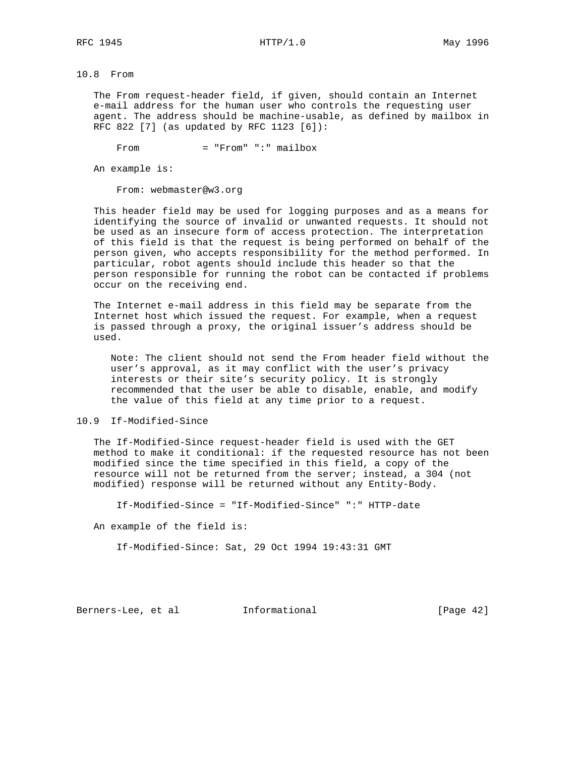### 10.8 From

The From request-header field, if given, should contain an Internet e-mail address for the human user who controls the requesting user agent. The address should be machine-usable, as defined by mailbox in RFC 822 [7] (as updated by RFC 1123 [6]):

```
From           = "From" ":" mailbox
```

An example is:

```
From: webmaster@w3.org
```

This header field may be used for logging purposes and as a means for identifying the source of invalid or unwanted requests. It should not be used as an insecure form of access protection. The interpretation of this field is that the request is being performed on behalf of the person given, who accepts responsibility for the method performed. In particular, robot agents should include this header so that the person responsible for running the robot can be contacted if problems occur on the receiving end.

The Internet e-mail address in this field may be separate from the Internet host which issued the request. For example, when a request is passed through a proxy, the original issuer's address should be used.

> Note: The client should not send the From header field without the user's approval, as it may conflict with the user's privacy interests or their site's security policy. It is strongly recommended that the user be able to disable, enable, and modify the value of this field at any time prior to a request.

### 10.9 If-Modified-Since

The If-Modified-Since request-header field is used with the GET method to make it conditional: if the requested resource has not been modified since the time specified in this field, a copy of the resource will not be returned from the server; instead, a 304 (not modified) response will be returned without any Entity-Body.

```
If-Modified-Since = "If-Modified-Since" ":" HTTP-date
```

An example of the field is:

```
If-Modified-Since: Sat, 29 Oct 1994 19:43:31 GMT
```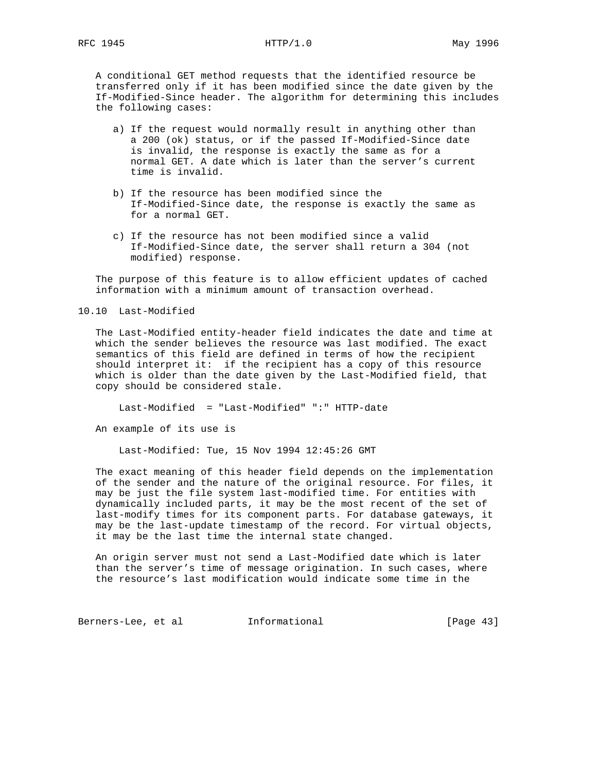A conditional GET method requests that the identified resource be transferred only if it has been modified since the date given by the If-Modified-Since header. The algorithm for determining this includes the following cases:

a) If the request would normally result in anything other than a 200 (ok) status, or if the passed If-Modified-Since date is invalid, the response is exactly the same as for a normal GET. A date which is later than the server's current time is invalid.

b) If the resource has been modified since the If-Modified-Since date, the response is exactly the same as for a normal GET.

c) If the resource has not been modified since a valid If-Modified-Since date, the server shall return a 304 (not modified) response.

The purpose of this feature is to allow efficient updates of cached information with a minimum amount of transaction overhead.

## 10.10 Last-Modified

The Last-Modified entity-header field indicates the date and time at which the sender believes the resource was last modified. The exact semantics of this field are defined in terms of how the recipient should interpret it: if the recipient has a copy of this resource which is older than the date given by the Last-Modified field, that copy should be considered stale.

```
Last-Modified  = "Last-Modified" ":" HTTP-date
```

An example of its use is

```
Last-Modified: Tue, 15 Nov 1994 12:45:26 GMT
```

The exact meaning of this header field depends on the implementation of the sender and the nature of the original resource. For files, it may be just the file system last-modified time. For entities with dynamically included parts, it may be the most recent of the set of last-modify times for its component parts. For database gateways, it may be the last-update timestamp of the record. For virtual objects, it may be the last time the internal state changed.

An origin server must not send a Last-Modified date which is later than the server's time of message origination. In such cases, where the resource's last modification would indicate some time in the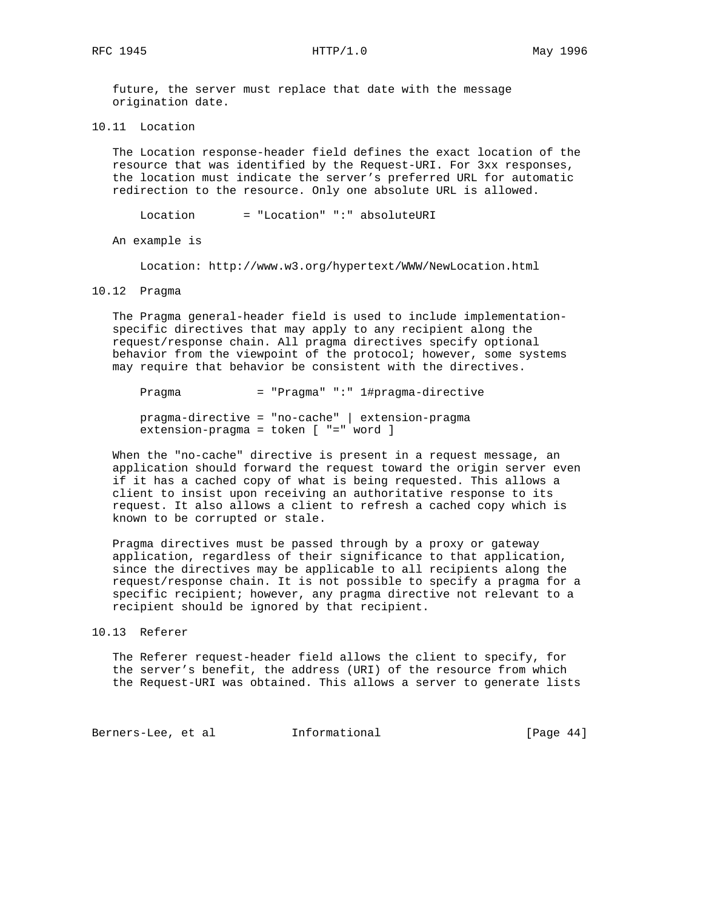future, the server must replace that date with the message origination date.

### 10.11 Location

The Location response-header field defines the exact location of the resource that was identified by the Request-URI. For 3xx responses, the location must indicate the server's preferred URL for automatic redirection to the resource. Only one absolute URL is allowed.

```
Location       = "Location" ":" absoluteURI
```

An example is

```
Location: http://www.w3.org/hypertext/WWW/NewLocation.html
```

### 10.12 Pragma

The Pragma general-header field is used to include implementation-specific directives that may apply to any recipient along the request/response chain. All pragma directives specify optional behavior from the viewpoint of the protocol; however, some systems may require that behavior be consistent with the directives.

```
Pragma           = "Pragma" ":" 1#pragma-directive

pragma-directive = "no-cache" | extension-pragma
extension-pragma = token [ "=" word ]
```

When the "no-cache" directive is present in a request message, an application should forward the request toward the origin server even if it has a cached copy of what is being requested. This allows a client to insist upon receiving an authoritative response to its request. It also allows a client to refresh a cached copy which is known to be corrupted or stale.

Pragma directives must be passed through by a proxy or gateway application, regardless of their significance to that application, since the directives may be applicable to all recipients along the request/response chain. It is not possible to specify a pragma for a specific recipient; however, any pragma directive not relevant to a recipient should be ignored by that recipient.

### 10.13 Referer

The Referer request-header field allows the client to specify, for the server's benefit, the address (URI) of the resource from which the Request-URI was obtained. This allows a server to generate lists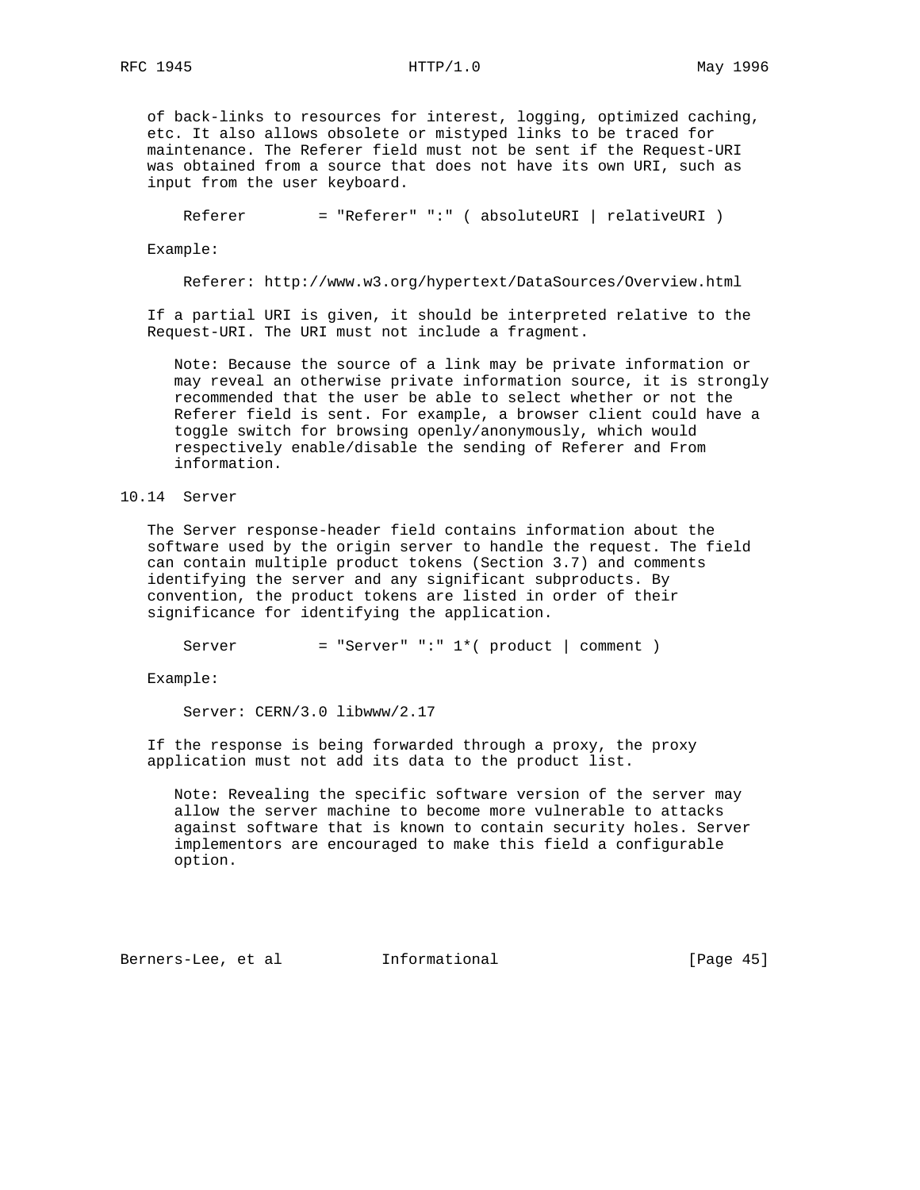of back-links to resources for interest, logging, optimized caching, etc. It also allows obsolete or mistyped links to be traced for maintenance. The Referer field must not be sent if the Request-URI was obtained from a source that does not have its own URI, such as input from the user keyboard.

```
Referer        = "Referer" ":" ( absoluteURI | relativeURI )
```

Example:

```
Referer: http://www.w3.org/hypertext/DataSources/Overview.html
```

If a partial URI is given, it should be interpreted relative to the Request-URI. The URI must not include a fragment.

> Note: Because the source of a link may be private information or may reveal an otherwise private information source, it is strongly recommended that the user be able to select whether or not the Referer field is sent. For example, a browser client could have a toggle switch for browsing openly/anonymously, which would respectively enable/disable the sending of Referer and From information.

## 10.14 Server

The Server response-header field contains information about the software used by the origin server to handle the request. The field can contain multiple product tokens (Section 3.7) and comments identifying the server and any significant subproducts. By convention, the product tokens are listed in order of their significance for identifying the application.

```
Server         = "Server" ":" 1*( product | comment )
```

Example:

```
Server: CERN/3.0 libwww/2.17
```

If the response is being forwarded through a proxy, the proxy application must not add its data to the product list.

> Note: Revealing the specific software version of the server may allow the server machine to become more vulnerable to attacks against software that is known to contain security holes. Server implementors are encouraged to make this field a configurable option.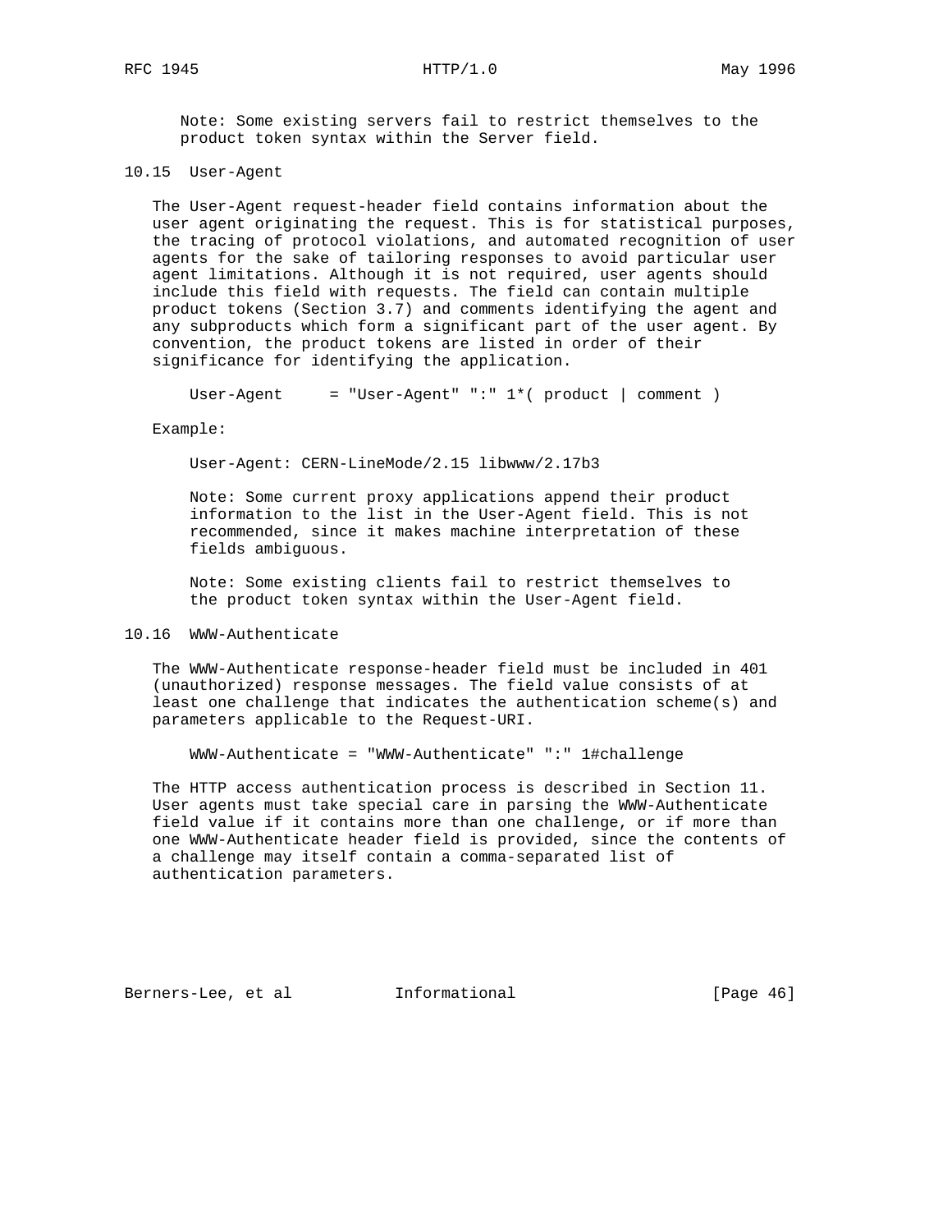Note: Some existing servers fail to restrict themselves to the product token syntax within the Server field.

### 10.15 User-Agent

The User-Agent request-header field contains information about the user agent originating the request. This is for statistical purposes, the tracing of protocol violations, and automated recognition of user agents for the sake of tailoring responses to avoid particular user agent limitations. Although it is not required, user agents should include this field with requests. The field can contain multiple product tokens (Section 3.7) and comments identifying the agent and any subproducts which form a significant part of the user agent. By convention, the product tokens are listed in order of their significance for identifying the application.

```
User-Agent     = "User-Agent" ":" 1*( product | comment )
```

Example:

```
User-Agent: CERN-LineMode/2.15 libwww/2.17b3
```

Note: Some current proxy applications append their product information to the list in the User-Agent field. This is not recommended, since it makes machine interpretation of these fields ambiguous.

Note: Some existing clients fail to restrict themselves to the product token syntax within the User-Agent field.

### 10.16 WWW-Authenticate

The WWW-Authenticate response-header field must be included in 401 (unauthorized) response messages. The field value consists of at least one challenge that indicates the authentication scheme(s) and parameters applicable to the Request-URI.

```
WWW-Authenticate = "WWW-Authenticate" ":" 1#challenge
```

The HTTP access authentication process is described in Section 11. User agents must take special care in parsing the WWW-Authenticate field value if it contains more than one challenge, or if more than one WWW-Authenticate header field is provided, since the contents of a challenge may itself contain a comma-separated list of authentication parameters.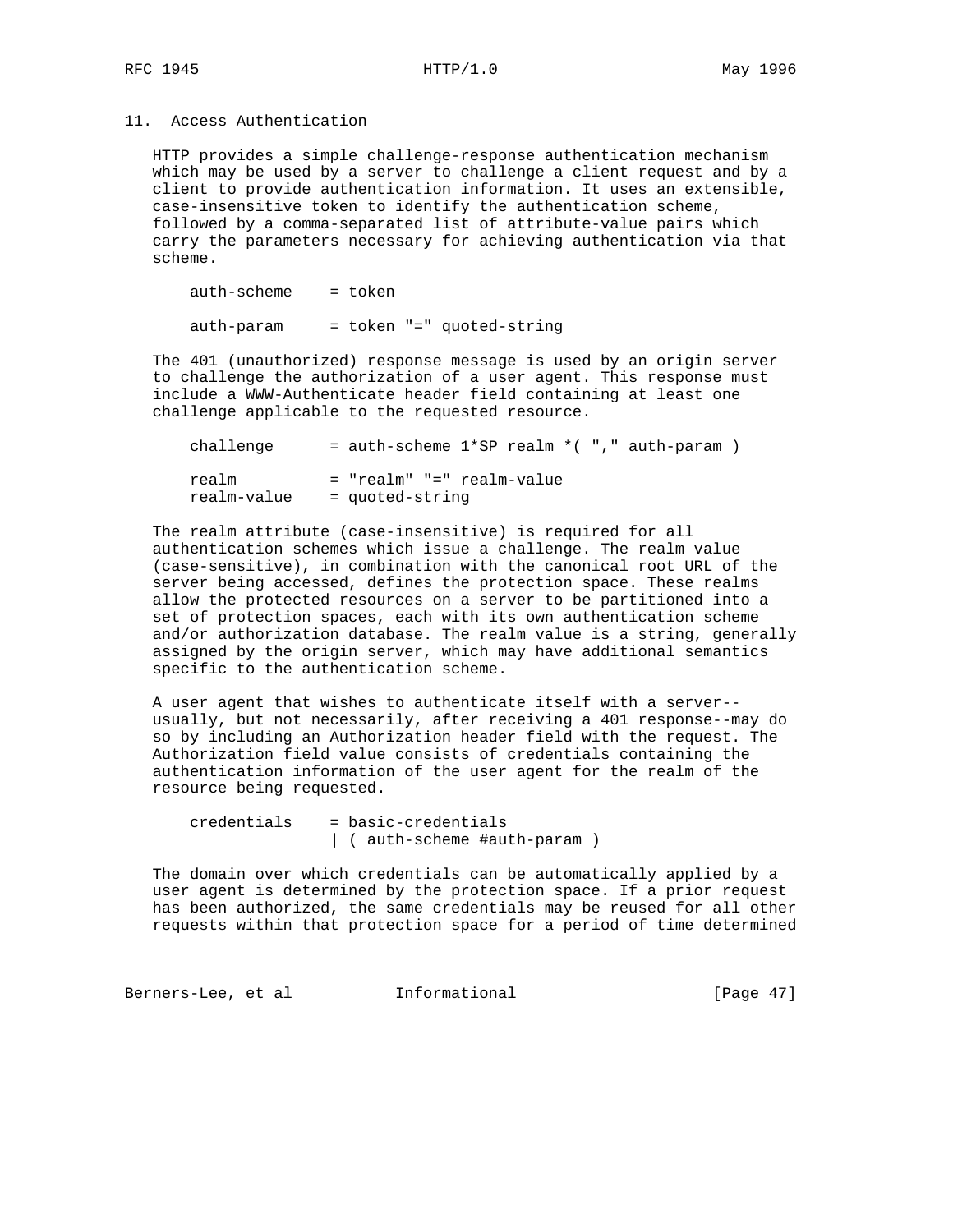## 11. Access Authentication

HTTP provides a simple challenge-response authentication mechanism which may be used by a server to challenge a client request and by a client to provide authentication information. It uses an extensible, case-insensitive token to identify the authentication scheme, followed by a comma-separated list of attribute-value pairs which carry the parameters necessary for achieving authentication via that scheme.

```
auth-scheme    = token

auth-param     = token "=" quoted-string
```

The 401 (unauthorized) response message is used by an origin server to challenge the authorization of a user agent. This response must include a WWW-Authenticate header field containing at least one challenge applicable to the requested resource.

```
challenge      = auth-scheme 1*SP realm *( "," auth-param )

realm          = "realm" "=" realm-value
realm-value    = quoted-string
```

The realm attribute (case-insensitive) is required for all authentication schemes which issue a challenge. The realm value (case-sensitive), in combination with the canonical root URL of the server being accessed, defines the protection space. These realms allow the protected resources on a server to be partitioned into a set of protection spaces, each with its own authentication scheme and/or authorization database. The realm value is a string, generally assigned by the origin server, which may have additional semantics specific to the authentication scheme.

A user agent that wishes to authenticate itself with a server-- usually, but not necessarily, after receiving a 401 response--may do so by including an Authorization header field with the request. The Authorization field value consists of credentials containing the authentication information of the user agent for the realm of the resource being requested.

```
credentials    = basic-credentials
               | ( auth-scheme #auth-param )
```

The domain over which credentials can be automatically applied by a user agent is determined by the protection space. If a prior request has been authorized, the same credentials may be reused for all other requests within that protection space for a period of time determined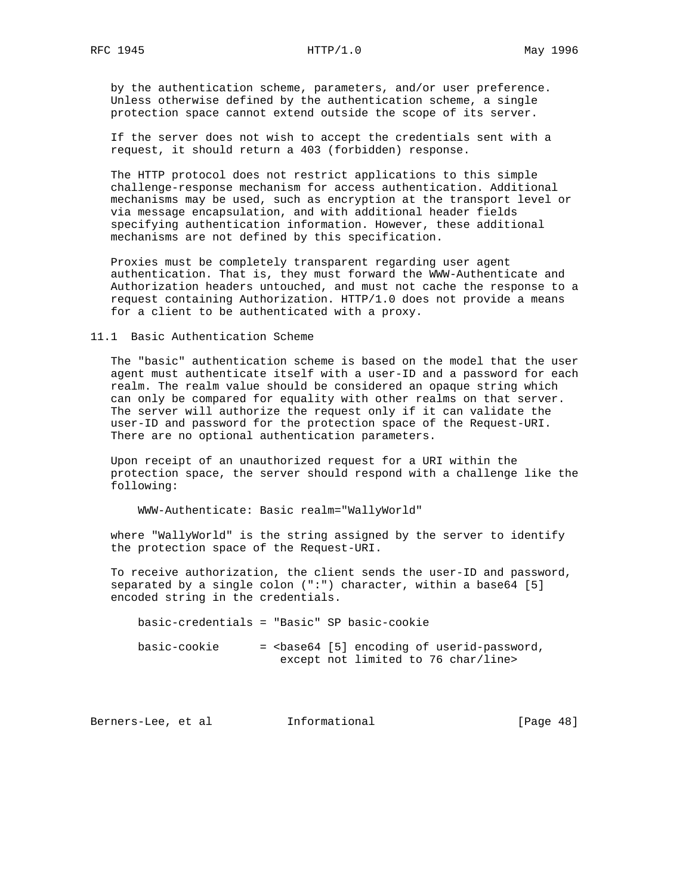by the authentication scheme, parameters, and/or user preference. Unless otherwise defined by the authentication scheme, a single protection space cannot extend outside the scope of its server.

If the server does not wish to accept the credentials sent with a request, it should return a 403 (forbidden) response.

The HTTP protocol does not restrict applications to this simple challenge-response mechanism for access authentication. Additional mechanisms may be used, such as encryption at the transport level or via message encapsulation, and with additional header fields specifying authentication information. However, these additional mechanisms are not defined by this specification.

Proxies must be completely transparent regarding user agent authentication. That is, they must forward the WWW-Authenticate and Authorization headers untouched, and must not cache the response to a request containing Authorization. HTTP/1.0 does not provide a means for a client to be authenticated with a proxy.

## 11.1 Basic Authentication Scheme

The "basic" authentication scheme is based on the model that the user agent must authenticate itself with a user-ID and a password for each realm. The realm value should be considered an opaque string which can only be compared for equality with other realms on that server. The server will authorize the request only if it can validate the user-ID and password for the protection space of the Request-URI. There are no optional authentication parameters.

Upon receipt of an unauthorized request for a URI within the protection space, the server should respond with a challenge like the following:

```
WWW-Authenticate: Basic realm="WallyWorld"
```

where "WallyWorld" is the string assigned by the server to identify the protection space of the Request-URI.

To receive authorization, the client sends the user-ID and password, separated by a single colon (":") character, within a base64 [5] encoded string in the credentials.

```
basic-credentials = "Basic" SP basic-cookie

basic-cookie      = <base64 [5] encoding of userid-password,
                     except not limited to 76 char/line>
```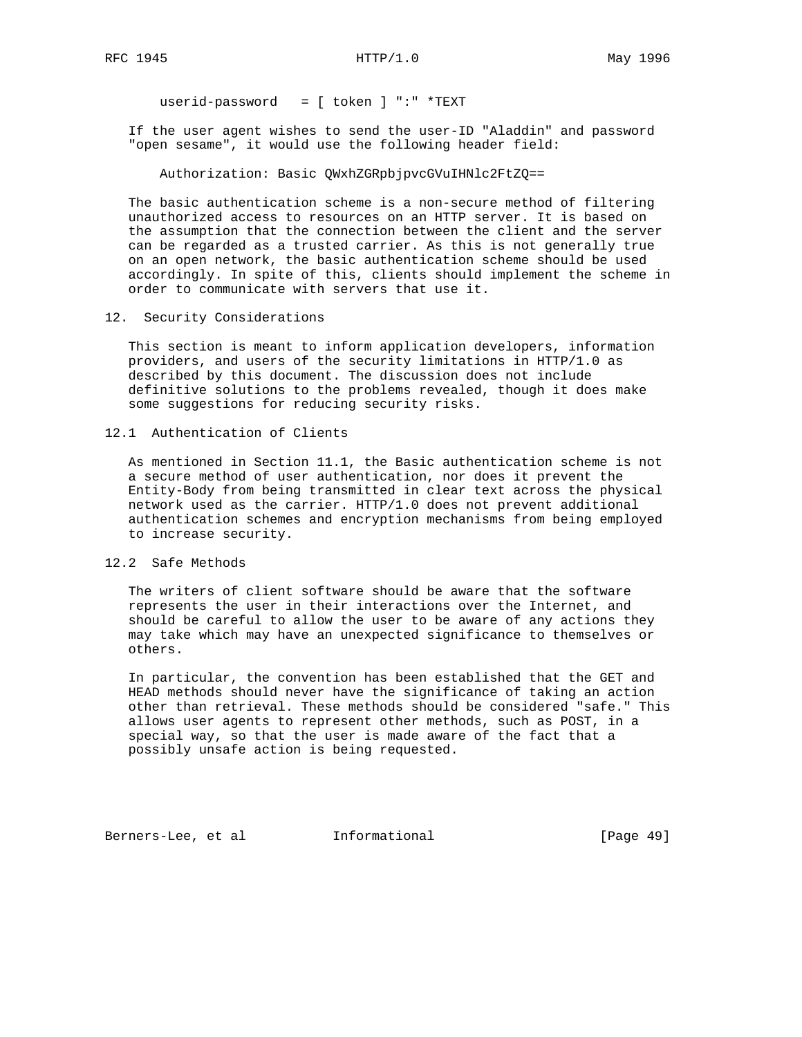```
userid-password   = [ token ] ":" *TEXT
```

If the user agent wishes to send the user-ID "Aladdin" and password "open sesame", it would use the following header field:

```
Authorization: Basic QWxhZGRpbjpvcGVuIHNlc2FtZQ==
```

The basic authentication scheme is a non-secure method of filtering unauthorized access to resources on an HTTP server. It is based on the assumption that the connection between the client and the server can be regarded as a trusted carrier. As this is not generally true on an open network, the basic authentication scheme should be used accordingly. In spite of this, clients should implement the scheme in order to communicate with servers that use it.

## 12. Security Considerations

This section is meant to inform application developers, information providers, and users of the security limitations in HTTP/1.0 as described by this document. The discussion does not include definitive solutions to the problems revealed, though it does make some suggestions for reducing security risks.

### 12.1 Authentication of Clients

As mentioned in Section 11.1, the Basic authentication scheme is not a secure method of user authentication, nor does it prevent the Entity-Body from being transmitted in clear text across the physical network used as the carrier. HTTP/1.0 does not prevent additional authentication schemes and encryption mechanisms from being employed to increase security.

### 12.2 Safe Methods

The writers of client software should be aware that the software represents the user in their interactions over the Internet, and should be careful to allow the user to be aware of any actions they may take which may have an unexpected significance to themselves or others.

In particular, the convention has been established that the GET and HEAD methods should never have the significance of taking an action other than retrieval. These methods should be considered "safe." This allows user agents to represent other methods, such as POST, in a special way, so that the user is made aware of the fact that a possibly unsafe action is being requested.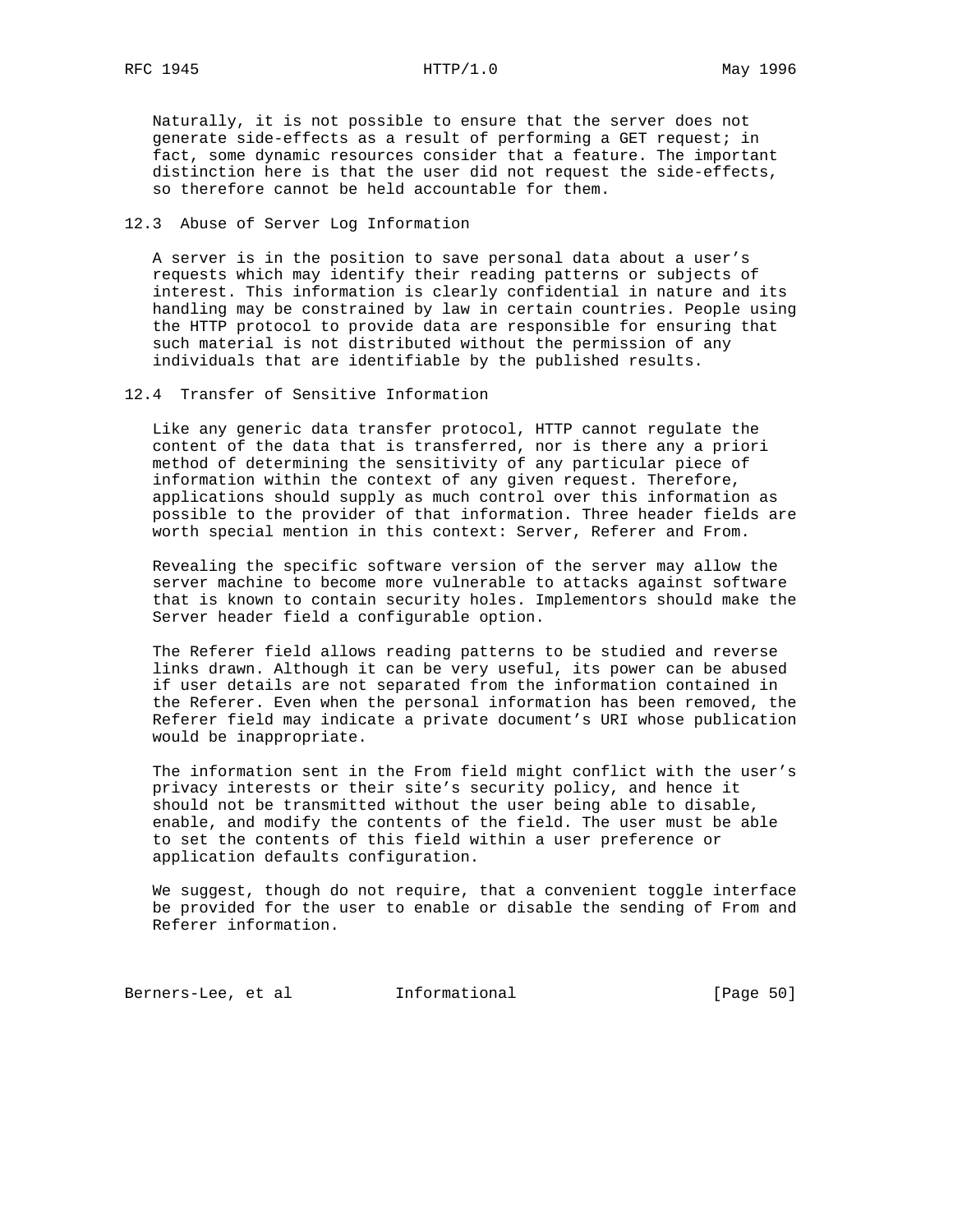Naturally, it is not possible to ensure that the server does not generate side-effects as a result of performing a GET request; in fact, some dynamic resources consider that a feature. The important distinction here is that the user did not request the side-effects, so therefore cannot be held accountable for them.

## 12.3 Abuse of Server Log Information

A server is in the position to save personal data about a user's requests which may identify their reading patterns or subjects of interest. This information is clearly confidential in nature and its handling may be constrained by law in certain countries. People using the HTTP protocol to provide data are responsible for ensuring that such material is not distributed without the permission of any individuals that are identifiable by the published results.

## 12.4 Transfer of Sensitive Information

Like any generic data transfer protocol, HTTP cannot regulate the content of the data that is transferred, nor is there any a priori method of determining the sensitivity of any particular piece of information within the context of any given request. Therefore, applications should supply as much control over this information as possible to the provider of that information. Three header fields are worth special mention in this context: Server, Referer and From.

Revealing the specific software version of the server may allow the server machine to become more vulnerable to attacks against software that is known to contain security holes. Implementors should make the Server header field a configurable option.

The Referer field allows reading patterns to be studied and reverse links drawn. Although it can be very useful, its power can be abused if user details are not separated from the information contained in the Referer. Even when the personal information has been removed, the Referer field may indicate a private document's URI whose publication would be inappropriate.

The information sent in the From field might conflict with the user's privacy interests or their site's security policy, and hence it should not be transmitted without the user being able to disable, enable, and modify the contents of the field. The user must be able to set the contents of this field within a user preference or application defaults configuration.

We suggest, though do not require, that a convenient toggle interface be provided for the user to enable or disable the sending of From and Referer information.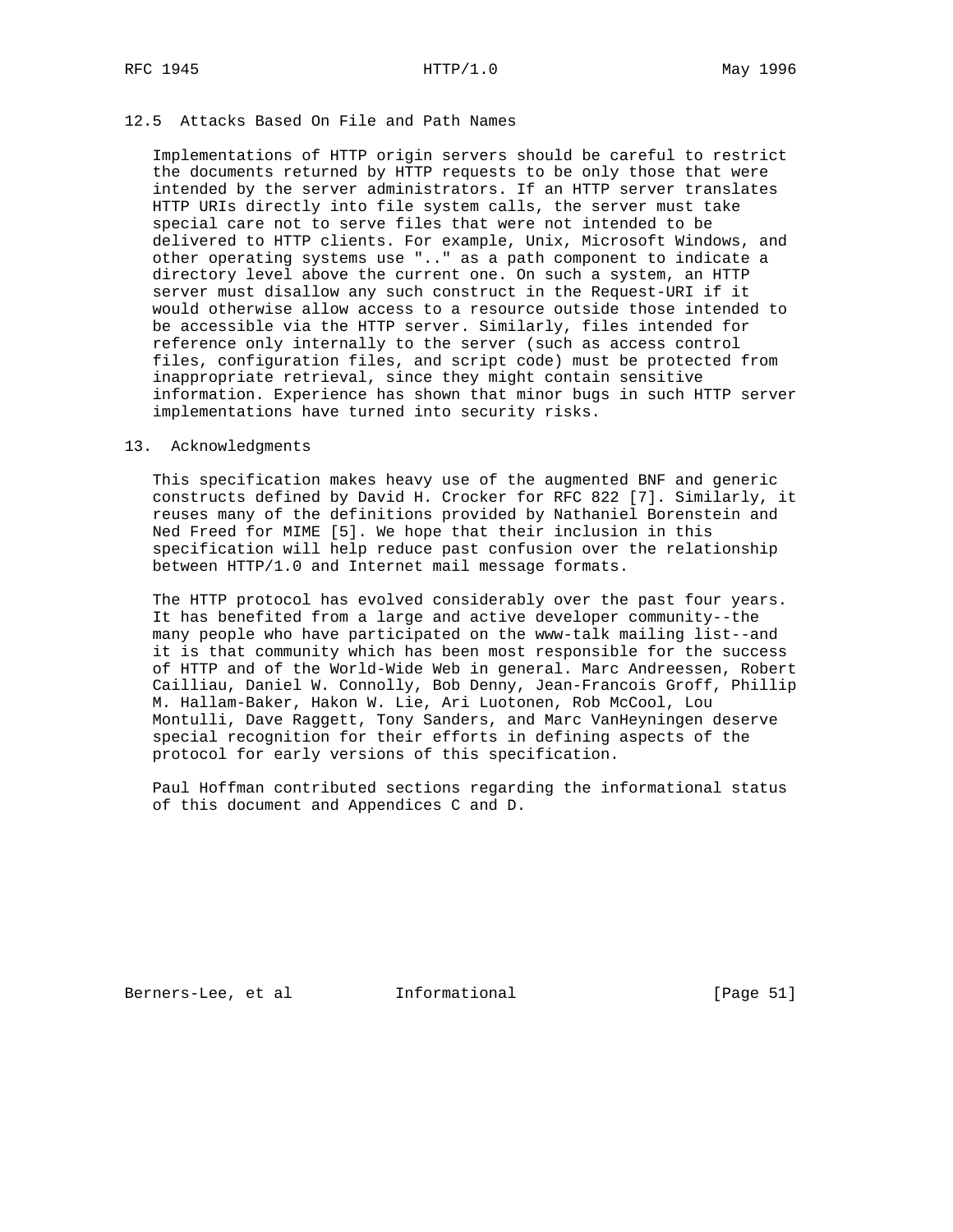## 12.5 Attacks Based On File and Path Names

Implementations of HTTP origin servers should be careful to restrict the documents returned by HTTP requests to be only those that were intended by the server administrators. If an HTTP server translates HTTP URIs directly into file system calls, the server must take special care not to serve files that were not intended to be delivered to HTTP clients. For example, Unix, Microsoft Windows, and other operating systems use ".." as a path component to indicate a directory level above the current one. On such a system, an HTTP server must disallow any such construct in the Request-URI if it would otherwise allow access to a resource outside those intended to be accessible via the HTTP server. Similarly, files intended for reference only internally to the server (such as access control files, configuration files, and script code) must be protected from inappropriate retrieval, since they might contain sensitive information. Experience has shown that minor bugs in such HTTP server implementations have turned into security risks.

# 13. Acknowledgments

This specification makes heavy use of the augmented BNF and generic constructs defined by David H. Crocker for RFC 822 [7]. Similarly, it reuses many of the definitions provided by Nathaniel Borenstein and Ned Freed for MIME [5]. We hope that their inclusion in this specification will help reduce past confusion over the relationship between HTTP/1.0 and Internet mail message formats.

The HTTP protocol has evolved considerably over the past four years. It has benefited from a large and active developer community--the many people who have participated on the www-talk mailing list--and it is that community which has been most responsible for the success of HTTP and of the World-Wide Web in general. Marc Andreessen, Robert Cailliau, Daniel W. Connolly, Bob Denny, Jean-Francois Groff, Phillip M. Hallam-Baker, Hakon W. Lie, Ari Luotonen, Rob McCool, Lou Montulli, Dave Raggett, Tony Sanders, and Marc VanHeyningen deserve special recognition for their efforts in defining aspects of the protocol for early versions of this specification.

Paul Hoffman contributed sections regarding the informational status of this document and Appendices C and D.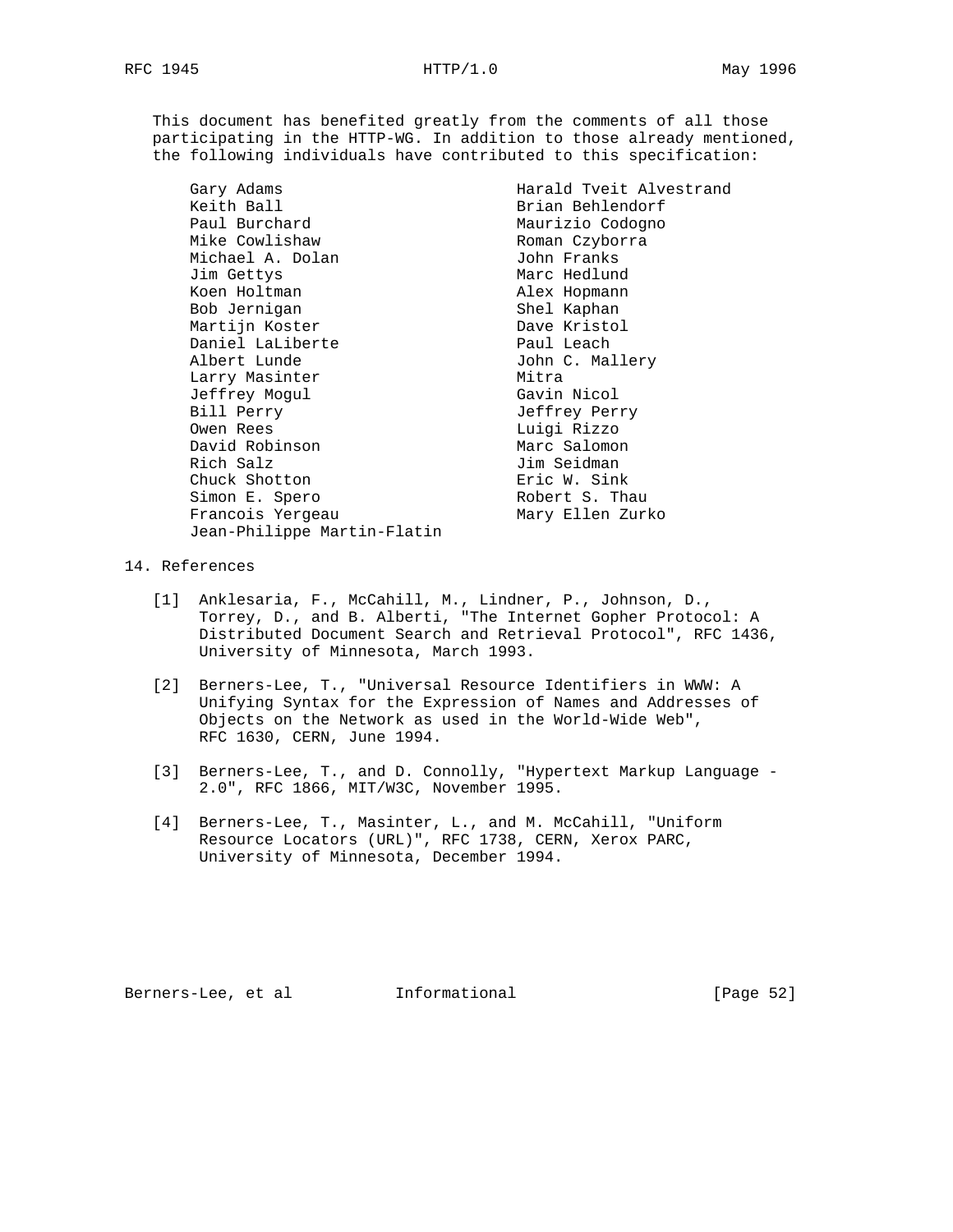This document has benefited greatly from the comments of all those participating in the HTTP-WG. In addition to those already mentioned, the following individuals have contributed to this specification:

- Gary Adams
- Harald Tveit Alvestrand
- Keith Ball
- Brian Behlendorf
- Paul Burchard
- Maurizio Codogno
- Mike Cowlishaw
- Roman Czyborra
- Michael A. Dolan
- John Franks
- Jim Gettys
- Marc Hedlund
- Koen Holtman
- Alex Hopmann
- Bob Jernigan
- Shel Kaphan
- Martijn Koster
- Dave Kristol
- Daniel LaLiberte
- Paul Leach
- Albert Lunde
- John C. Mallery
- Larry Masinter
- Mitra
- Jeffrey Mogul
- Gavin Nicol
- Bill Perry
- Jeffrey Perry
- Owen Rees
- Luigi Rizzo
- David Robinson
- Marc Salomon
- Rich Salz
- Jim Seidman
- Chuck Shotton
- Eric W. Sink
- Simon E. Spero
- Robert S. Thau
- Francois Yergeau
- Mary Ellen Zurko
- Jean-Philippe Martin-Flatin

## 14. References

[1] Anklesaria, F., McCahill, M., Lindner, P., Johnson, D., Torrey, D., and B. Alberti, "The Internet Gopher Protocol: A Distributed Document Search and Retrieval Protocol", RFC 1436, University of Minnesota, March 1993.

[2] Berners-Lee, T., "Universal Resource Identifiers in WWW: A Unifying Syntax for the Expression of Names and Addresses of Objects on the Network as used in the World-Wide Web", RFC 1630, CERN, June 1994.

[3] Berners-Lee, T., and D. Connolly, "Hypertext Markup Language - 2.0", RFC 1866, MIT/W3C, November 1995.

[4] Berners-Lee, T., Masinter, L., and M. McCahill, "Uniform Resource Locators (URL)", RFC 1738, CERN, Xerox PARC, University of Minnesota, December 1994.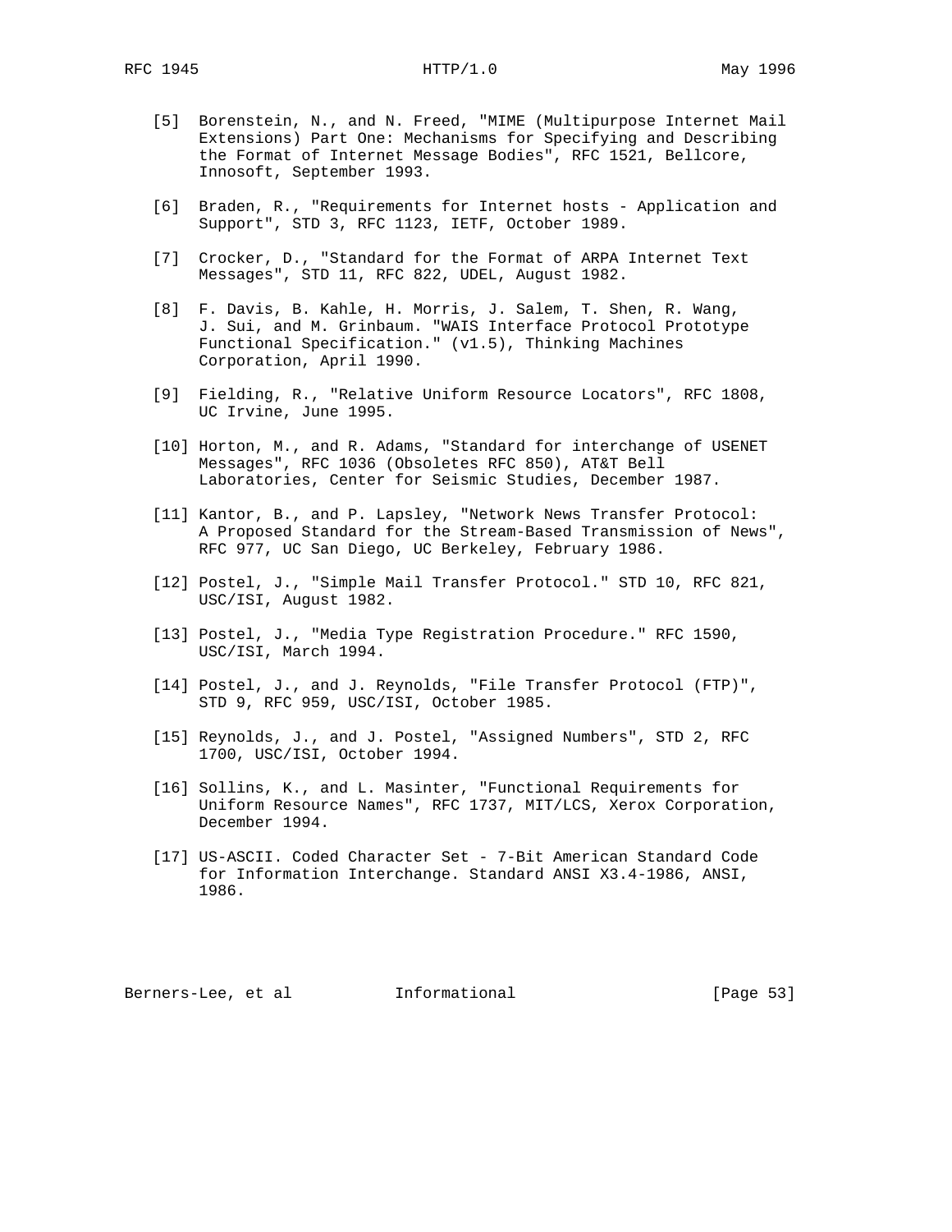[5] Borenstein, N., and N. Freed, "MIME (Multipurpose Internet Mail Extensions) Part One: Mechanisms for Specifying and Describing the Format of Internet Message Bodies", RFC 1521, Bellcore, Innosoft, September 1993.

[6] Braden, R., "Requirements for Internet hosts - Application and Support", STD 3, RFC 1123, IETF, October 1989.

[7] Crocker, D., "Standard for the Format of ARPA Internet Text Messages", STD 11, RFC 822, UDEL, August 1982.

[8] F. Davis, B. Kahle, H. Morris, J. Salem, T. Shen, R. Wang, J. Sui, and M. Grinbaum. "WAIS Interface Protocol Prototype Functional Specification." (v1.5), Thinking Machines Corporation, April 1990.

[9] Fielding, R., "Relative Uniform Resource Locators", RFC 1808, UC Irvine, June 1995.

[10] Horton, M., and R. Adams, "Standard for interchange of USENET Messages", RFC 1036 (Obsoletes RFC 850), AT&T Bell Laboratories, Center for Seismic Studies, December 1987.

[11] Kantor, B., and P. Lapsley, "Network News Transfer Protocol: A Proposed Standard for the Stream-Based Transmission of News", RFC 977, UC San Diego, UC Berkeley, February 1986.

[12] Postel, J., "Simple Mail Transfer Protocol." STD 10, RFC 821, USC/ISI, August 1982.

[13] Postel, J., "Media Type Registration Procedure." RFC 1590, USC/ISI, March 1994.

[14] Postel, J., and J. Reynolds, "File Transfer Protocol (FTP)", STD 9, RFC 959, USC/ISI, October 1985.

[15] Reynolds, J., and J. Postel, "Assigned Numbers", STD 2, RFC 1700, USC/ISI, October 1994.

[16] Sollins, K., and L. Masinter, "Functional Requirements for Uniform Resource Names", RFC 1737, MIT/LCS, Xerox Corporation, December 1994.

[17] US-ASCII. Coded Character Set - 7-Bit American Standard Code for Information Interchange. Standard ANSI X3.4-1986, ANSI, 1986.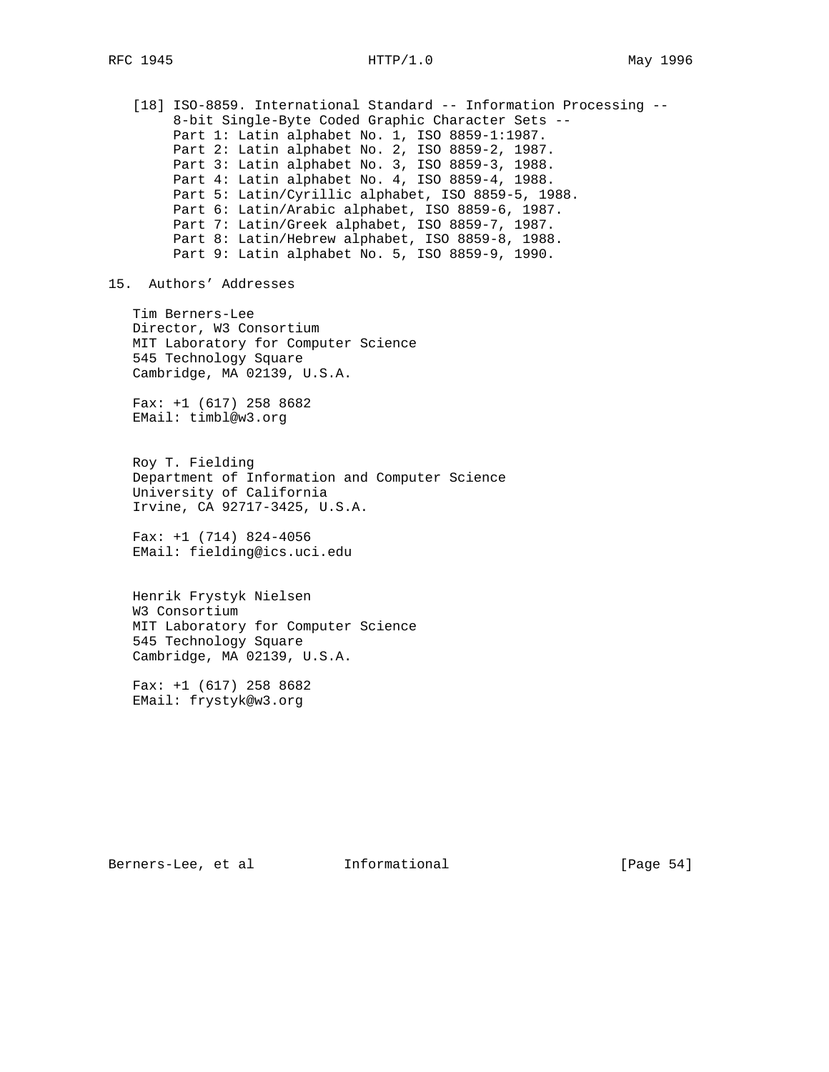[18] ISO-8859. International Standard -- Information Processing --
8-bit Single-Byte Coded Graphic Character Sets --
Part 1: Latin alphabet No. 1, ISO 8859-1:1987.
Part 2: Latin alphabet No. 2, ISO 8859-2, 1987.
Part 3: Latin alphabet No. 3, ISO 8859-3, 1988.
Part 4: Latin alphabet No. 4, ISO 8859-4, 1988.
Part 5: Latin/Cyrillic alphabet, ISO 8859-5, 1988.
Part 6: Latin/Arabic alphabet, ISO 8859-6, 1987.
Part 7: Latin/Greek alphabet, ISO 8859-7, 1987.
Part 8: Latin/Hebrew alphabet, ISO 8859-8, 1988.
Part 9: Latin alphabet No. 5, ISO 8859-9, 1990.

## 15. Authors' Addresses

Tim Berners-Lee
Director, W3 Consortium
MIT Laboratory for Computer Science
545 Technology Square
Cambridge, MA 02139, U.S.A.

Fax: +1 (617) 258 8682
EMail: timbl@w3.org

Roy T. Fielding
Department of Information and Computer Science
University of California
Irvine, CA 92717-3425, U.S.A.

Fax: +1 (714) 824-4056
EMail: fielding@ics.uci.edu

Henrik Frystyk Nielsen
W3 Consortium
MIT Laboratory for Computer Science
545 Technology Square
Cambridge, MA 02139, U.S.A.

Fax: +1 (617) 258 8682
EMail: frystyk@w3.org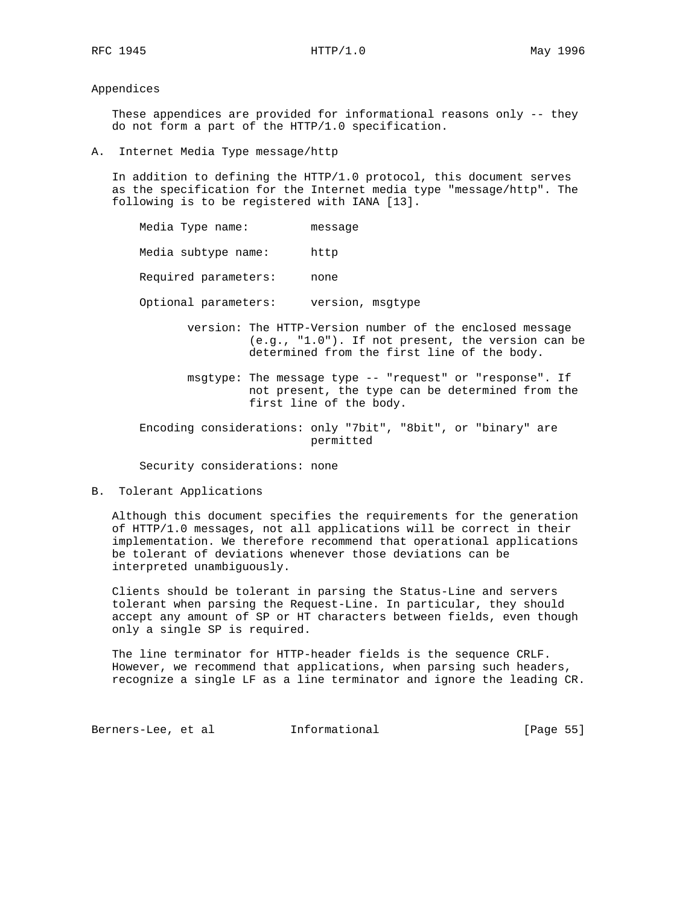# Appendices

These appendices are provided for informational reasons only -- they do not form a part of the HTTP/1.0 specification.

## A. Internet Media Type message/http

In addition to defining the HTTP/1.0 protocol, this document serves as the specification for the Internet media type "message/http". The following is to be registered with IANA [13].

```
Media Type name:         message

Media subtype name:      http

Required parameters:     none

Optional parameters:     version, msgtype

       version: The HTTP-Version number of the enclosed message
                (e.g., "1.0"). If not present, the version can be
                determined from the first line of the body.

       msgtype: The message type -- "request" or "response". If
                not present, the type can be determined from the
                first line of the body.

Encoding considerations: only "7bit", "8bit", or "binary" are
                         permitted

Security considerations: none
```

## B. Tolerant Applications

Although this document specifies the requirements for the generation of HTTP/1.0 messages, not all applications will be correct in their implementation. We therefore recommend that operational applications be tolerant of deviations whenever those deviations can be interpreted unambiguously.

Clients should be tolerant in parsing the Status-Line and servers tolerant when parsing the Request-Line. In particular, they should accept any amount of SP or HT characters between fields, even though only a single SP is required.

The line terminator for HTTP-header fields is the sequence CRLF. However, we recommend that applications, when parsing such headers, recognize a single LF as a line terminator and ignore the leading CR.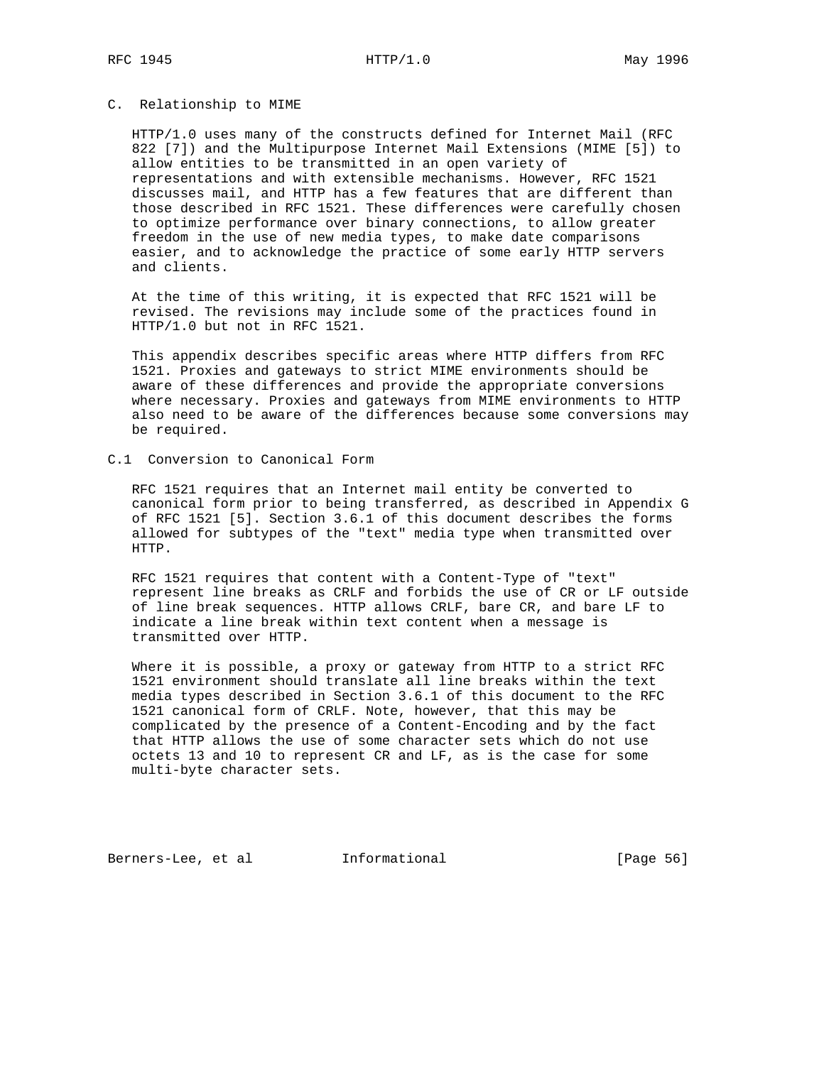## C. Relationship to MIME

HTTP/1.0 uses many of the constructs defined for Internet Mail (RFC 822 [7]) and the Multipurpose Internet Mail Extensions (MIME [5]) to allow entities to be transmitted in an open variety of representations and with extensible mechanisms. However, RFC 1521 discusses mail, and HTTP has a few features that are different than those described in RFC 1521. These differences were carefully chosen to optimize performance over binary connections, to allow greater freedom in the use of new media types, to make date comparisons easier, and to acknowledge the practice of some early HTTP servers and clients.

At the time of this writing, it is expected that RFC 1521 will be revised. The revisions may include some of the practices found in HTTP/1.0 but not in RFC 1521.

This appendix describes specific areas where HTTP differs from RFC 1521. Proxies and gateways to strict MIME environments should be aware of these differences and provide the appropriate conversions where necessary. Proxies and gateways from MIME environments to HTTP also need to be aware of the differences because some conversions may be required.

### C.1 Conversion to Canonical Form

RFC 1521 requires that an Internet mail entity be converted to canonical form prior to being transferred, as described in Appendix G of RFC 1521 [5]. Section 3.6.1 of this document describes the forms allowed for subtypes of the "text" media type when transmitted over HTTP.

RFC 1521 requires that content with a Content-Type of "text" represent line breaks as CRLF and forbids the use of CR or LF outside of line break sequences. HTTP allows CRLF, bare CR, and bare LF to indicate a line break within text content when a message is transmitted over HTTP.

Where it is possible, a proxy or gateway from HTTP to a strict RFC 1521 environment should translate all line breaks within the text media types described in Section 3.6.1 of this document to the RFC 1521 canonical form of CRLF. Note, however, that this may be complicated by the presence of a Content-Encoding and by the fact that HTTP allows the use of some character sets which do not use octets 13 and 10 to represent CR and LF, as is the case for some multi-byte character sets.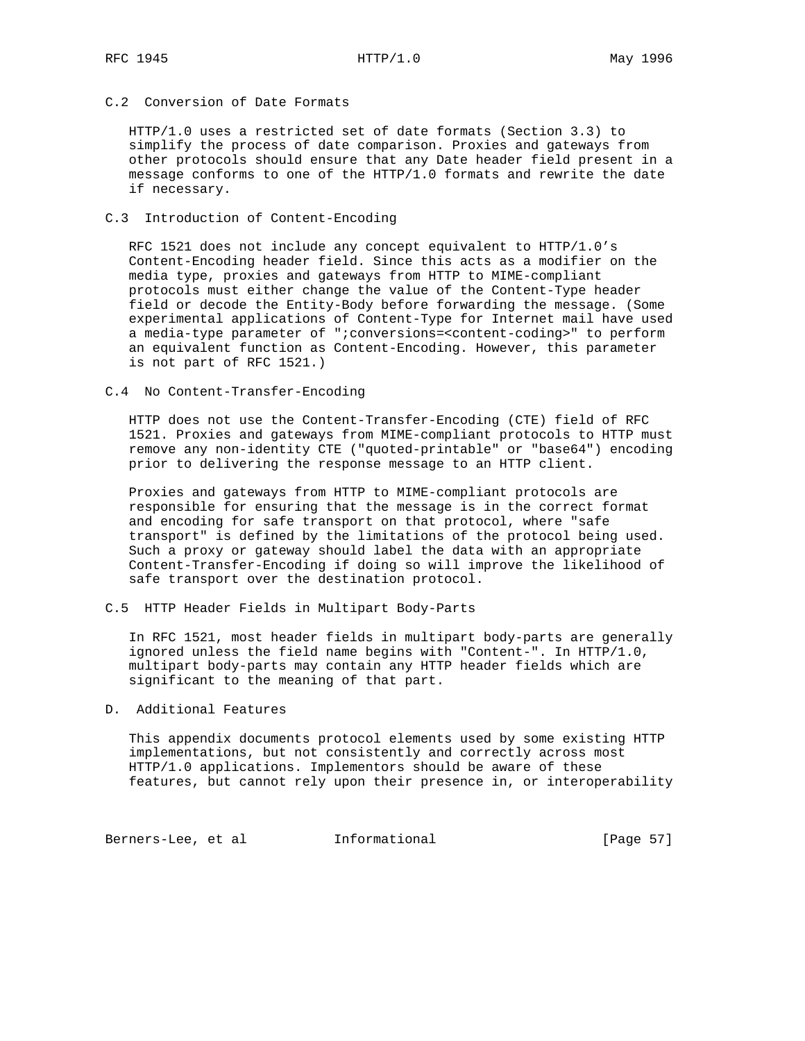### C.2 Conversion of Date Formats

HTTP/1.0 uses a restricted set of date formats (Section 3.3) to simplify the process of date comparison. Proxies and gateways from other protocols should ensure that any Date header field present in a message conforms to one of the HTTP/1.0 formats and rewrite the date if necessary.

### C.3 Introduction of Content-Encoding

RFC 1521 does not include any concept equivalent to HTTP/1.0's Content-Encoding header field. Since this acts as a modifier on the media type, proxies and gateways from HTTP to MIME-compliant protocols must either change the value of the Content-Type header field or decode the Entity-Body before forwarding the message. (Some experimental applications of Content-Type for Internet mail have used a media-type parameter of ";conversions=<content-coding>" to perform an equivalent function as Content-Encoding. However, this parameter is not part of RFC 1521.)

### C.4 No Content-Transfer-Encoding

HTTP does not use the Content-Transfer-Encoding (CTE) field of RFC 1521. Proxies and gateways from MIME-compliant protocols to HTTP must remove any non-identity CTE ("quoted-printable" or "base64") encoding prior to delivering the response message to an HTTP client.

Proxies and gateways from HTTP to MIME-compliant protocols are responsible for ensuring that the message is in the correct format and encoding for safe transport on that protocol, where "safe transport" is defined by the limitations of the protocol being used. Such a proxy or gateway should label the data with an appropriate Content-Transfer-Encoding if doing so will improve the likelihood of safe transport over the destination protocol.

### C.5 HTTP Header Fields in Multipart Body-Parts

In RFC 1521, most header fields in multipart body-parts are generally ignored unless the field name begins with "Content-". In HTTP/1.0, multipart body-parts may contain any HTTP header fields which are significant to the meaning of that part.

## D. Additional Features

This appendix documents protocol elements used by some existing HTTP implementations, but not consistently and correctly across most HTTP/1.0 applications. Implementors should be aware of these features, but cannot rely upon their presence in, or interoperability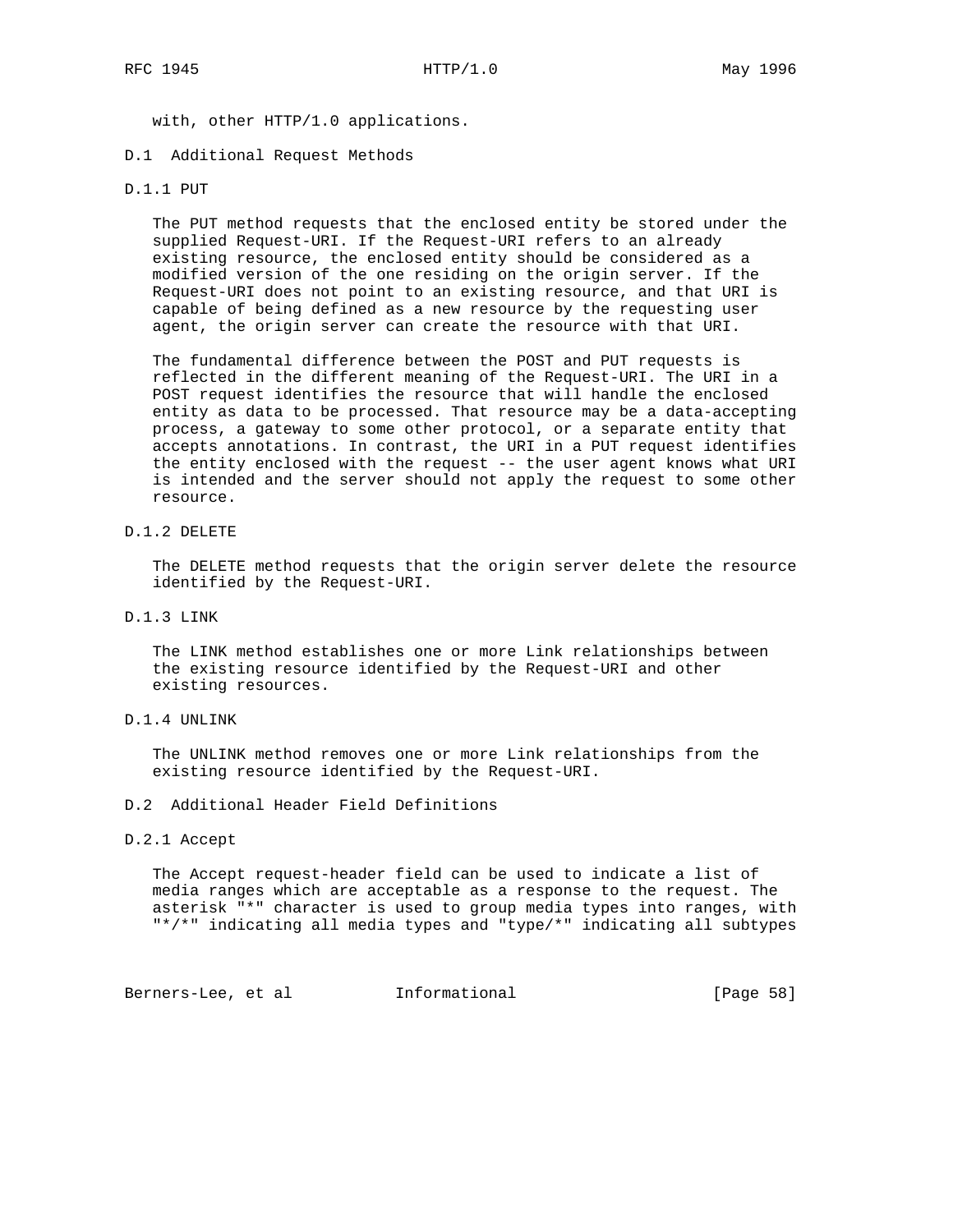with, other HTTP/1.0 applications.

## D.1 Additional Request Methods

### D.1.1 PUT

The PUT method requests that the enclosed entity be stored under the supplied Request-URI. If the Request-URI refers to an already existing resource, the enclosed entity should be considered as a modified version of the one residing on the origin server. If the Request-URI does not point to an existing resource, and that URI is capable of being defined as a new resource by the requesting user agent, the origin server can create the resource with that URI.

The fundamental difference between the POST and PUT requests is reflected in the different meaning of the Request-URI. The URI in a POST request identifies the resource that will handle the enclosed entity as data to be processed. That resource may be a data-accepting process, a gateway to some other protocol, or a separate entity that accepts annotations. In contrast, the URI in a PUT request identifies the entity enclosed with the request -- the user agent knows what URI is intended and the server should not apply the request to some other resource.

### D.1.2 DELETE

The DELETE method requests that the origin server delete the resource identified by the Request-URI.

### D.1.3 LINK

The LINK method establishes one or more Link relationships between the existing resource identified by the Request-URI and other existing resources.

### D.1.4 UNLINK

The UNLINK method removes one or more Link relationships from the existing resource identified by the Request-URI.

## D.2 Additional Header Field Definitions

### D.2.1 Accept

The Accept request-header field can be used to indicate a list of media ranges which are acceptable as a response to the request. The asterisk "*" character is used to group media types into ranges, with "*/*" indicating all media types and "type/*" indicating all subtypes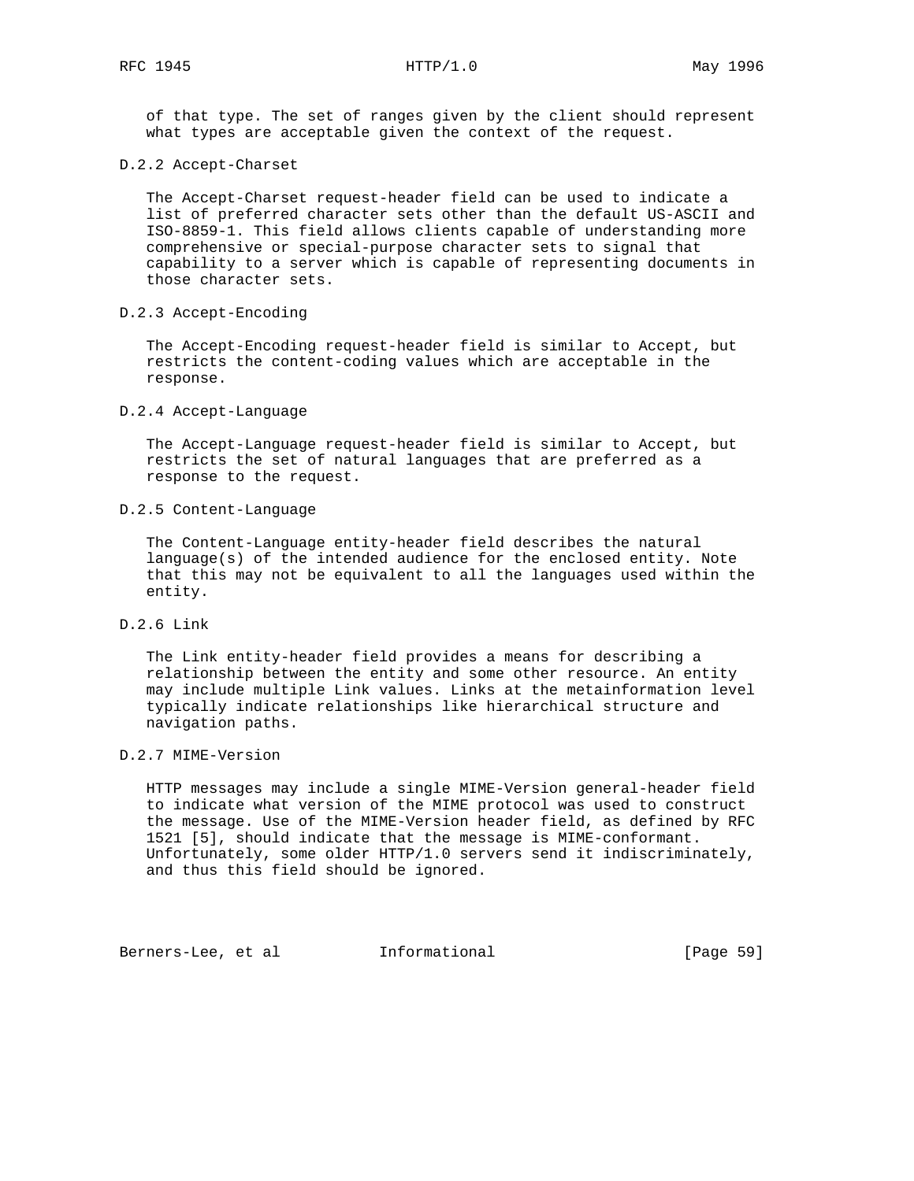of that type. The set of ranges given by the client should represent what types are acceptable given the context of the request.

### D.2.2 Accept-Charset

The Accept-Charset request-header field can be used to indicate a list of preferred character sets other than the default US-ASCII and ISO-8859-1. This field allows clients capable of understanding more comprehensive or special-purpose character sets to signal that capability to a server which is capable of representing documents in those character sets.

### D.2.3 Accept-Encoding

The Accept-Encoding request-header field is similar to Accept, but restricts the content-coding values which are acceptable in the response.

### D.2.4 Accept-Language

The Accept-Language request-header field is similar to Accept, but restricts the set of natural languages that are preferred as a response to the request.

### D.2.5 Content-Language

The Content-Language entity-header field describes the natural language(s) of the intended audience for the enclosed entity. Note that this may not be equivalent to all the languages used within the entity.

### D.2.6 Link

The Link entity-header field provides a means for describing a relationship between the entity and some other resource. An entity may include multiple Link values. Links at the metainformation level typically indicate relationships like hierarchical structure and navigation paths.

### D.2.7 MIME-Version

HTTP messages may include a single MIME-Version general-header field to indicate what version of the MIME protocol was used to construct the message. Use of the MIME-Version header field, as defined by RFC 1521 [5], should indicate that the message is MIME-conformant. Unfortunately, some older HTTP/1.0 servers send it indiscriminately, and thus this field should be ignored.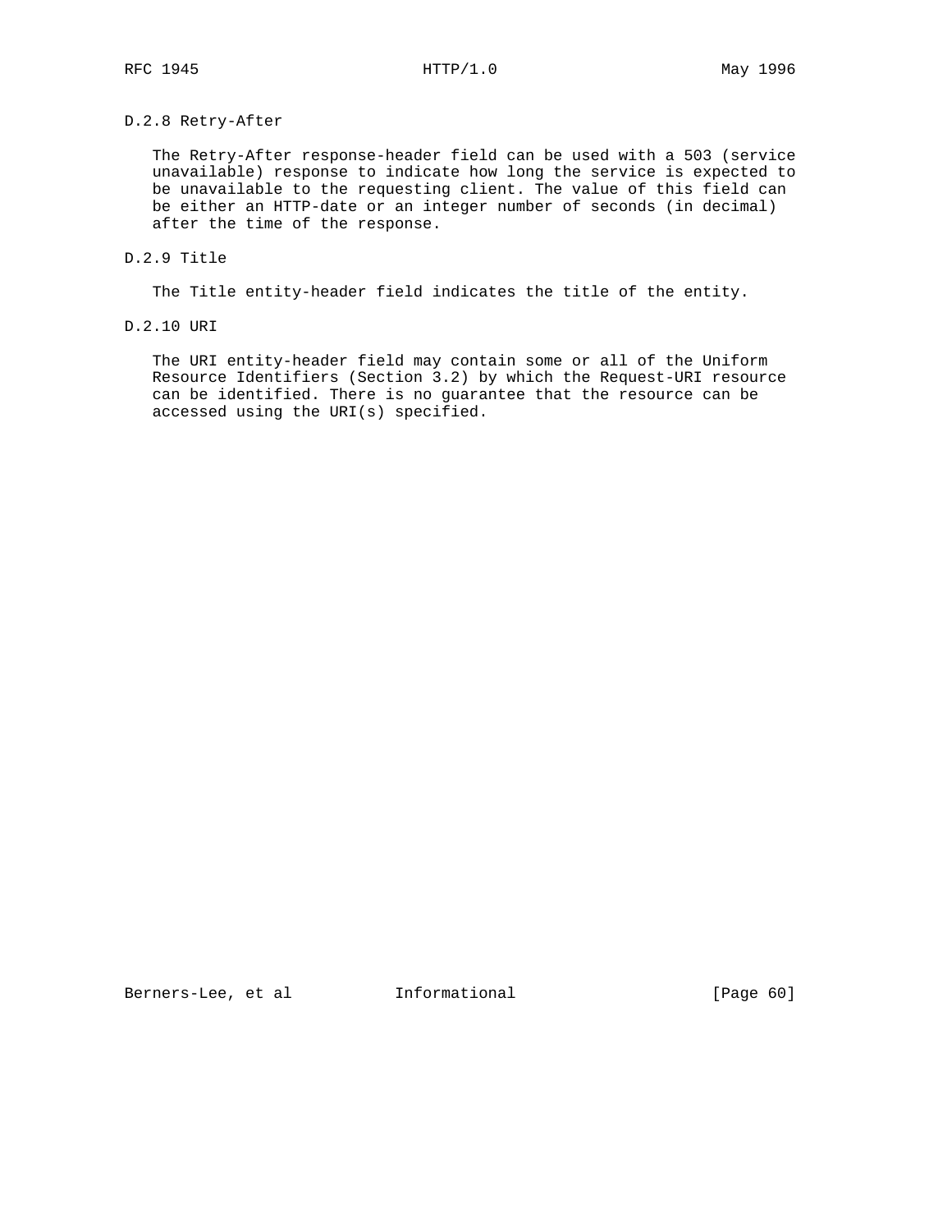### D.2.8 Retry-After

The Retry-After response-header field can be used with a 503 (service unavailable) response to indicate how long the service is expected to be unavailable to the requesting client. The value of this field can be either an HTTP-date or an integer number of seconds (in decimal) after the time of the response.

### D.2.9 Title

The Title entity-header field indicates the title of the entity.

### D.2.10 URI

The URI entity-header field may contain some or all of the Uniform Resource Identifiers (Section 3.2) by which the Request-URI resource can be identified. There is no guarantee that the resource can be accessed using the URI(s) specified.